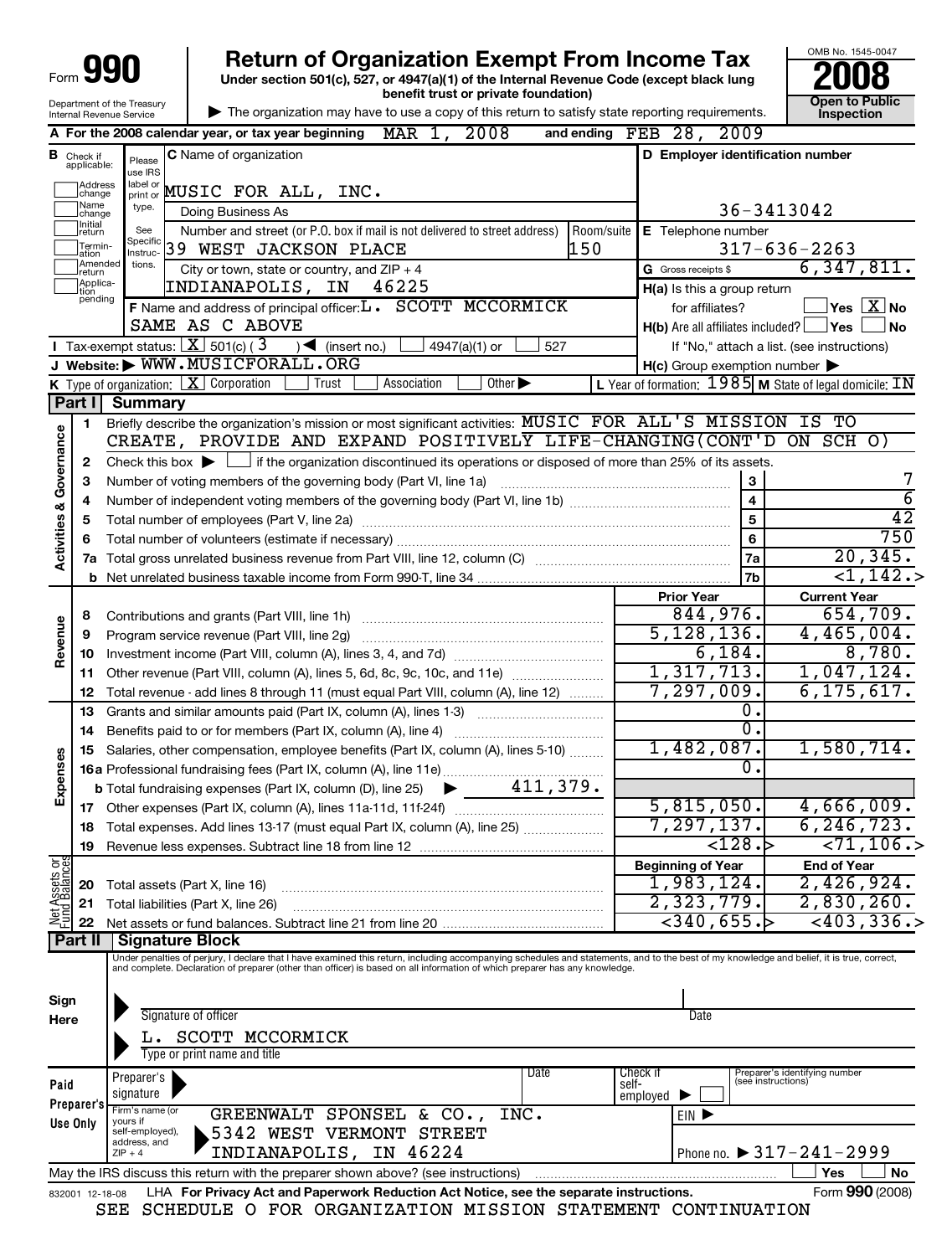Form **990**

# Return of Organization Exempt From Income Tax

**Under section 501(c), 527, or 4947(a)(1) of the Internal Revenue Code (except black lung benefit trust or private foundation)**

Department of the Treasury
Internal Revenue Service

▶ The organization may have to use a copy of this return to satisfy state reporting requirements.

OMB No. 1545-0047

**2008**

**Open to Public Inspection**

**A** For the 2008 calendar year, or tax year beginning MAR 1, 2008 and ending FEB 28, 2009

**B** Check if applicable: Address change / Name change / Initial return / Termination / Amended return / Application pending

**C** Name of organization: MUSIC FOR ALL, INC.

Doing Business As

Number and street (or P.O. box if mail is not delivered to street address): 39 WEST JACKSON PLACE — Room/suite: 150

City or town, state or country, and ZIP + 4: INDIANAPOLIS, IN 46225

**D** Employer identification number: 36-3413042

**E** Telephone number: 317-636-2263

**G** Gross receipts $ 6,347,811.

**F** Name and address of principal officer: L. SCOTT MCCORMICK, SAME AS C ABOVE

**H(a)** Is this a group return for affiliates? Yes [ ] No [X]

**H(b)** Are all affiliates included? Yes [ ] No [ ]
If "No," attach a list. (see instructions)

**H(c)** Group exemption number ▶

**I** Tax-exempt status: [X] 501(c) ( 3 ) ◀ (insert no.) [ ] 4947(a)(1) or [ ] 527

**J** Website: ▶ WWW.MUSICFORALL.ORG

**K** Type of organization: [X] Corporation [ ] Trust [ ] Association [ ] Other ▶

**L** Year of formation: 1985 **M** State of legal domicile: IN

## Part I Summary

**Activities & Governance**

1 Briefly describe the organization's mission or most significant activities: MUSIC FOR ALL'S MISSION IS TO CREATE, PROVIDE AND EXPAND POSITIVELY LIFE-CHANGING(CONT'D ON SCH O)

2 Check this box ▶ [ ] if the organization discontinued its operations or disposed of more than 25% of its assets.

| | | | |
|---|---|---|---|
| 3 | Number of voting members of the governing body (Part VI, line 1a) | 3 | 7 |
| 4 | Number of independent voting members of the governing body (Part VI, line 1b) | 4 | 6 |
| 5 | Total number of employees (Part V, line 2a) | 5 | 42 |
| 6 | Total number of volunteers (estimate if necessary) | 6 | 750 |
| 7a | Total gross unrelated business revenue from Part VIII, line 12, column (C) | 7a | 20,345. |
| b | Net unrelated business taxable income from Form 990-T, line 34 | 7b | <1,142.> |

| | | Prior Year | Current Year |
|---|---|---|---|
| **Revenue** | | | |
| 8 | Contributions and grants (Part VIII, line 1h) | 844,976. | 654,709. |
| 9 | Program service revenue (Part VIII, line 2g) | 5,128,136. | 4,465,004. |
| 10 | Investment income (Part VIII, column (A), lines 3, 4, and 7d) | 6,184. | 8,780. |
| 11 | Other revenue (Part VIII, column (A), lines 5, 6d, 8c, 9c, 10c, and 11e) | 1,317,713. | 1,047,124. |
| 12 | Total revenue - add lines 8 through 11 (must equal Part VIII, column (A), line 12) | 7,297,009. | 6,175,617. |
| **Expenses** | | | |
| 13 | Grants and similar amounts paid (Part IX, column (A), lines 1-3) | 0. | |
| 14 | Benefits paid to or for members (Part IX, column (A), line 4) | 0. | |
| 15 | Salaries, other compensation, employee benefits (Part IX, column (A), lines 5-10) | 1,482,087. | 1,580,714. |
| 16a | Professional fundraising fees (Part IX, column (A), line 11e) | 0. | |
| b | Total fundraising expenses (Part IX, column (D), line 25) ▶ 411,379. | | |
| 17 | Other expenses (Part IX, column (A), lines 11a-11d, 11f-24f) | 5,815,050. | 4,666,009. |
| 18 | Total expenses. Add lines 13-17 (must equal Part IX, column (A), line 25) | 7,297,137. | 6,246,723. |
| 19 | Revenue less expenses. Subtract line 18 from line 12 | <128.> | <71,106.> |

| | | Beginning of Year | End of Year |
|---|---|---|---|
| **Net Assets or Fund Balances** | | | |
| 20 | Total assets (Part X, line 16) | 1,983,124. | 2,426,924. |
| 21 | Total liabilities (Part X, line 26) | 2,323,779. | 2,830,260. |
| 22 | Net assets or fund balances. Subtract line 21 from line 20 | <340,655.> | <403,336.> |

## Part II Signature Block

Under penalties of perjury, I declare that I have examined this return, including accompanying schedules and statements, and to the best of my knowledge and belief, it is true, correct, and complete. Declaration of preparer (other than officer) is based on all information of which preparer has any knowledge.

**Sign Here**

Signature of officer — Date

L. SCOTT MCCORMICK
Type or print name and title

**Paid Preparer's Use Only**

Preparer's signature — Date — Check if self-employed ▶ [ ] — Preparer's identifying number (see instructions)

Firm's name (or yours if self-employed), address, and ZIP + 4: GREENWALT SPONSEL & CO., INC., 5342 WEST VERMONT STREET, INDIANAPOLIS, IN 46224

EIN ▶

Phone no. ▶ 317-241-2999

May the IRS discuss this return with the preparer shown above? (see instructions) [ ] Yes [ ] No

832001 12-18-08 LHA For Privacy Act and Paperwork Reduction Act Notice, see the separate instructions. Form **990** (2008)

SEE SCHEDULE O FOR ORGANIZATION MISSION STATEMENT CONTINUATION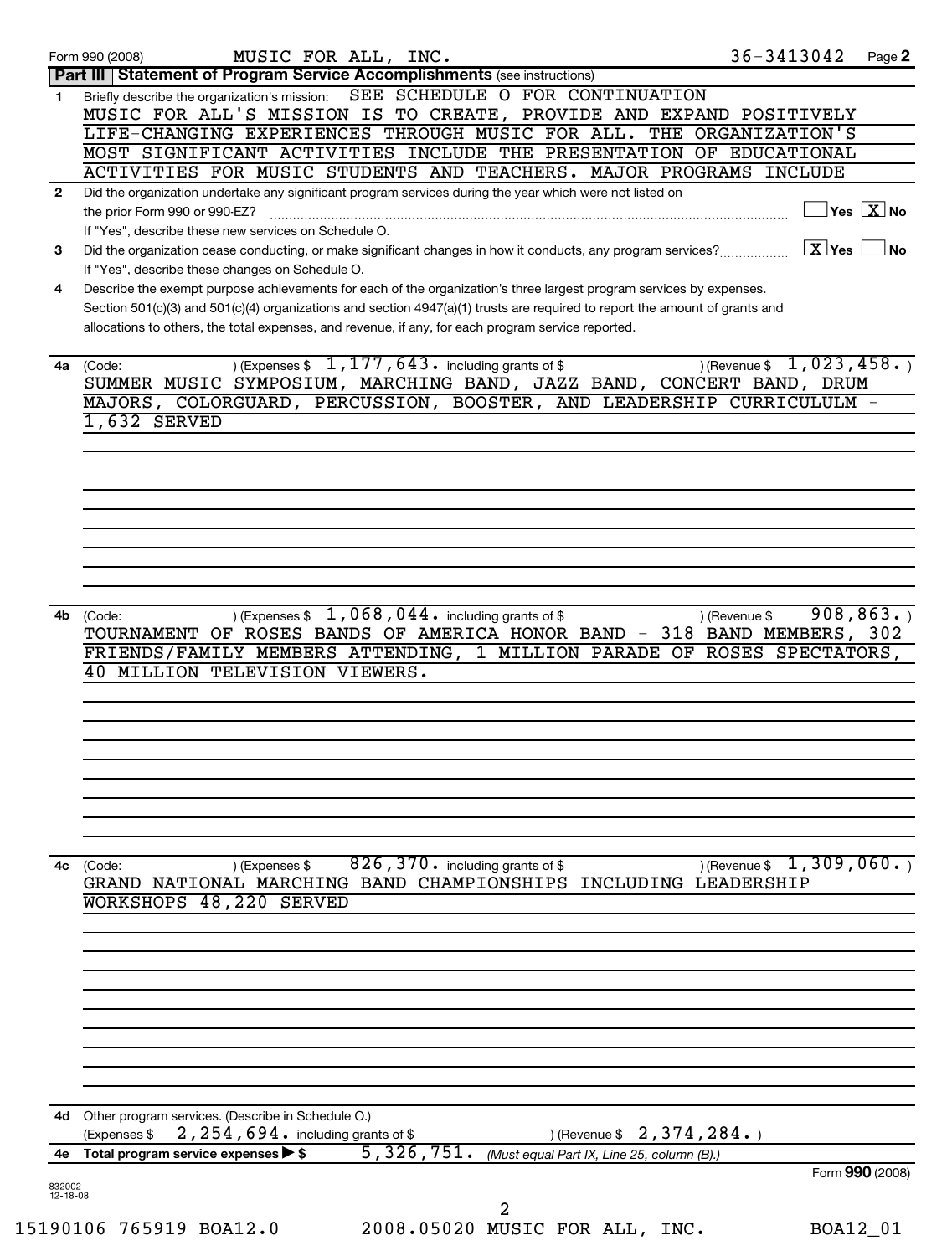Form 990 (2008) MUSIC FOR ALL, INC. 36-3413042 Page **2**

## Part III Statement of Program Service Accomplishments (see instructions)

**1** Briefly describe the organization's mission: SEE SCHEDULE O FOR CONTINUATION
MUSIC FOR ALL'S MISSION IS TO CREATE, PROVIDE AND EXPAND POSITIVELY LIFE-CHANGING EXPERIENCES THROUGH MUSIC FOR ALL. THE ORGANIZATION'S MOST SIGNIFICANT ACTIVITIES INCLUDE THE PRESENTATION OF EDUCATIONAL ACTIVITIES FOR MUSIC STUDENTS AND TEACHERS. MAJOR PROGRAMS INCLUDE

**2** Did the organization undertake any significant program services during the year which were not listed on the prior Form 990 or 990-EZ? ☐ Yes ☒ No
If "Yes", describe these new services on Schedule O.

**3** Did the organization cease conducting, or make significant changes in how it conducts, any program services? ☒ Yes ☐ No
If "Yes", describe these changes on Schedule O.

**4** Describe the exempt purpose achievements for each of the organization's three largest program services by expenses. Section 501(c)(3) and 501(c)(4) organizations and section 4947(a)(1) trusts are required to report the amount of grants and allocations to others, the total expenses, and revenue, if any, for each program service reported.

**4a** (Code: ) (Expenses $ 1,177,643. including grants of $ ) (Revenue $ 1,023,458. )
SUMMER MUSIC SYMPOSIUM, MARCHING BAND, JAZZ BAND, CONCERT BAND, DRUM MAJORS, COLORGUARD, PERCUSSION, BOOSTER, AND LEADERSHIP CURRICULULM - 1,632 SERVED

**4b** (Code: ) (Expenses $ 1,068,044. including grants of $ ) (Revenue $ 908,863. )
TOURNAMENT OF ROSES BANDS OF AMERICA HONOR BAND - 318 BAND MEMBERS, 302 FRIENDS/FAMILY MEMBERS ATTENDING, 1 MILLION PARADE OF ROSES SPECTATORS, 40 MILLION TELEVISION VIEWERS.

**4c** (Code: ) (Expenses $ 826,370. including grants of $ ) (Revenue $ 1,309,060. )
GRAND NATIONAL MARCHING BAND CHAMPIONSHIPS INCLUDING LEADERSHIP WORKSHOPS 48,220 SERVED

**4d** Other program services. (Describe in Schedule O.)
(Expenses $ 2,254,694. including grants of $ ) (Revenue $ 2,374,284. )

**4e** **Total program service expenses** ▶ $ 5,326,751. *(Must equal Part IX, Line 25, column (B).)*

Form **990** (2008)

832002 12-18-08

15190106 765919 BOA12.0 2008.05020 MUSIC FOR ALL, INC. BOA12_01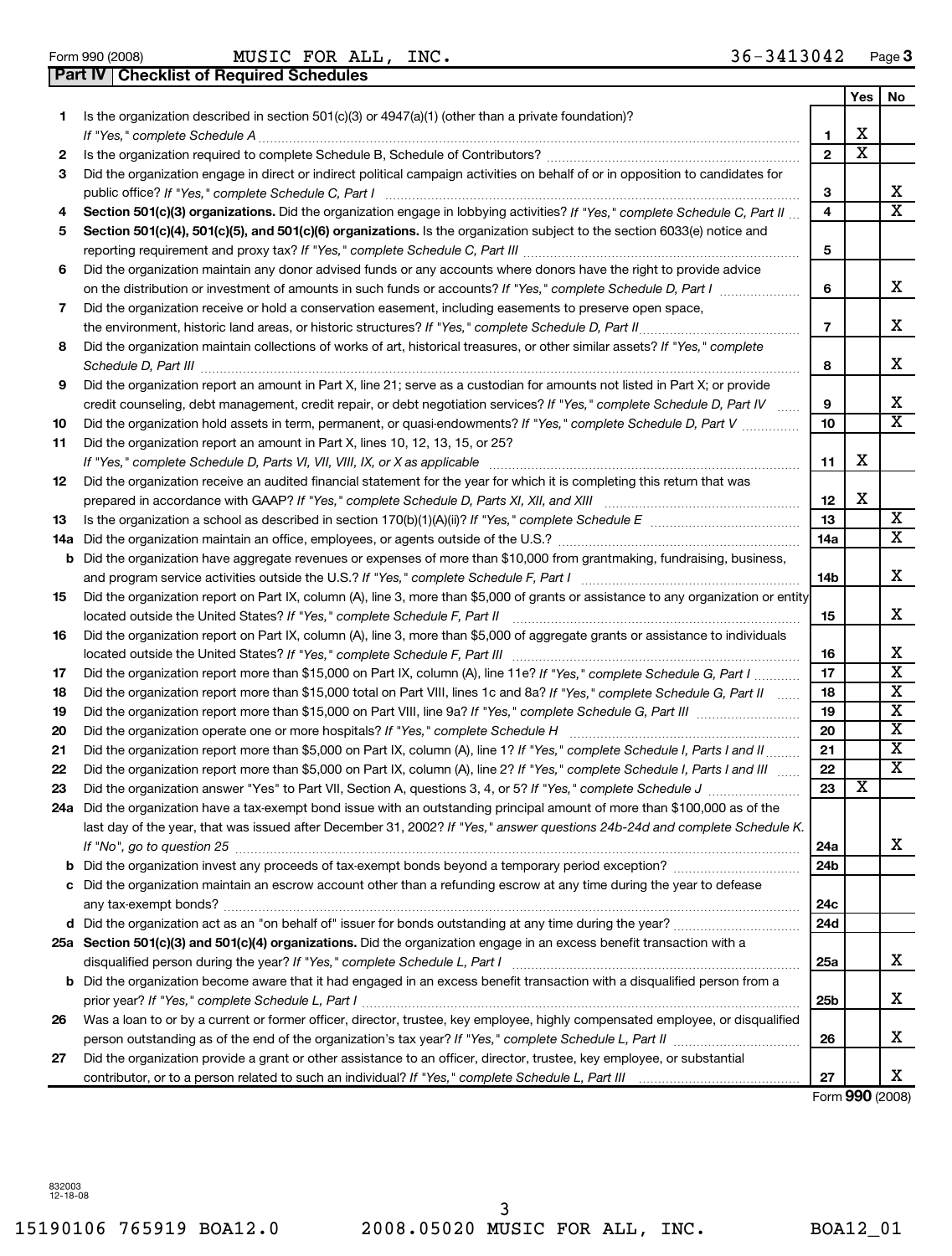Form 990 (2008) MUSIC FOR ALL, INC. 36-3413042

## Part IV Checklist of Required Schedules

| | | | Yes | No |
|---|---|---|---|---|
| 1 | Is the organization described in section 501(c)(3) or 4947(a)(1) (other than a private foundation)? *If "Yes," complete Schedule A* | 1 | X | |
| 2 | Is the organization required to complete Schedule B, Schedule of Contributors? | 2 | X | |
| 3 | Did the organization engage in direct or indirect political campaign activities on behalf of or in opposition to candidates for public office? *If "Yes," complete Schedule C, Part I* | 3 | | X |
| 4 | **Section 501(c)(3) organizations.** Did the organization engage in lobbying activities? *If "Yes," complete Schedule C, Part II* | 4 | | X |
| 5 | **Section 501(c)(4), 501(c)(5), and 501(c)(6) organizations.** Is the organization subject to the section 6033(e) notice and reporting requirement and proxy tax? *If "Yes," complete Schedule C, Part III* | 5 | | |
| 6 | Did the organization maintain any donor advised funds or any accounts where donors have the right to provide advice on the distribution or investment of amounts in such funds or accounts? *If "Yes," complete Schedule D, Part I* | 6 | | X |
| 7 | Did the organization receive or hold a conservation easement, including easements to preserve open space, the environment, historic land areas, or historic structures? *If "Yes," complete Schedule D, Part II* | 7 | | X |
| 8 | Did the organization maintain collections of works of art, historical treasures, or other similar assets? *If "Yes," complete Schedule D, Part III* | 8 | | X |
| 9 | Did the organization report an amount in Part X, line 21; serve as a custodian for amounts not listed in Part X; or provide credit counseling, debt management, credit repair, or debt negotiation services? *If "Yes," complete Schedule D, Part IV* | 9 | | X |
| 10 | Did the organization hold assets in term, permanent, or quasi-endowments? *If "Yes," complete Schedule D, Part V* | 10 | | X |
| 11 | Did the organization report an amount in Part X, lines 10, 12, 13, 15, or 25? *If "Yes," complete Schedule D, Parts VI, VII, VIII, IX, or X as applicable* | 11 | X | |
| 12 | Did the organization receive an audited financial statement for the year for which it is completing this return that was prepared in accordance with GAAP? *If "Yes," complete Schedule D, Parts XI, XII, and XIII* | 12 | X | |
| 13 | Is the organization a school as described in section 170(b)(1)(A)(ii)? *If "Yes," complete Schedule E* | 13 | | X |
| 14a | Did the organization maintain an office, employees, or agents outside of the U.S.? | 14a | | X |
| b | Did the organization have aggregate revenues or expenses of more than $10,000 from grantmaking, fundraising, business, and program service activities outside the U.S.? *If "Yes," complete Schedule F, Part I* | 14b | | X |
| 15 | Did the organization report on Part IX, column (A), line 3, more than $5,000 of grants or assistance to any organization or entity located outside the United States? *If "Yes," complete Schedule F, Part II* | 15 | | X |
| 16 | Did the organization report on Part IX, column (A), line 3, more than $5,000 of aggregate grants or assistance to individuals located outside the United States? *If "Yes," complete Schedule F, Part III* | 16 | | X |
| 17 | Did the organization report more than $15,000 on Part IX, column (A), line 11e? *If "Yes," complete Schedule G, Part I* | 17 | | X |
| 18 | Did the organization report more than $15,000 total on Part VIII, lines 1c and 8a? *If "Yes," complete Schedule G, Part II* | 18 | | X |
| 19 | Did the organization report more than $15,000 on Part VIII, line 9a? *If "Yes," complete Schedule G, Part III* | 19 | | X |
| 20 | Did the organization operate one or more hospitals? *If "Yes," complete Schedule H* | 20 | | X |
| 21 | Did the organization report more than $5,000 on Part IX, column (A), line 1? *If "Yes," complete Schedule I, Parts I and II* | 21 | | X |
| 22 | Did the organization report more than $5,000 on Part IX, column (A), line 2? *If "Yes," complete Schedule I, Parts I and III* | 22 | | X |
| 23 | Did the organization answer "Yes" to Part VII, Section A, questions 3, 4, or 5? *If "Yes," complete Schedule J* | 23 | X | |
| 24a | Did the organization have a tax-exempt bond issue with an outstanding principal amount of more than $100,000 as of the last day of the year, that was issued after December 31, 2002? *If "Yes," answer questions 24b-24d and complete Schedule K. If "No", go to question 25* | 24a | | X |
| b | Did the organization invest any proceeds of tax-exempt bonds beyond a temporary period exception? | 24b | | |
| c | Did the organization maintain an escrow account other than a refunding escrow at any time during the year to defease any tax-exempt bonds? | 24c | | |
| d | Did the organization act as an "on behalf of" issuer for bonds outstanding at any time during the year? | 24d | | |
| 25a | **Section 501(c)(3) and 501(c)(4) organizations.** Did the organization engage in an excess benefit transaction with a disqualified person during the year? *If "Yes," complete Schedule L, Part I* | 25a | | X |
| b | Did the organization become aware that it had engaged in an excess benefit transaction with a disqualified person from a prior year? *If "Yes," complete Schedule L, Part I* | 25b | | X |
| 26 | Was a loan to or by a current or former officer, director, trustee, key employee, highly compensated employee, or disqualified person outstanding as of the end of the organization's tax year? *If "Yes," complete Schedule L, Part II* | 26 | | X |
| 27 | Did the organization provide a grant or other assistance to an officer, director, trustee, key employee, or substantial contributor, or to a person related to such an individual? *If "Yes," complete Schedule L, Part III* | 27 | | X |

Form **990** (2008)

832003 12-18-08

15190106 765919 BOA12.0 2008.05020 MUSIC FOR ALL, INC. BOA12_01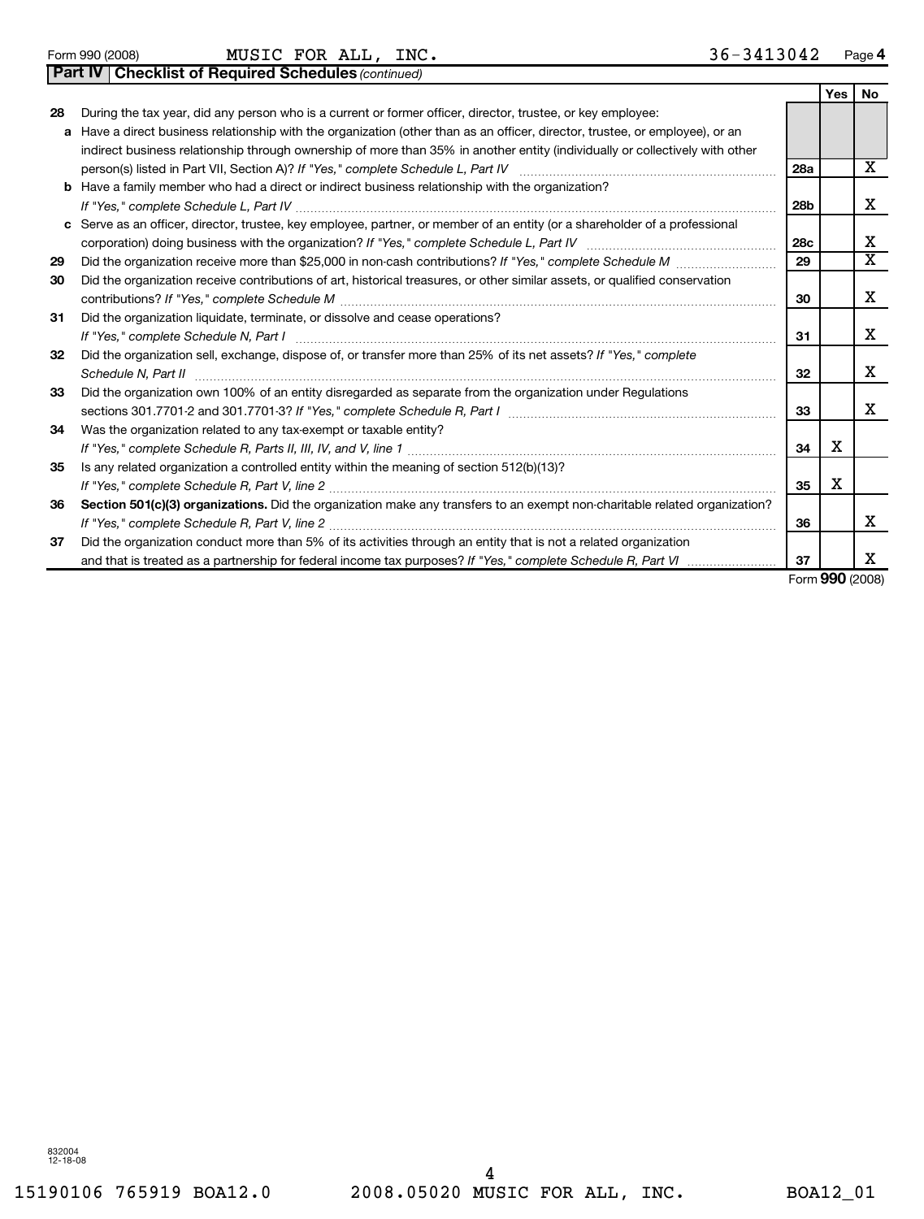Form 990 (2008) MUSIC FOR ALL, INC. 36-3413042 Page **4**

**Part IV Checklist of Required Schedules** *(continued)*

| | | | Yes | No |
|---|---|---|---|---|
| **28** | During the tax year, did any person who is a current or former officer, director, trustee, or key employee: | | | |
| **a** | Have a direct business relationship with the organization (other than as an officer, director, trustee, or employee), or an indirect business relationship through ownership of more than 35% in another entity (individually or collectively with other person(s) listed in Part VII, Section A)? *If "Yes," complete Schedule L, Part IV* | **28a** | | X |
| **b** | Have a family member who had a direct or indirect business relationship with the organization? *If "Yes," complete Schedule L, Part IV* | **28b** | | X |
| **c** | Serve as an officer, director, trustee, key employee, partner, or member of an entity (or a shareholder of a professional corporation) doing business with the organization? *If "Yes," complete Schedule L, Part IV* | **28c** | | X |
| **29** | Did the organization receive more than $25,000 in non-cash contributions? *If "Yes," complete Schedule M* | **29** | | X |
| **30** | Did the organization receive contributions of art, historical treasures, or other similar assets, or qualified conservation contributions? *If "Yes," complete Schedule M* | **30** | | X |
| **31** | Did the organization liquidate, terminate, or dissolve and cease operations? *If "Yes," complete Schedule N, Part I* | **31** | | X |
| **32** | Did the organization sell, exchange, dispose of, or transfer more than 25% of its net assets? *If "Yes," complete Schedule N, Part II* | **32** | | X |
| **33** | Did the organization own 100% of an entity disregarded as separate from the organization under Regulations sections 301.7701-2 and 301.7701-3? *If "Yes," complete Schedule R, Part I* | **33** | | X |
| **34** | Was the organization related to any tax-exempt or taxable entity? *If "Yes," complete Schedule R, Parts II, III, IV, and V, line 1* | **34** | X | |
| **35** | Is any related organization a controlled entity within the meaning of section 512(b)(13)? *If "Yes," complete Schedule R, Part V, line 2* | **35** | X | |
| **36** | **Section 501(c)(3) organizations.** Did the organization make any transfers to an exempt non-charitable related organization? *If "Yes," complete Schedule R, Part V, line 2* | **36** | | X |
| **37** | Did the organization conduct more than 5% of its activities through an entity that is not a related organization and that is treated as a partnership for federal income tax purposes? *If "Yes," complete Schedule R, Part VI* | **37** | | X |

Form **990** (2008)

832004
12-18-08

15190106 765919 BOA12.0 2008.05020 MUSIC FOR ALL, INC. BOA12_01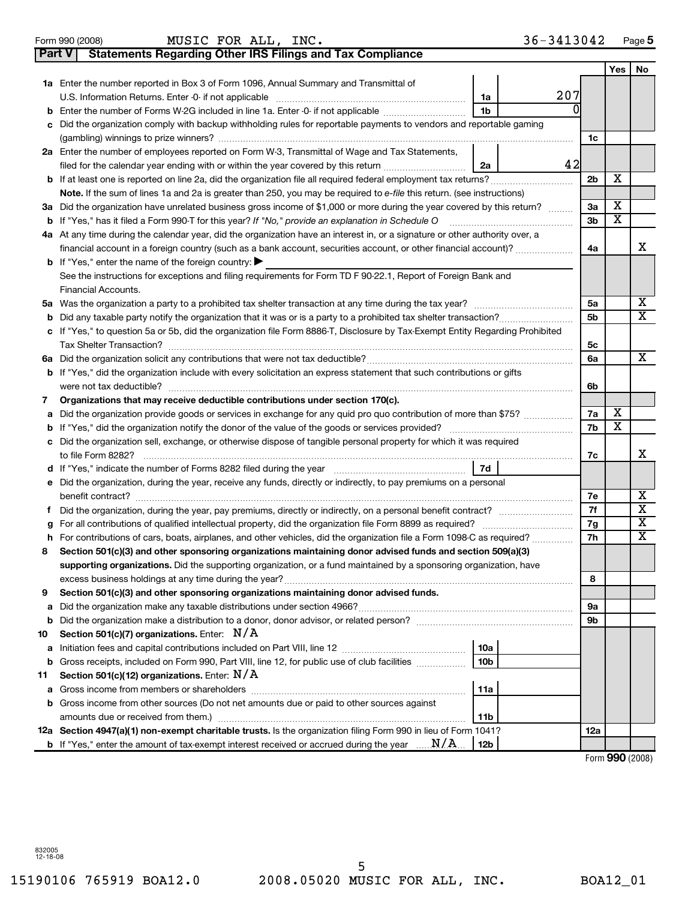Form 990 (2008) MUSIC FOR ALL, INC. 36-3413042 Page 5

## Part V Statements Regarding Other IRS Filings and Tax Compliance

| | | | | | Yes | No |
|---|---|---|---|---|---|---|
| **1a** | Enter the number reported in Box 3 of Form 1096, Annual Summary and Transmittal of U.S. Information Returns. Enter -0- if not applicable | 1a | 207 | | | |
| **b** | Enter the number of Forms W-2G included in line 1a. Enter -0- if not applicable | 1b | 0 | | | |
| **c** | Did the organization comply with backup withholding rules for reportable payments to vendors and reportable gaming (gambling) winnings to prize winners? | | | 1c | | |
| **2a** | Enter the number of employees reported on Form W-3, Transmittal of Wage and Tax Statements, filed for the calendar year ending with or within the year covered by this return | 2a | 42 | | | |
| **b** | If at least one is reported on line 2a, did the organization file all required federal employment tax returns? | | | 2b | X | |
| | **Note.** If the sum of lines 1a and 2a is greater than 250, you may be required to *e-file* this return. (see instructions) | | | | | |
| **3a** | Did the organization have unrelated business gross income of $1,000 or more during the year covered by this return? | | | 3a | X | |
| **b** | If "Yes," has it filed a Form 990-T for this year? *If "No," provide an explanation in Schedule O* | | | 3b | X | |
| **4a** | At any time during the calendar year, did the organization have an interest in, or a signature or other authority over, a financial account in a foreign country (such as a bank account, securities account, or other financial account)? | | | 4a | | X |
| **b** | If "Yes," enter the name of the foreign country: ▶ See the instructions for exceptions and filing requirements for Form TD F 90-22.1, Report of Foreign Bank and Financial Accounts. | | | | | |
| **5a** | Was the organization a party to a prohibited tax shelter transaction at any time during the tax year? | | | 5a | | X |
| **b** | Did any taxable party notify the organization that it was or is a party to a prohibited tax shelter transaction? | | | 5b | | X |
| **c** | If "Yes," to question 5a or 5b, did the organization file Form 8886-T, Disclosure by Tax-Exempt Entity Regarding Prohibited Tax Shelter Transaction? | | | 5c | | |
| **6a** | Did the organization solicit any contributions that were not tax deductible? | | | 6a | | X |
| **b** | If "Yes," did the organization include with every solicitation an express statement that such contributions or gifts were not tax deductible? | | | 6b | | |
| **7** | **Organizations that may receive deductible contributions under section 170(c).** | | | | | |
| **a** | Did the organization provide goods or services in exchange for any quid pro quo contribution of more than $75? | | | 7a | X | |
| **b** | If "Yes," did the organization notify the donor of the value of the goods or services provided? | | | 7b | X | |
| **c** | Did the organization sell, exchange, or otherwise dispose of tangible personal property for which it was required to file Form 8282? | | | 7c | | X |
| **d** | If "Yes," indicate the number of Forms 8282 filed during the year | 7d | | | | |
| **e** | Did the organization, during the year, receive any funds, directly or indirectly, to pay premiums on a personal benefit contract? | | | 7e | | X |
| **f** | Did the organization, during the year, pay premiums, directly or indirectly, on a personal benefit contract? | | | 7f | | X |
| **g** | For all contributions of qualified intellectual property, did the organization file Form 8899 as required? | | | 7g | | X |
| **h** | For contributions of cars, boats, airplanes, and other vehicles, did the organization file a Form 1098-C as required? | | | 7h | | X |
| **8** | **Section 501(c)(3) and other sponsoring organizations maintaining donor advised funds and section 509(a)(3) supporting organizations.** Did the supporting organization, or a fund maintained by a sponsoring organization, have excess business holdings at any time during the year? | | | 8 | | |
| **9** | **Section 501(c)(3) and other sponsoring organizations maintaining donor advised funds.** | | | | | |
| **a** | Did the organization make any taxable distributions under section 4966? | | | 9a | | |
| **b** | Did the organization make a distribution to a donor, donor advisor, or related person? | | | 9b | | |
| **10** | **Section 501(c)(7) organizations.** Enter: N/A | | | | | |
| **a** | Initiation fees and capital contributions included on Part VIII, line 12 | 10a | | | | |
| **b** | Gross receipts, included on Form 990, Part VIII, line 12, for public use of club facilities | 10b | | | | |
| **11** | **Section 501(c)(12) organizations.** Enter: N/A | | | | | |
| **a** | Gross income from members or shareholders | 11a | | | | |
| **b** | Gross income from other sources (Do not net amounts due or paid to other sources against amounts due or received from them.) | 11b | | | | |
| **12a** | **Section 4947(a)(1) non-exempt charitable trusts.** Is the organization filing Form 990 in lieu of Form 1041? | | | 12a | | |
| **b** | If "Yes," enter the amount of tax-exempt interest received or accrued during the year N/A | 12b | | | | |

Form **990** (2008)

832005 12-18-08

15190106 765919 BOA12.0 2008.05020 MUSIC FOR ALL, INC. BOA12_01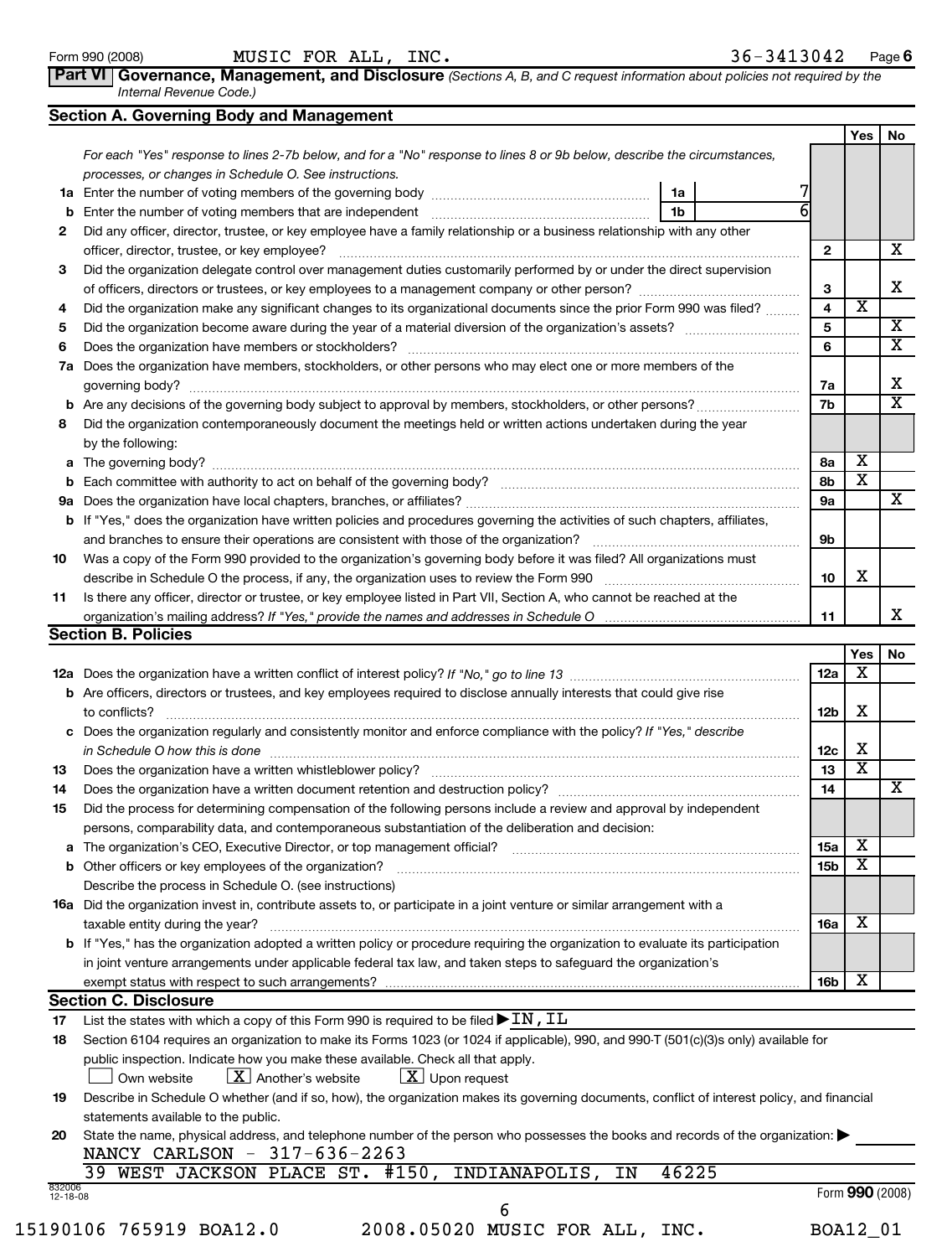Form 990 (2008) MUSIC FOR ALL, INC. 36-3413042 Page 6

**Part VI Governance, Management, and Disclosure** *(Sections A, B, and C request information about policies not required by the Internal Revenue Code.)*

## Section A. Governing Body and Management

*For each "Yes" response to lines 2-7b below, and for a "No" response to lines 8 or 9b below, describe the circumstances, processes, or changes in Schedule O. See instructions.*

| | | | Yes | No |
|---|---|---|---|---|
| **1a** | Enter the number of voting members of the governing body ... 1a: 7 | | | |
| **b** | Enter the number of voting members that are independent ... 1b: 6 | | | |
| **2** | Did any officer, director, trustee, or key employee have a family relationship or a business relationship with any other officer, director, trustee, or key employee? | 2 | | X |
| **3** | Did the organization delegate control over management duties customarily performed by or under the direct supervision of officers, directors or trustees, or key employees to a management company or other person? | 3 | | X |
| **4** | Did the organization make any significant changes to its organizational documents since the prior Form 990 was filed? | 4 | X | |
| **5** | Did the organization become aware during the year of a material diversion of the organization's assets? | 5 | | X |
| **6** | Does the organization have members or stockholders? | 6 | | X |
| **7a** | Does the organization have members, stockholders, or other persons who may elect one or more members of the governing body? | 7a | | X |
| **b** | Are any decisions of the governing body subject to approval by members, stockholders, or other persons? | 7b | | X |
| **8** | Did the organization contemporaneously document the meetings held or written actions undertaken during the year by the following: | | | |
| **a** | The governing body? | 8a | X | |
| **b** | Each committee with authority to act on behalf of the governing body? | 8b | X | |
| **9a** | Does the organization have local chapters, branches, or affiliates? | 9a | | X |
| **b** | If "Yes," does the organization have written policies and procedures governing the activities of such chapters, affiliates, and branches to ensure their operations are consistent with those of the organization? | 9b | | |
| **10** | Was a copy of the Form 990 provided to the organization's governing body before it was filed? All organizations must describe in Schedule O the process, if any, the organization uses to review the Form 990 | 10 | X | |
| **11** | Is there any officer, director or trustee, or key employee listed in Part VII, Section A, who cannot be reached at the organization's mailing address? *If "Yes," provide the names and addresses in Schedule O* | 11 | | X |

## Section B. Policies

| | | | Yes | No |
|---|---|---|---|---|
| **12a** | Does the organization have a written conflict of interest policy? *If "No," go to line 13* | 12a | X | |
| **b** | Are officers, directors or trustees, and key employees required to disclose annually interests that could give rise to conflicts? | 12b | X | |
| **c** | Does the organization regularly and consistently monitor and enforce compliance with the policy? *If "Yes," describe in Schedule O how this is done* | 12c | X | |
| **13** | Does the organization have a written whistleblower policy? | 13 | X | |
| **14** | Does the organization have a written document retention and destruction policy? | 14 | | X |
| **15** | Did the process for determining compensation of the following persons include a review and approval by independent persons, comparability data, and contemporaneous substantiation of the deliberation and decision: | | | |
| **a** | The organization's CEO, Executive Director, or top management official? | 15a | X | |
| **b** | Other officers or key employees of the organization? Describe the process in Schedule O. (see instructions) | 15b | X | |
| **16a** | Did the organization invest in, contribute assets to, or participate in a joint venture or similar arrangement with a taxable entity during the year? | 16a | X | |
| **b** | If "Yes," has the organization adopted a written policy or procedure requiring the organization to evaluate its participation in joint venture arrangements under applicable federal tax law, and taken steps to safeguard the organization's exempt status with respect to such arrangements? | 16b | X | |

## Section C. Disclosure

**17** List the states with which a copy of this Form 990 is required to be filed ▶ IN, IL

**18** Section 6104 requires an organization to make its Forms 1023 (or 1024 if applicable), 990, and 990-T (501(c)(3)s only) available for public inspection. Indicate how you make these available. Check all that apply.

☐ Own website ☒ Another's website ☒ Upon request

**19** Describe in Schedule O whether (and if so, how), the organization makes its governing documents, conflict of interest policy, and financial statements available to the public.

**20** State the name, physical address, and telephone number of the person who possesses the books and records of the organization: ▶

NANCY CARLSON - 317-636-2263
39 WEST JACKSON PLACE ST. #150, INDIANAPOLIS, IN 46225

Form 990 (2008)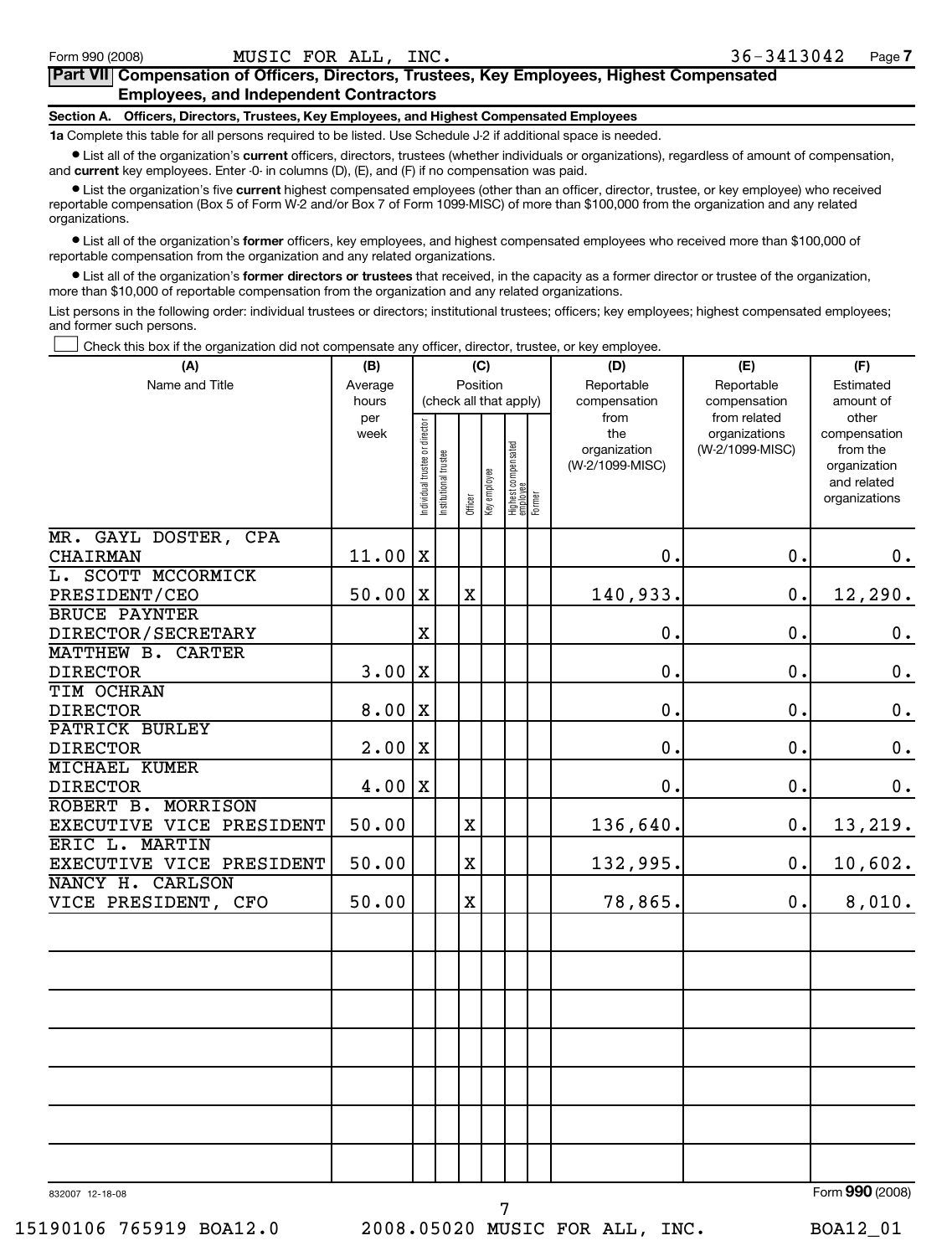Form 990 (2008) MUSIC FOR ALL, INC. 36-3413042 Page 7

## Part VII Compensation of Officers, Directors, Trustees, Key Employees, Highest Compensated Employees, and Independent Contractors

### Section A. Officers, Directors, Trustees, Key Employees, and Highest Compensated Employees

**1a** Complete this table for all persons required to be listed. Use Schedule J-2 if additional space is needed.

- List all of the organization's **current** officers, directors, trustees (whether individuals or organizations), regardless of amount of compensation, and **current** key employees. Enter -0- in columns (D), (E), and (F) if no compensation was paid.
- List the organization's five **current** highest compensated employees (other than an officer, director, trustee, or key employee) who received reportable compensation (Box 5 of Form W-2 and/or Box 7 of Form 1099-MISC) of more than $100,000 from the organization and any related organizations.
- List all of the organization's **former** officers, key employees, and highest compensated employees who received more than $100,000 of reportable compensation from the organization and any related organizations.
- List all of the organization's **former directors or trustees** that received, in the capacity as a former director or trustee of the organization, more than $10,000 of reportable compensation from the organization and any related organizations.

List persons in the following order: individual trustees or directors; institutional trustees; officers; key employees; highest compensated employees; and former such persons.

☐ Check this box if the organization did not compensate any officer, director, trustee, or key employee.

| (A) Name and Title | (B) Average hours per week | (C) Position: Individual trustee or director | Institutional trustee | Officer | Key employee | Highest compensated employee | Former | (D) Reportable compensation from the organization (W-2/1099-MISC) | (E) Reportable compensation from related organizations (W-2/1099-MISC) | (F) Estimated amount of other compensation from the organization and related organizations |
|---|---|---|---|---|---|---|---|---|---|---|
| MR. GAYL DOSTER, CPA<br>CHAIRMAN | 11.00 | X | | | | | | 0. | 0. | 0. |
| L. SCOTT MCCORMICK<br>PRESIDENT/CEO | 50.00 | X | | X | | | | 140,933. | 0. | 12,290. |
| BRUCE PAYNTER<br>DIRECTOR/SECRETARY | | X | | | | | | 0. | 0. | 0. |
| MATTHEW B. CARTER<br>DIRECTOR | 3.00 | X | | | | | | 0. | 0. | 0. |
| TIM OCHRAN<br>DIRECTOR | 8.00 | X | | | | | | 0. | 0. | 0. |
| PATRICK BURLEY<br>DIRECTOR | 2.00 | X | | | | | | 0. | 0. | 0. |
| MICHAEL KUMER<br>DIRECTOR | 4.00 | X | | | | | | 0. | 0. | 0. |
| ROBERT B. MORRISON<br>EXECUTIVE VICE PRESIDENT | 50.00 | | | X | | | | 136,640. | 0. | 13,219. |
| ERIC L. MARTIN<br>EXECUTIVE VICE PRESIDENT | 50.00 | | | X | | | | 132,995. | 0. | 10,602. |
| NANCY H. CARLSON<br>VICE PRESIDENT, CFO | 50.00 | | | X | | | | 78,865. | 0. | 8,010. |

832007 12-18-08 Form **990** (2008)

15190106 765919 BOA12.0 2008.05020 MUSIC FOR ALL, INC. BOA12_01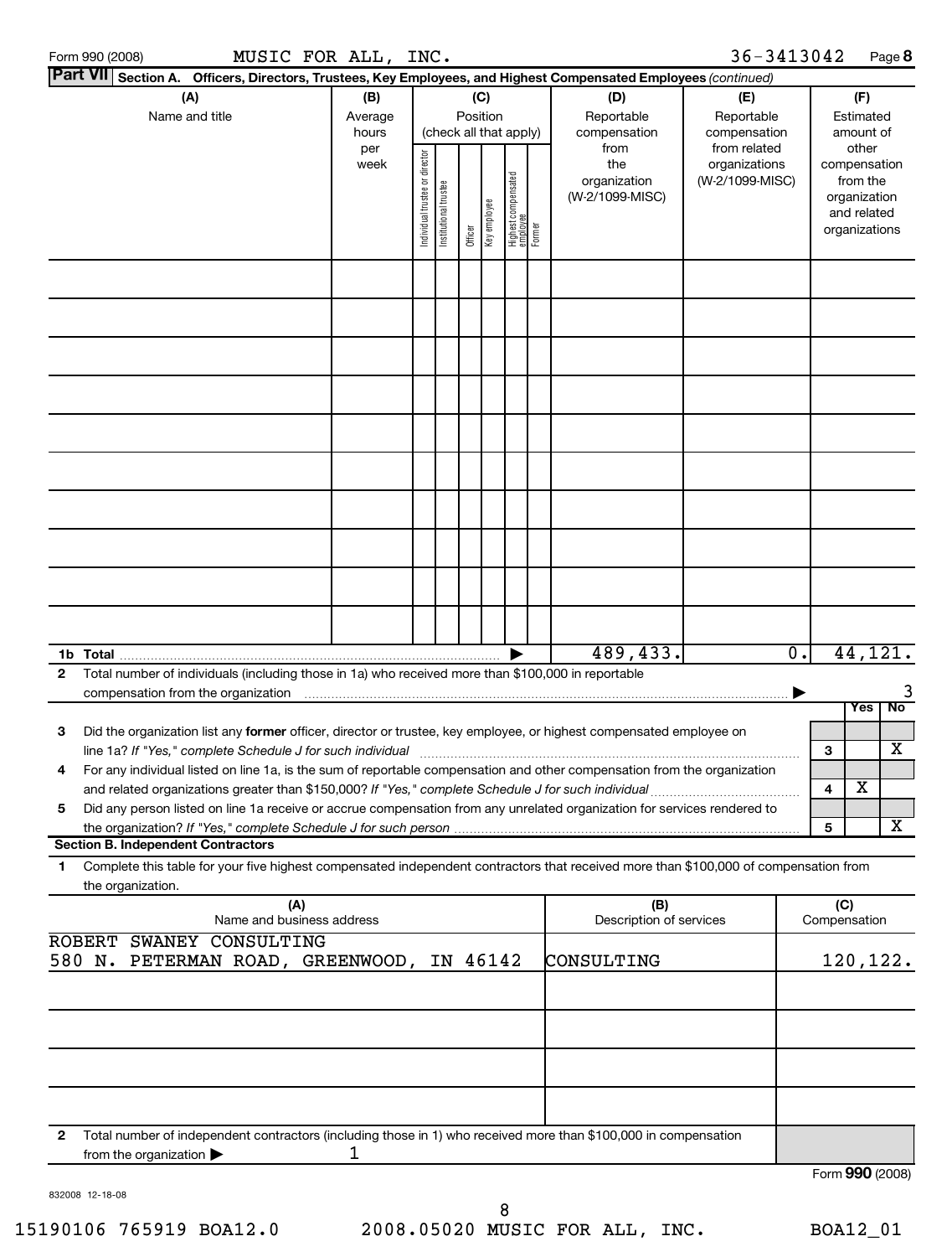Form 990 (2008) MUSIC FOR ALL, INC. 36-3413042 Page **8**

**Part VII Section A. Officers, Directors, Trustees, Key Employees, and Highest Compensated Employees** *(continued)*

| (A) Name and title | (B) Average hours per week | (C) Position (check all that apply): Individual trustee or director | Institutional trustee | Officer | Key employee | Highest compensated employee | Former | (D) Reportable compensation from the organization (W-2/1099-MISC) | (E) Reportable compensation from related organizations (W-2/1099-MISC) | (F) Estimated amount of other compensation from the organization and related organizations |
|---|---|---|---|---|---|---|---|---|---|---|
| | | | | | | | | | | |
| | | | | | | | | | | |
| | | | | | | | | | | |
| | | | | | | | | | | |
| | | | | | | | | | | |
| | | | | | | | | | | |
| | | | | | | | | | | |
| | | | | | | | | | | |
| | | | | | | | | | | |
| | | | | | | | | | | |
| **1b Total** | | | | | | | ▶ | 489,433. | 0. | 44,121. |

**2** Total number of individuals (including those in 1a) who received more than $100,000 in reportable compensation from the organization ▶ 3

| | | Yes | No |
|---|---|---|---|
| **3** Did the organization list any **former** officer, director or trustee, key employee, or highest compensated employee on line 1a? *If "Yes," complete Schedule J for such individual* | 3 | | X |
| **4** For any individual listed on line 1a, is the sum of reportable compensation and other compensation from the organization and related organizations greater than $150,000? *If "Yes," complete Schedule J for such individual* | 4 | X | |
| **5** Did any person listed on line 1a receive or accrue compensation from any unrelated organization for services rendered to the organization? *If "Yes," complete Schedule J for such person* | 5 | | X |

**Section B. Independent Contractors**

**1** Complete this table for your five highest compensated independent contractors that received more than $100,000 of compensation from the organization.

| (A) Name and business address | (B) Description of services | (C) Compensation |
|---|---|---|
| ROBERT SWANEY CONSULTING 580 N. PETERMAN ROAD, GREENWOOD, IN 46142 | CONSULTING | 120,122. |
| | | |
| | | |
| | | |
| | | |

**2** Total number of independent contractors (including those in 1) who received more than $100,000 in compensation from the organization ▶ 1

Form **990** (2008)

832008 12-18-08

15190106 765919 BOA12.0 2008.05020 MUSIC FOR ALL, INC. BOA12_01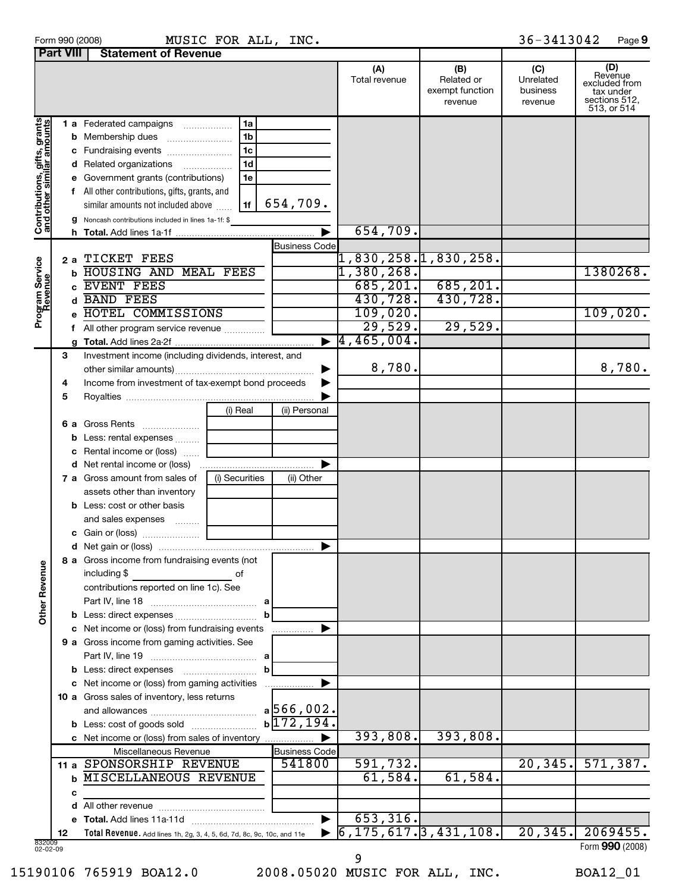Form 990 (2008) MUSIC FOR ALL, INC. 36-3413042

## Part VIII Statement of Revenue

| | | | (A) Total revenue | (B) Related or exempt function revenue | (C) Unrelated business revenue | (D) Revenue excluded from tax under sections 512, 513, or 514 |
|---|---|---|---|---|---|---|
| **Contributions, gifts, grants and other similar amounts** | | | | | | |
| 1 a Federated campaigns | 1a | | | | | |
| b Membership dues | 1b | | | | | |
| c Fundraising events | 1c | | | | | |
| d Related organizations | 1d | | | | | |
| e Government grants (contributions) | 1e | | | | | |
| f All other contributions, gifts, grants, and similar amounts not included above | 1f | 654,709. | | | | |
| g Noncash contributions included in lines 1a-1f: $ | | | | | | |
| h **Total.** Add lines 1a-1f | | ▶ | 654,709. | | | |
| **Program Service Revenue** | | Business Code | | | | |
| 2 a TICKET FEES | | | 1,830,258. | 1,830,258. | | |
| b HOUSING AND MEAL FEES | | | 1,380,268. | | | 1380268. |
| c EVENT FEES | | | 685,201. | 685,201. | | |
| d BAND FEES | | | 430,728. | 430,728. | | |
| e HOTEL COMMISSIONS | | | 109,020. | | | 109,020. |
| f All other program service revenue | | | 29,529. | 29,529. | | |
| g **Total.** Add lines 2a-2f | | ▶ | 4,465,004. | | | |
| **Other Revenue** | | | | | | |
| 3 Investment income (including dividends, interest, and other similar amounts) | | ▶ | 8,780. | | | 8,780. |
| 4 Income from investment of tax-exempt bond proceeds | | ▶ | | | | |
| 5 Royalties | | ▶ | | | | |
| | (i) Real | (ii) Personal | | | | |
| 6 a Gross Rents | | | | | | |
| b Less: rental expenses | | | | | | |
| c Rental income or (loss) | | | | | | |
| d Net rental income or (loss) | | ▶ | | | | |
| 7 a Gross amount from sales of assets other than inventory | (i) Securities | (ii) Other | | | | |
| b Less: cost or other basis and sales expenses | | | | | | |
| c Gain or (loss) | | | | | | |
| d Net gain or (loss) | | ▶ | | | | |
| 8 a Gross income from fundraising events (not including $ of contributions reported on line 1c). See Part IV, line 18 | a | | | | | |
| b Less: direct expenses | b | | | | | |
| c Net income or (loss) from fundraising events | | ▶ | | | | |
| 9 a Gross income from gaming activities. See Part IV, line 19 | a | | | | | |
| b Less: direct expenses | b | | | | | |
| c Net income or (loss) from gaming activities | | ▶ | | | | |
| 10 a Gross sales of inventory, less returns and allowances | a | 566,002. | | | | |
| b Less: cost of goods sold | b | 172,194. | | | | |
| c Net income or (loss) from sales of inventory | | ▶ | 393,808. | 393,808. | | |
| Miscellaneous Revenue | | Business Code | | | | |
| 11 a SPONSORSHIP REVENUE | | 541800 | 591,732. | | 20,345. | 571,387. |
| b MISCELLANEOUS REVENUE | | | 61,584. | 61,584. | | |
| c | | | | | | |
| d All other revenue | | | | | | |
| e **Total.** Add lines 11a-11d | | ▶ | 653,316. | | | |
| 12 **Total Revenue.** Add lines 1h, 2g, 3, 4, 5, 6d, 7d, 8c, 9c, 10c, and 11e | | ▶ | 6,175,617. | 3,431,108. | 20,345. | 2069455. |

832009 02-02-09

Form **990** (2008)

15190106 765919 BOA12.0 2008.05020 MUSIC FOR ALL, INC. BOA12_01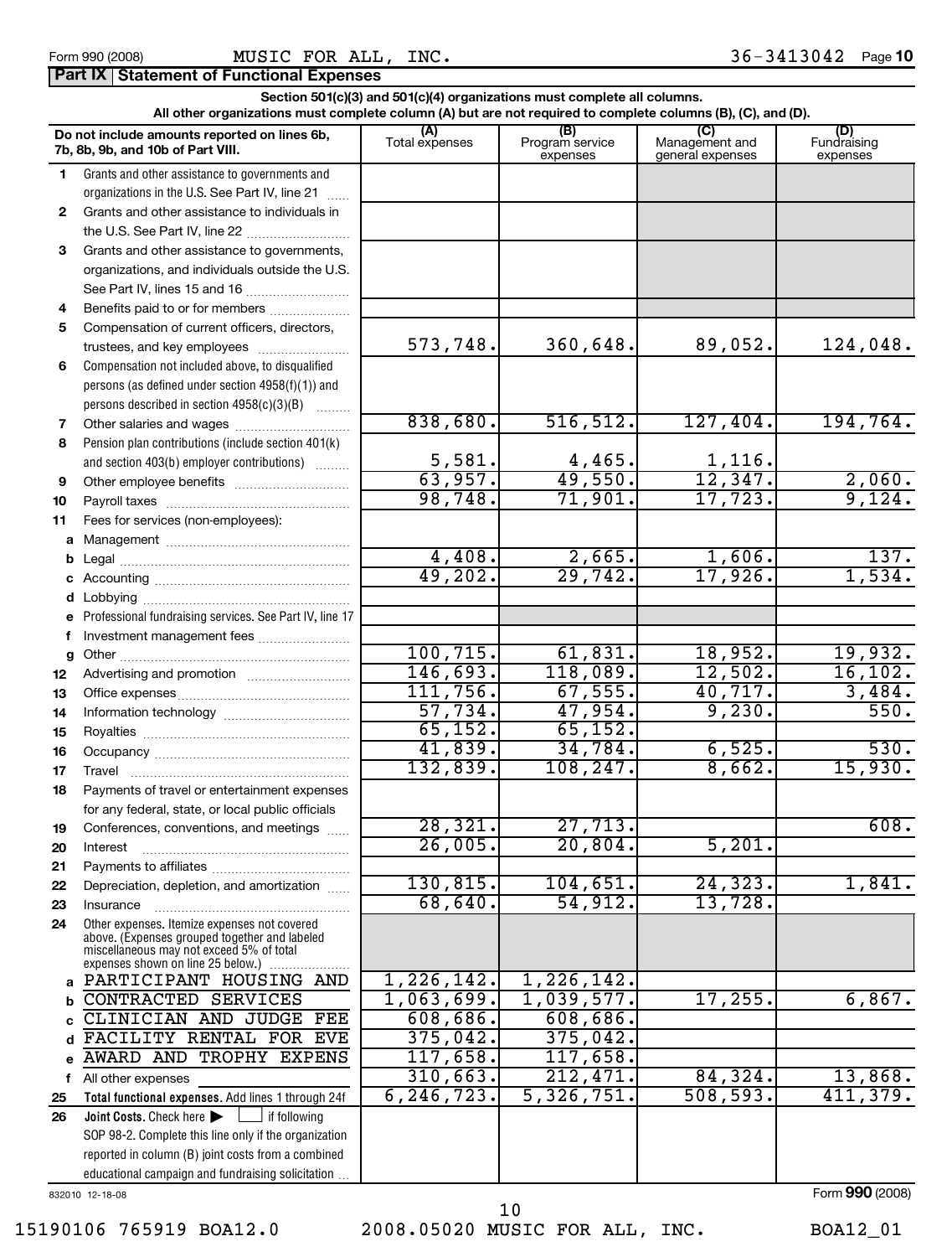Form 990 (2008) MUSIC FOR ALL, INC. 36-3413042

## Part IX Statement of Functional Expenses

**Section 501(c)(3) and 501(c)(4) organizations must complete all columns.**
**All other organizations must complete column (A) but are not required to complete columns (B), (C), and (D).**

| | Do not include amounts reported on lines 6b, 7b, 8b, 9b, and 10b of Part VIII. | (A) Total expenses | (B) Program service expenses | (C) Management and general expenses | (D) Fundraising expenses |
|---|---|---|---|---|---|
| 1 | Grants and other assistance to governments and organizations in the U.S. See Part IV, line 21 | | | | |
| 2 | Grants and other assistance to individuals in the U.S. See Part IV, line 22 | | | | |
| 3 | Grants and other assistance to governments, organizations, and individuals outside the U.S. See Part IV, lines 15 and 16 | | | | |
| 4 | Benefits paid to or for members | | | | |
| 5 | Compensation of current officers, directors, trustees, and key employees | 573,748. | 360,648. | 89,052. | 124,048. |
| 6 | Compensation not included above, to disqualified persons (as defined under section 4958(f)(1)) and persons described in section 4958(c)(3)(B) | | | | |
| 7 | Other salaries and wages | 838,680. | 516,512. | 127,404. | 194,764. |
| 8 | Pension plan contributions (include section 401(k) and section 403(b) employer contributions) | 5,581. | 4,465. | 1,116. | |
| 9 | Other employee benefits | 63,957. | 49,550. | 12,347. | 2,060. |
| 10 | Payroll taxes | 98,748. | 71,901. | 17,723. | 9,124. |
| 11 | Fees for services (non-employees): | | | | |
| a | Management | | | | |
| b | Legal | 4,408. | 2,665. | 1,606. | 137. |
| c | Accounting | 49,202. | 29,742. | 17,926. | 1,534. |
| d | Lobbying | | | | |
| e | Professional fundraising services. See Part IV, line 17 | | | | |
| f | Investment management fees | | | | |
| g | Other | 100,715. | 61,831. | 18,952. | 19,932. |
| 12 | Advertising and promotion | 146,693. | 118,089. | 12,502. | 16,102. |
| 13 | Office expenses | 111,756. | 67,555. | 40,717. | 3,484. |
| 14 | Information technology | 57,734. | 47,954. | 9,230. | 550. |
| 15 | Royalties | 65,152. | 65,152. | | |
| 16 | Occupancy | 41,839. | 34,784. | 6,525. | 530. |
| 17 | Travel | 132,839. | 108,247. | 8,662. | 15,930. |
| 18 | Payments of travel or entertainment expenses for any federal, state, or local public officials | | | | |
| 19 | Conferences, conventions, and meetings | 28,321. | 27,713. | | 608. |
| 20 | Interest | 26,005. | 20,804. | 5,201. | |
| 21 | Payments to affiliates | | | | |
| 22 | Depreciation, depletion, and amortization | 130,815. | 104,651. | 24,323. | 1,841. |
| 23 | Insurance | 68,640. | 54,912. | 13,728. | |
| 24 | Other expenses. Itemize expenses not covered above. (Expenses grouped together and labeled miscellaneous may not exceed 5% of total expenses shown on line 25 below.) | | | | |
| a | PARTICIPANT HOUSING AND | 1,226,142. | 1,226,142. | | |
| b | CONTRACTED SERVICES | 1,063,699. | 1,039,577. | 17,255. | 6,867. |
| c | CLINICIAN AND JUDGE FEE | 608,686. | 608,686. | | |
| d | FACILITY RENTAL FOR EVE | 375,042. | 375,042. | | |
| e | AWARD AND TROPHY EXPENS | 117,658. | 117,658. | | |
| f | All other expenses | 310,663. | 212,471. | 84,324. | 13,868. |
| 25 | **Total functional expenses.** Add lines 1 through 24f | 6,246,723. | 5,326,751. | 508,593. | 411,379. |
| 26 | **Joint Costs.** Check here ☐ if following SOP 98-2. Complete this line only if the organization reported in column (B) joint costs from a combined educational campaign and fundraising solicitation | | | | |

832010 12-18-08 Form **990** (2008)

15190106 765919 BOA12.0 2008.05020 MUSIC FOR ALL, INC. BOA12_01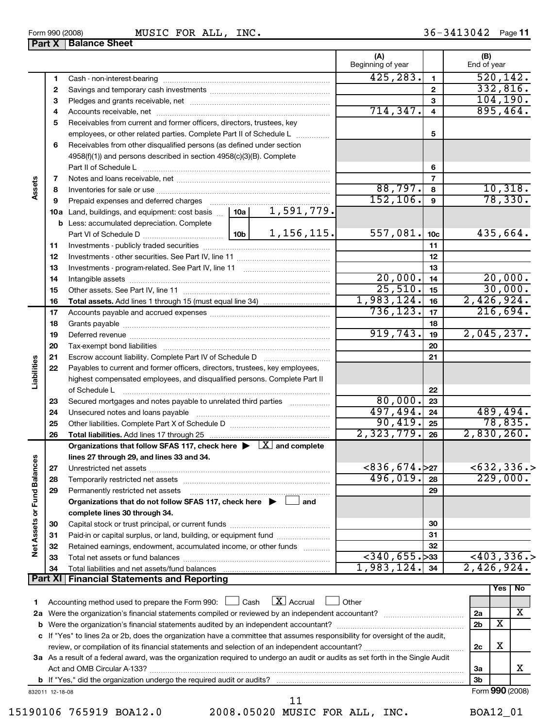Form 990 (2008) MUSIC FOR ALL, INC. 36-3413042 Page 11

## Part X Balance Sheet

| | | | | (A) Beginning of year | | (B) End of year |
|---|---|---|---|---|---|---|
| **Assets** | 1 | Cash - non-interest-bearing | | 425,283. | 1 | 520,142. |
| | 2 | Savings and temporary cash investments | | | 2 | 332,816. |
| | 3 | Pledges and grants receivable, net | | | 3 | 104,190. |
| | 4 | Accounts receivable, net | | 714,347. | 4 | 895,464. |
| | 5 | Receivables from current and former officers, directors, trustees, key employees, or other related parties. Complete Part II of Schedule L | | | 5 | |
| | 6 | Receivables from other disqualified persons (as defined under section 4958(f)(1)) and persons described in section 4958(c)(3)(B). Complete Part II of Schedule L | | | 6 | |
| | 7 | Notes and loans receivable, net | | | 7 | |
| | 8 | Inventories for sale or use | | 88,797. | 8 | 10,318. |
| | 9 | Prepaid expenses and deferred charges | | 152,106. | 9 | 78,330. |
| | 10a | Land, buildings, and equipment: cost basis | 10a 1,591,779. | | | |
| | b | Less: accumulated depreciation. Complete Part VI of Schedule D | 10b 1,156,115. | 557,081. | 10c | 435,664. |
| | 11 | Investments - publicly traded securities | | | 11 | |
| | 12 | Investments - other securities. See Part IV, line 11 | | | 12 | |
| | 13 | Investments - program-related. See Part IV, line 11 | | | 13 | |
| | 14 | Intangible assets | | 20,000. | 14 | 20,000. |
| | 15 | Other assets. See Part IV, line 11 | | 25,510. | 15 | 30,000. |
| | 16 | **Total assets.** Add lines 1 through 15 (must equal line 34) | | 1,983,124. | 16 | 2,426,924. |
| **Liabilities** | 17 | Accounts payable and accrued expenses | | 736,123. | 17 | 216,694. |
| | 18 | Grants payable | | | 18 | |
| | 19 | Deferred revenue | | 919,743. | 19 | 2,045,237. |
| | 20 | Tax-exempt bond liabilities | | | 20 | |
| | 21 | Escrow account liability. Complete Part IV of Schedule D | | | 21 | |
| | 22 | Payables to current and former officers, directors, trustees, key employees, highest compensated employees, and disqualified persons. Complete Part II of Schedule L | | | 22 | |
| | 23 | Secured mortgages and notes payable to unrelated third parties | | 80,000. | 23 | |
| | 24 | Unsecured notes and loans payable | | 497,494. | 24 | 489,494. |
| | 25 | Other liabilities. Complete Part X of Schedule D | | 90,419. | 25 | 78,835. |
| | 26 | **Total liabilities.** Add lines 17 through 25 | | 2,323,779. | 26 | 2,830,260. |
| **Net Assets or Fund Balances** | | **Organizations that follow SFAS 117, check here ▶ [X] and complete lines 27 through 29, and lines 33 and 34.** | | | | |
| | 27 | Unrestricted net assets | | <836,674.> | 27 | <632,336.> |
| | 28 | Temporarily restricted net assets | | 496,019. | 28 | 229,000. |
| | 29 | Permanently restricted net assets | | | 29 | |
| | | **Organizations that do not follow SFAS 117, check here ▶ [ ] and complete lines 30 through 34.** | | | | |
| | 30 | Capital stock or trust principal, or current funds | | | 30 | |
| | 31 | Paid-in or capital surplus, or land, building, or equipment fund | | | 31 | |
| | 32 | Retained earnings, endowment, accumulated income, or other funds | | | 32 | |
| | 33 | Total net assets or fund balances | | <340,655.> | 33 | <403,336.> |
| | 34 | Total liabilities and net assets/fund balances | | 1,983,124. | 34 | 2,426,924. |

## Part XI Financial Statements and Reporting

| | | | Yes | No |
|---|---|---|---|---|
| 1 | Accounting method used to prepare the Form 990: [ ] Cash [X] Accrual [ ] Other | | | |
| 2a | Were the organization's financial statements compiled or reviewed by an independent accountant? | 2a | | X |
| b | Were the organization's financial statements audited by an independent accountant? | 2b | X | |
| c | If "Yes" to lines 2a or 2b, does the organization have a committee that assumes responsibility for oversight of the audit, review, or compilation of its financial statements and selection of an independent accountant? | 2c | X | |
| 3a | As a result of a federal award, was the organization required to undergo an audit or audits as set forth in the Single Audit Act and OMB Circular A-133? | 3a | | X |
| b | If "Yes," did the organization undergo the required audit or audits? | 3b | | |

832011 12-18-08 Form **990** (2008)

15190106 765919 BOA12.0 2008.05020 MUSIC FOR ALL, INC. BOA12_01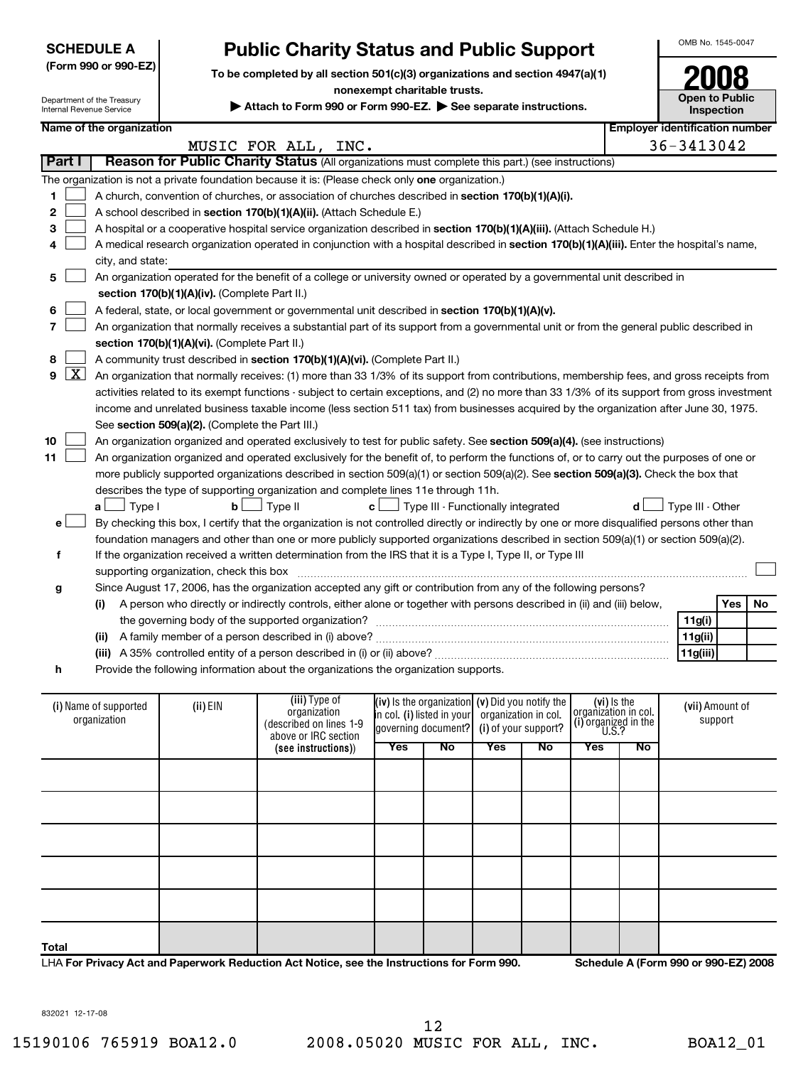**SCHEDULE A (Form 990 or 990-EZ)**

Department of the Treasury
Internal Revenue Service

# Public Charity Status and Public Support

**To be completed by all section 501(c)(3) organizations and section 4947(a)(1) nonexempt charitable trusts.**

**▶ Attach to Form 990 or Form 990-EZ. ▶ See separate instructions.**

OMB No. 1545-0047

**2008**

**Open to Public Inspection**

**Name of the organization:** MUSIC FOR ALL, INC.

**Employer identification number:** 36-3413042

## Part I Reason for Public Charity Status (All organizations must complete this part.) (see instructions)

The organization is not a private foundation because it is: (Please check only **one** organization.)

1. ☐ A church, convention of churches, or association of churches described in **section 170(b)(1)(A)(i).**
2. ☐ A school described in **section 170(b)(1)(A)(ii).** (Attach Schedule E.)
3. ☐ A hospital or a cooperative hospital service organization described in **section 170(b)(1)(A)(iii).** (Attach Schedule H.)
4. ☐ A medical research organization operated in conjunction with a hospital described in **section 170(b)(1)(A)(iii).** Enter the hospital's name, city, and state:
5. ☐ An organization operated for the benefit of a college or university owned or operated by a governmental unit described in **section 170(b)(1)(A)(iv).** (Complete Part II.)
6. ☐ A federal, state, or local government or governmental unit described in **section 170(b)(1)(A)(v).**
7. ☐ An organization that normally receives a substantial part of its support from a governmental unit or from the general public described in **section 170(b)(1)(A)(vi).** (Complete Part II.)
8. ☐ A community trust described in **section 170(b)(1)(A)(vi).** (Complete Part II.)
9. ☒ An organization that normally receives: (1) more than 33 1/3% of its support from contributions, membership fees, and gross receipts from activities related to its exempt functions - subject to certain exceptions, and (2) no more than 33 1/3% of its support from gross investment income and unrelated business taxable income (less section 511 tax) from businesses acquired by the organization after June 30, 1975. See **section 509(a)(2).** (Complete the Part III.)
10. ☐ An organization organized and operated exclusively to test for public safety. See **section 509(a)(4).** (see instructions)
11. ☐ An organization organized and operated exclusively for the benefit of, to perform the functions of, or to carry out the purposes of one or more publicly supported organizations described in section 509(a)(1) or section 509(a)(2). See **section 509(a)(3).** Check the box that describes the type of supporting organization and complete lines 11e through 11h.

   **a** ☐ Type I  **b** ☐ Type II  **c** ☐ Type III - Functionally integrated  **d** ☐ Type III - Other

   **e** ☐ By checking this box, I certify that the organization is not controlled directly or indirectly by one or more disqualified persons other than foundation managers and other than one or more publicly supported organizations described in section 509(a)(1) or section 509(a)(2).

   **f** If the organization received a written determination from the IRS that it is a Type I, Type II, or Type III supporting organization, check this box ☐

   **g** Since August 17, 2006, has the organization accepted any gift or contribution from any of the following persons?

| | | | Yes | No |
|---|---|---|---|---|
| (i) | A person who directly or indirectly controls, either alone or together with persons described in (ii) and (iii) below, the governing body of the supported organization? | 11g(i) | | |
| (ii) | A family member of a person described in (i) above? | 11g(ii) | | |
| (iii) | A 35% controlled entity of a person described in (i) or (ii) above? | 11g(iii) | | |

   **h** Provide the following information about the organizations the organization supports.

| (i) Name of supported organization | (ii) EIN | (iii) Type of organization (described on lines 1-9 above or IRC section (see instructions)) | (iv) Is the organization in col. (i) listed in your governing document? Yes | No | (v) Did you notify the organization in col. (i) of your support? Yes | No | (vi) Is the organization in col. (i) organized in the U.S.? Yes | No | (vii) Amount of support |
|---|---|---|---|---|---|---|---|---|---|
| | | | | | | | | | |
| | | | | | | | | | |
| | | | | | | | | | |
| | | | | | | | | | |
| | | | | | | | | | |
| **Total** | | | | | | | | | |

LHA **For Privacy Act and Paperwork Reduction Act Notice, see the Instructions for Form 990.**

**Schedule A (Form 990 or 990-EZ) 2008**

832021 12-17-08

15190106 765919 BOA12.0 2008.05020 MUSIC FOR ALL, INC. BOA12_01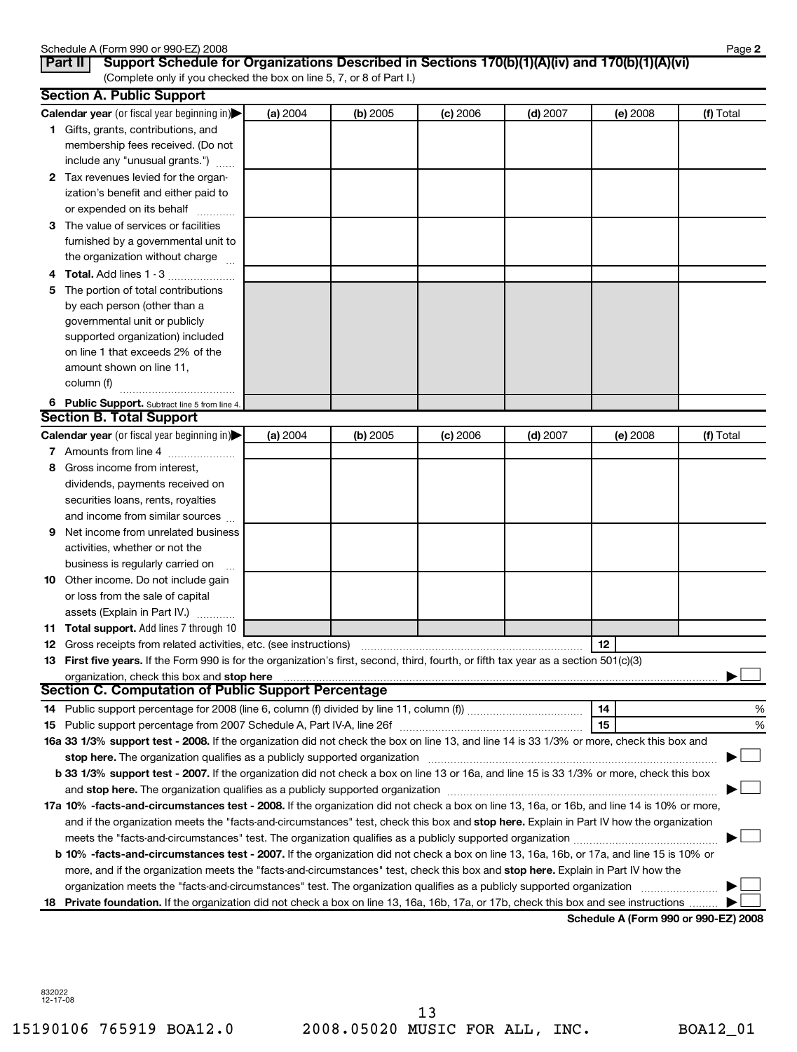Schedule A (Form 990 or 990-EZ) 2008

## Part II Support Schedule for Organizations Described in Sections 170(b)(1)(A)(iv) and 170(b)(1)(A)(vi)

(Complete only if you checked the box on line 5, 7, or 8 of Part I.)

### Section A. Public Support

| Calendar year (or fiscal year beginning in) | (a) 2004 | (b) 2005 | (c) 2006 | (d) 2007 | (e) 2008 | (f) Total |
|---|---|---|---|---|---|---|
| 1 Gifts, grants, contributions, and membership fees received. (Do not include any "unusual grants.") | | | | | | |
| 2 Tax revenues levied for the organization's benefit and either paid to or expended on its behalf | | | | | | |
| 3 The value of services or facilities furnished by a governmental unit to the organization without charge | | | | | | |
| 4 Total. Add lines 1 - 3 | | | | | | |
| 5 The portion of total contributions by each person (other than a governmental unit or publicly supported organization) included on line 1 that exceeds 2% of the amount shown on line 11, column (f) | | | | | | |
| 6 Public Support. Subtract line 5 from line 4. | | | | | | |

### Section B. Total Support

| Calendar year (or fiscal year beginning in) | (a) 2004 | (b) 2005 | (c) 2006 | (d) 2007 | (e) 2008 | (f) Total |
|---|---|---|---|---|---|---|
| 7 Amounts from line 4 | | | | | | |
| 8 Gross income from interest, dividends, payments received on securities loans, rents, royalties and income from similar sources | | | | | | |
| 9 Net income from unrelated business activities, whether or not the business is regularly carried on | | | | | | |
| 10 Other income. Do not include gain or loss from the sale of capital assets (Explain in Part IV.) | | | | | | |
| 11 Total support. Add lines 7 through 10 | | | | | | |

12 Gross receipts from related activities, etc. (see instructions) 12

13 **First five years.** If the Form 990 is for the organization's first, second, third, fourth, or fifth tax year as a section 501(c)(3) organization, check this box and **stop here** ☐

### Section C. Computation of Public Support Percentage

14 Public support percentage for 2008 (line 6, column (f) divided by line 11, column (f)) 14 %

15 Public support percentage from 2007 Schedule A, Part IV-A, line 26f 15 %

16a **33 1/3% support test - 2008.** If the organization did not check the box on line 13, and line 14 is 33 1/3% or more, check this box and **stop here.** The organization qualifies as a publicly supported organization ☐

b **33 1/3% support test - 2007.** If the organization did not check a box on line 13 or 16a, and line 15 is 33 1/3% or more, check this box and **stop here.** The organization qualifies as a publicly supported organization ☐

17a **10% -facts-and-circumstances test - 2008.** If the organization did not check a box on line 13, 16a, or 16b, and line 14 is 10% or more, and if the organization meets the "facts-and-circumstances" test, check this box and **stop here.** Explain in Part IV how the organization meets the "facts-and-circumstances" test. The organization qualifies as a publicly supported organization ☐

b **10% -facts-and-circumstances test - 2007.** If the organization did not check a box on line 13, 16a, 16b, or 17a, and line 15 is 10% or more, and if the organization meets the "facts-and-circumstances" test, check this box and **stop here.** Explain in Part IV how the organization meets the "facts-and-circumstances" test. The organization qualifies as a publicly supported organization ☐

18 **Private foundation.** If the organization did not check a box on line 13, 16a, 16b, 17a, or 17b, check this box and see instructions ☐

**Schedule A (Form 990 or 990-EZ) 2008**

832022
12-17-08

15190106 765919 BOA12.0 2008.05020 MUSIC FOR ALL, INC. BOA12_01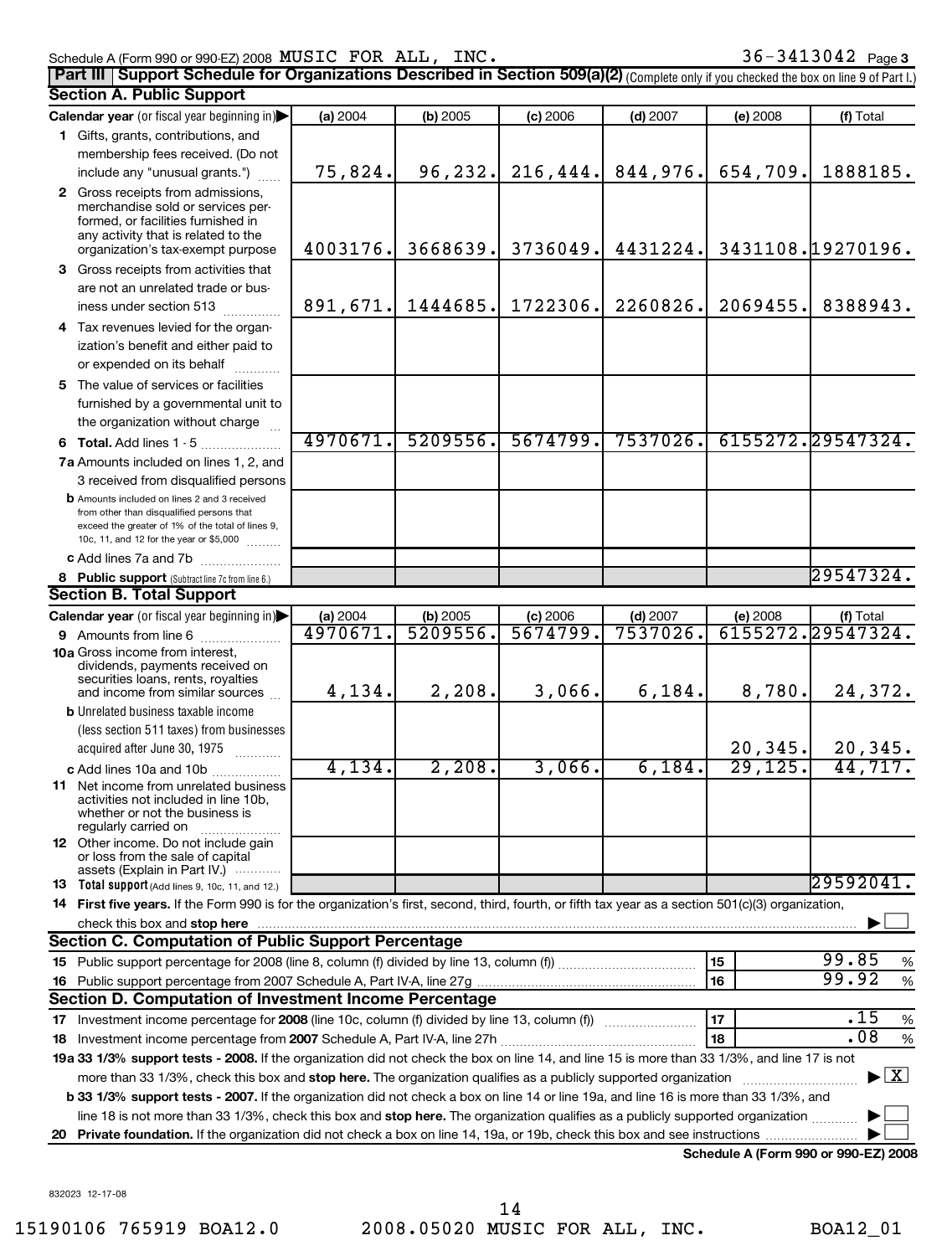Schedule A (Form 990 or 990-EZ) 2008 MUSIC FOR ALL, INC. 36-3413042 Page 3

## Part III Support Schedule for Organizations Described in Section 509(a)(2) (Complete only if you checked the box on line 9 of Part I.)

### Section A. Public Support

| Calendar year (or fiscal year beginning in) | (a) 2004 | (b) 2005 | (c) 2006 | (d) 2007 | (e) 2008 | (f) Total |
|---|---|---|---|---|---|---|
| 1 Gifts, grants, contributions, and membership fees received. (Do not include any "unusual grants.") | 75,824. | 96,232. | 216,444. | 844,976. | 654,709. | 1888185. |
| 2 Gross receipts from admissions, merchandise sold or services performed, or facilities furnished in any activity that is related to the organization's tax-exempt purpose | 4003176. | 3668639. | 3736049. | 4431224. | 3431108. | 19270196. |
| 3 Gross receipts from activities that are not an unrelated trade or business under section 513 | 891,671. | 1444685. | 1722306. | 2260826. | 2069455. | 8388943. |
| 4 Tax revenues levied for the organization's benefit and either paid to or expended on its behalf | | | | | | |
| 5 The value of services or facilities furnished by a governmental unit to the organization without charge | | | | | | |
| 6 Total. Add lines 1 - 5 | 4970671. | 5209556. | 5674799. | 7537026. | 6155272. | 29547324. |
| 7a Amounts included on lines 1, 2, and 3 received from disqualified persons | | | | | | |
| b Amounts included on lines 2 and 3 received from other than disqualified persons that exceed the greater of 1% of the total of lines 9, 10c, 11, and 12 for the year or $5,000 | | | | | | |
| c Add lines 7a and 7b | | | | | | |
| 8 Public support (Subtract line 7c from line 6.) | | | | | | 29547324. |

### Section B. Total Support

| Calendar year (or fiscal year beginning in) | (a) 2004 | (b) 2005 | (c) 2006 | (d) 2007 | (e) 2008 | (f) Total |
|---|---|---|---|---|---|---|
| 9 Amounts from line 6 | 4970671. | 5209556. | 5674799. | 7537026. | 6155272. | 29547324. |
| 10a Gross income from interest, dividends, payments received on securities loans, rents, royalties and income from similar sources | 4,134. | 2,208. | 3,066. | 6,184. | 8,780. | 24,372. |
| b Unrelated business taxable income (less section 511 taxes) from businesses acquired after June 30, 1975 | | | | | 20,345. | 20,345. |
| c Add lines 10a and 10b | 4,134. | 2,208. | 3,066. | 6,184. | 29,125. | 44,717. |
| 11 Net income from unrelated business activities not included in line 10b, whether or not the business is regularly carried on | | | | | | |
| 12 Other income. Do not include gain or loss from the sale of capital assets (Explain in Part IV.) | | | | | | |
| 13 Total support (Add lines 9, 10c, 11, and 12.) | | | | | | 29592041. |

14 **First five years.** If the Form 990 is for the organization's first, second, third, fourth, or fifth tax year as a section 501(c)(3) organization, check this box and **stop here** ☐

### Section C. Computation of Public Support Percentage

| | | | |
|---|---|---|---|
| 15 | Public support percentage for 2008 (line 8, column (f) divided by line 13, column (f)) | 15 | 99.85 % |
| 16 | Public support percentage from 2007 Schedule A, Part IV-A, line 27g | 16 | 99.92 % |

### Section D. Computation of Investment Income Percentage

| | | | |
|---|---|---|---|
| 17 | Investment income percentage for **2008** (line 10c, column (f) divided by line 13, column (f)) | 17 | .15 % |
| 18 | Investment income percentage from **2007** Schedule A, Part IV-A, line 27h | 18 | .08 % |

19a **33 1/3% support tests - 2008.** If the organization did not check the box on line 14, and line 15 is more than 33 1/3%, and line 17 is not more than 33 1/3%, check this box and **stop here.** The organization qualifies as a publicly supported organization ☒

b **33 1/3% support tests - 2007.** If the organization did not check a box on line 14 or line 19a, and line 16 is more than 33 1/3%, and line 18 is not more than 33 1/3%, check this box and **stop here.** The organization qualifies as a publicly supported organization ☐

20 **Private foundation.** If the organization did not check a box on line 14, 19a, or 19b, check this box and see instructions ☐

**Schedule A (Form 990 or 990-EZ) 2008**

832023 12-17-08

15190106 765919 BOA12.0 2008.05020 MUSIC FOR ALL, INC. BOA12_01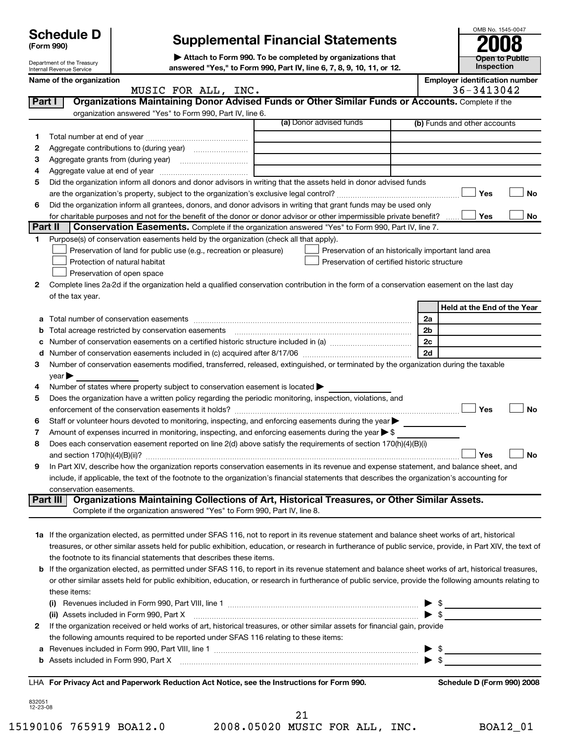**Schedule D (Form 990)**

Department of the Treasury
Internal Revenue Service

# Supplemental Financial Statements

▶ Attach to Form 990. To be completed by organizations that answered "Yes," to Form 990, Part IV, line 6, 7, 8, 9, 10, 11, or 12.

OMB No. 1545-0047

**2008**

**Open to Public Inspection**

**Name of the organization**: MUSIC FOR ALL, INC.

**Employer identification number**: 36-3413042

## Part I — Organizations Maintaining Donor Advised Funds or Other Similar Funds or Accounts. Complete if the organization answered "Yes" to Form 990, Part IV, line 6.

| | | (a) Donor advised funds | (b) Funds and other accounts |
|---|---|---|---|
| 1 | Total number at end of year | | |
| 2 | Aggregate contributions to (during year) | | |
| 3 | Aggregate grants from (during year) | | |
| 4 | Aggregate value at end of year | | |

5 Did the organization inform all donors and donor advisors in writing that the assets held in donor advised funds are the organization's property, subject to the organization's exclusive legal control? ☐ Yes ☐ No

6 Did the organization inform all grantees, donors, and donor advisors in writing that grant funds may be used only for charitable purposes and not for the benefit of the donor or donor advisor or other impermissible private benefit? ☐ Yes ☐ No

## Part II — Conservation Easements. Complete if the organization answered "Yes" to Form 990, Part IV, line 7.

1 Purpose(s) of conservation easements held by the organization (check all that apply).

- ☐ Preservation of land for public use (e.g., recreation or pleasure)
- ☐ Protection of natural habitat
- ☐ Preservation of open space
- ☐ Preservation of an historically important land area
- ☐ Preservation of certified historic structure

2 Complete lines 2a-2d if the organization held a qualified conservation contribution in the form of a conservation easement on the last day of the tax year.

| | | | Held at the End of the Year |
|---|---|---|---|
| a | Total number of conservation easements | 2a | |
| b | Total acreage restricted by conservation easements | 2b | |
| c | Number of conservation easements on a certified historic structure included in (a) | 2c | |
| d | Number of conservation easements included in (c) acquired after 8/17/06 | 2d | |

3 Number of conservation easements modified, transferred, released, extinguished, or terminated by the organization during the taxable year ▶

4 Number of states where property subject to conservation easement is located ▶

5 Does the organization have a written policy regarding the periodic monitoring, inspection, violations, and enforcement of the conservation easements it holds? ☐ Yes ☐ No

6 Staff or volunteer hours devoted to monitoring, inspecting, and enforcing easements during the year ▶

7 Amount of expenses incurred in monitoring, inspecting, and enforcing easements during the year ▶ $

8 Does each conservation easement reported on line 2(d) above satisfy the requirements of section 170(h)(4)(B)(i) and section 170(h)(4)(B)(ii)? ☐ Yes ☐ No

9 In Part XIV, describe how the organization reports conservation easements in its revenue and expense statement, and balance sheet, and include, if applicable, the text of the footnote to the organization's financial statements that describes the organization's accounting for conservation easements.

## Part III — Organizations Maintaining Collections of Art, Historical Treasures, or Other Similar Assets.

Complete if the organization answered "Yes" to Form 990, Part IV, line 8.

1a If the organization elected, as permitted under SFAS 116, not to report in its revenue statement and balance sheet works of art, historical treasures, or other similar assets held for public exhibition, education, or research in furtherance of public service, provide, in Part XIV, the text of the footnote to its financial statements that describes these items.

b If the organization elected, as permitted under SFAS 116, to report in its revenue statement and balance sheet works of art, historical treasures, or other similar assets held for public exhibition, education, or research in furtherance of public service, provide the following amounts relating to these items:

(i) Revenues included in Form 990, Part VIII, line 1 ▶ $

(ii) Assets included in Form 990, Part X ▶ $

2 If the organization received or held works of art, historical treasures, or other similar assets for financial gain, provide the following amounts required to be reported under SFAS 116 relating to these items:

a Revenues included in Form 990, Part VIII, line 1 ▶ $

b Assets included in Form 990, Part X ▶ $

LHA **For Privacy Act and Paperwork Reduction Act Notice, see the Instructions for Form 990.** **Schedule D (Form 990) 2008**

832051 12-23-08

15190106 765919 BOA12.0 2008.05020 MUSIC FOR ALL, INC. BOA12_01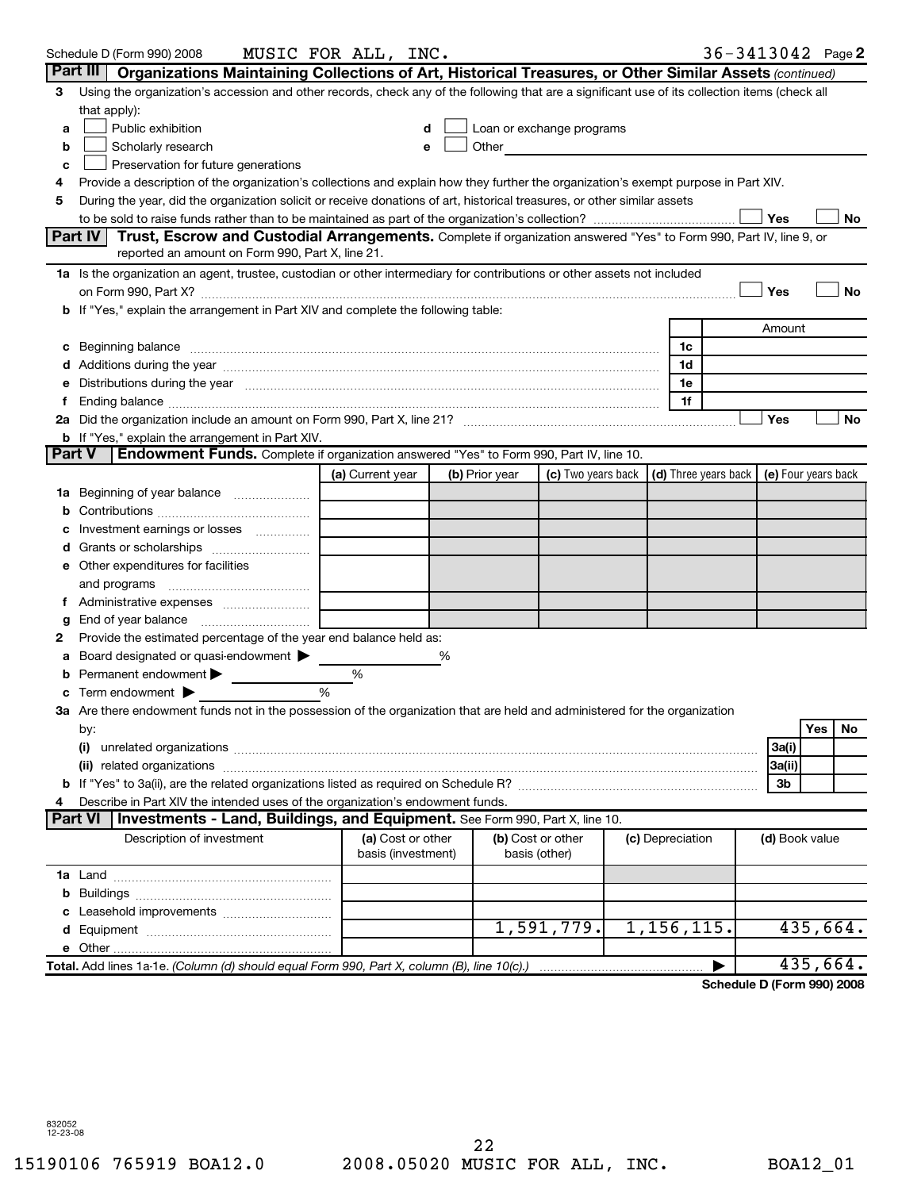Schedule D (Form 990) 2008 MUSIC FOR ALL, INC. 36-3413042 Page 2

## Part III Organizations Maintaining Collections of Art, Historical Treasures, or Other Similar Assets *(continued)*

3 Using the organization's accession and other records, check any of the following that are a significant use of its collection items (check all that apply):

a ☐ Public exhibition
b ☐ Scholarly research
c ☐ Preservation for future generations
d ☐ Loan or exchange programs
e ☐ Other

4 Provide a description of the organization's collections and explain how they further the organization's exempt purpose in Part XIV.

5 During the year, did the organization solicit or receive donations of art, historical treasures, or other similar assets to be sold to raise funds rather than to be maintained as part of the organization's collection? ☐ Yes ☐ No

## Part IV Trust, Escrow and Custodial Arrangements.

Complete if organization answered "Yes" to Form 990, Part IV, line 9, or reported an amount on Form 990, Part X, line 21.

1a Is the organization an agent, trustee, custodian or other intermediary for contributions or other assets not included on Form 990, Part X? ☐ Yes ☐ No

b If "Yes," explain the arrangement in Part XIV and complete the following table:

| | | Amount |
|---|---|---|
| c Beginning balance | 1c | |
| d Additions during the year | 1d | |
| e Distributions during the year | 1e | |
| f Ending balance | 1f | |

2a Did the organization include an amount on Form 990, Part X, line 21? ☐ Yes ☐ No

b If "Yes," explain the arrangement in Part XIV.

## Part V Endowment Funds.

Complete if organization answered "Yes" to Form 990, Part IV, line 10.

| | (a) Current year | (b) Prior year | (c) Two years back | (d) Three years back | (e) Four years back |
|---|---|---|---|---|---|
| 1a Beginning of year balance | | | | | |
| b Contributions | | | | | |
| c Investment earnings or losses | | | | | |
| d Grants or scholarships | | | | | |
| e Other expenditures for facilities and programs | | | | | |
| f Administrative expenses | | | | | |
| g End of year balance | | | | | |

2 Provide the estimated percentage of the year end balance held as:

a Board designated or quasi-endowment ▶ ______ %
b Permanent endowment ▶ ______ %
c Term endowment ▶ ______ %

3a Are there endowment funds not in the possession of the organization that are held and administered for the organization by:

| | | Yes | No |
|---|---|---|---|
| (i) unrelated organizations | 3a(i) | | |
| (ii) related organizations | 3a(ii) | | |
| b If "Yes" to 3a(ii), are the related organizations listed as required on Schedule R? | 3b | | |

4 Describe in Part XIV the intended uses of the organization's endowment funds.

## Part VI Investments - Land, Buildings, and Equipment.

See Form 990, Part X, line 10.

| Description of investment | (a) Cost or other basis (investment) | (b) Cost or other basis (other) | (c) Depreciation | (d) Book value |
|---|---|---|---|---|
| 1a Land | | | | |
| b Buildings | | | | |
| c Leasehold improvements | | | | |
| d Equipment | | 1,591,779. | 1,156,115. | 435,664. |
| e Other | | | | |
| **Total.** Add lines 1a-1e. *(Column (d) should equal Form 990, Part X, column (B), line 10(c).)* | | | ▶ | 435,664. |

**Schedule D (Form 990) 2008**

832052 12-23-08

15190106 765919 BOA12.0 2008.05020 MUSIC FOR ALL, INC. BOA12_01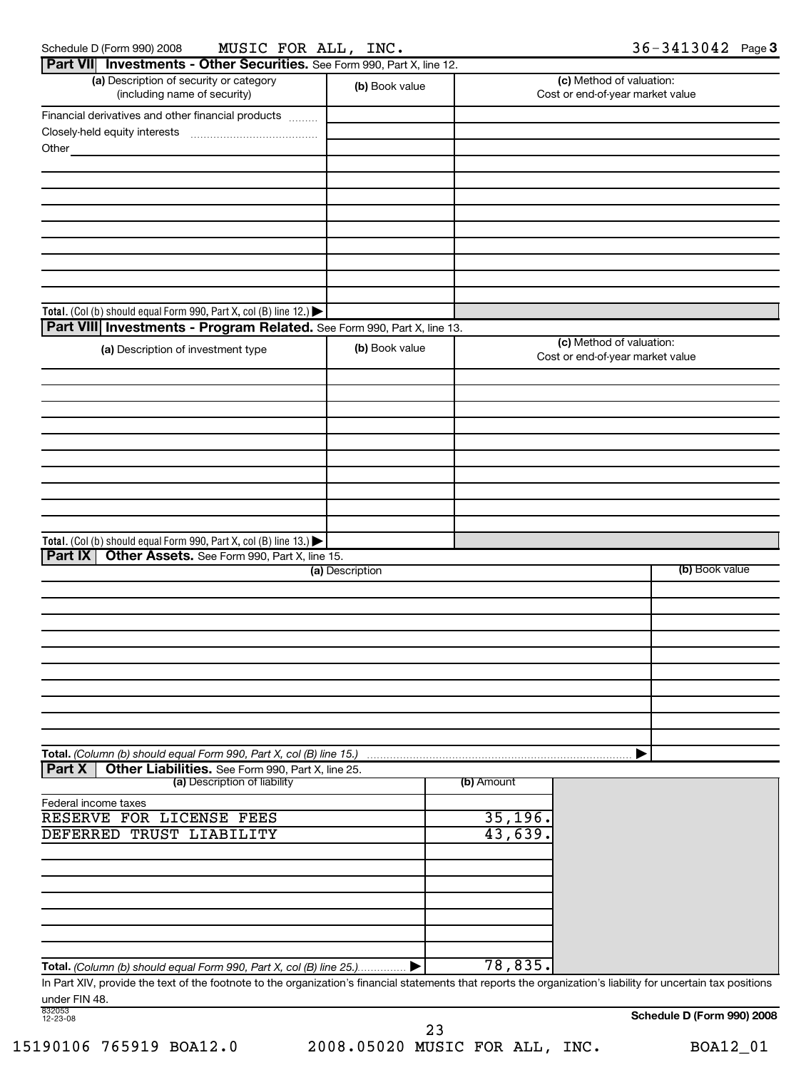Schedule D (Form 990) 2008 MUSIC FOR ALL, INC. 36-3413042 Page 3

## Part VII Investments - Other Securities. See Form 990, Part X, line 12.

| (a) Description of security or category (including name of security) | (b) Book value | (c) Method of valuation: Cost or end-of-year market value |
|---|---|---|
| Financial derivatives and other financial products | | |
| Closely-held equity interests | | |
| Other | | |
| | | |
| | | |
| | | |
| | | |
| | | |
| | | |
| | | |
| | | |
| | | |
| **Total.** (Col (b) should equal Form 990, Part X, col (B) line 12.) ▶ | | |

## Part VIII Investments - Program Related. See Form 990, Part X, line 13.

| (a) Description of investment type | (b) Book value | (c) Method of valuation: Cost or end-of-year market value |
|---|---|---|
| | | |
| | | |
| | | |
| | | |
| | | |
| | | |
| | | |
| | | |
| | | |
| | | |
| **Total.** (Col (b) should equal Form 990, Part X, col (B) line 13.) ▶ | | |

## Part IX Other Assets. See Form 990, Part X, line 15.

| (a) Description | (b) Book value |
|---|---|
| | |
| | |
| | |
| | |
| | |
| | |
| | |
| | |
| | |
| | |
| **Total.** *(Column (b) should equal Form 990, Part X, col (B) line 15.)* ▶ | |

## Part X Other Liabilities. See Form 990, Part X, line 25.

| (a) Description of liability | (b) Amount |
|---|---|
| Federal income taxes | |
| RESERVE FOR LICENSE FEES | 35,196. |
| DEFERRED TRUST LIABILITY | 43,639. |
| | |
| | |
| | |
| | |
| | |
| | |
| | |
| **Total.** *(Column (b) should equal Form 990, Part X, col (B) line 25.)* ▶ | 78,835. |

In Part XIV, provide the text of the footnote to the organization's financial statements that reports the organization's liability for uncertain tax positions under FIN 48.

832053 12-23-08

**Schedule D (Form 990) 2008**

15190106 765919 BOA12.0 2008.05020 MUSIC FOR ALL, INC. BOA12_01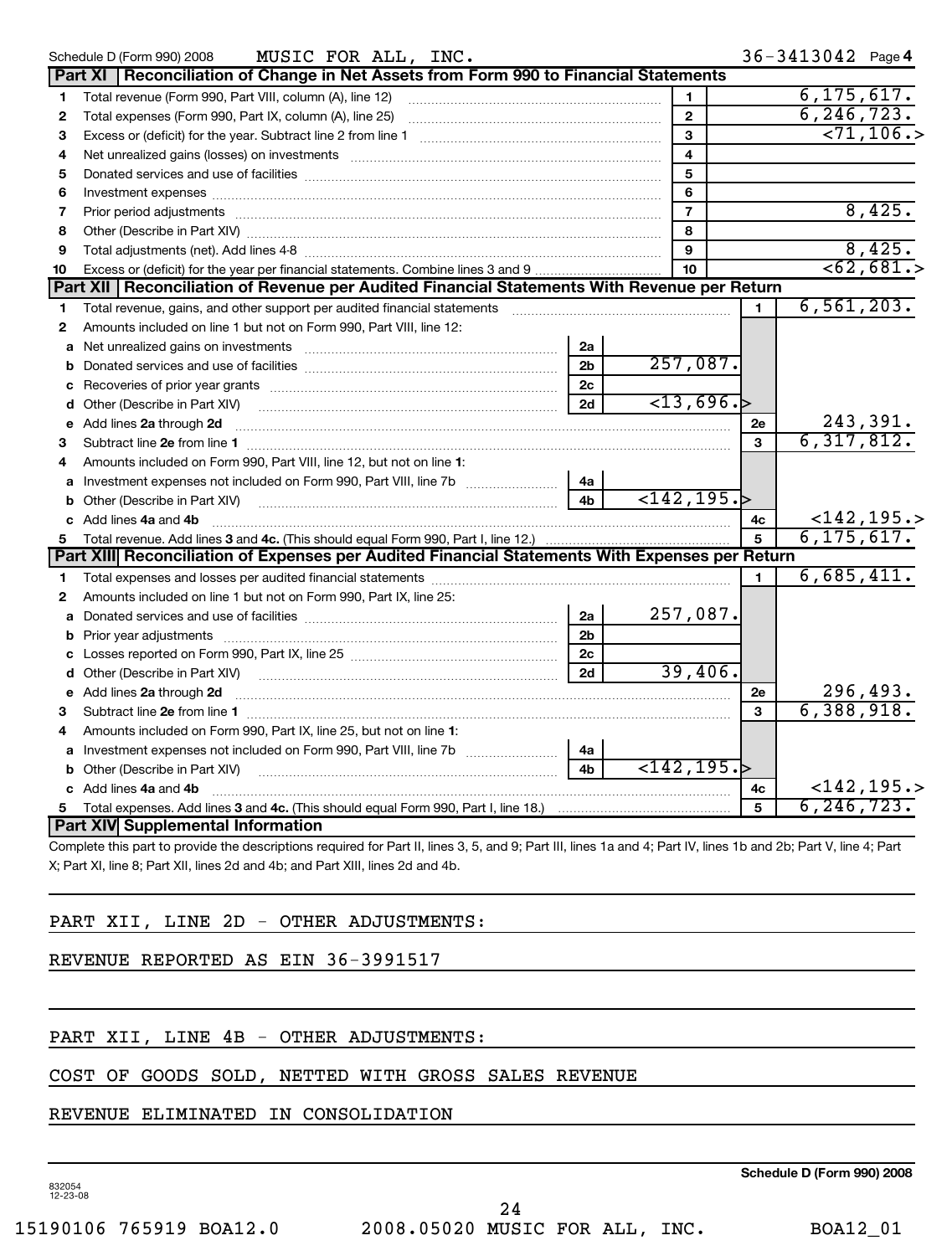Schedule D (Form 990) 2008 MUSIC FOR ALL, INC. 36-3413042 Page 4

## Part XI Reconciliation of Change in Net Assets from Form 990 to Financial Statements

| | | | |
|---|---|---|---|
| 1 | Total revenue (Form 990, Part VIII, column (A), line 12) | 1 | 6,175,617. |
| 2 | Total expenses (Form 990, Part IX, column (A), line 25) | 2 | 6,246,723. |
| 3 | Excess or (deficit) for the year. Subtract line 2 from line 1 | 3 | <71,106.> |
| 4 | Net unrealized gains (losses) on investments | 4 | |
| 5 | Donated services and use of facilities | 5 | |
| 6 | Investment expenses | 6 | |
| 7 | Prior period adjustments | 7 | 8,425. |
| 8 | Other (Describe in Part XIV) | 8 | |
| 9 | Total adjustments (net). Add lines 4-8 | 9 | 8,425. |
| 10 | Excess or (deficit) for the year per financial statements. Combine lines 3 and 9 | 10 | <62,681.> |

## Part XII Reconciliation of Revenue per Audited Financial Statements With Revenue per Return

| | | | | | |
|---|---|---|---|---|---|
| 1 | Total revenue, gains, and other support per audited financial statements | | | 1 | 6,561,203. |
| 2 | Amounts included on line 1 but not on Form 990, Part VIII, line 12: | | | | |
| a | Net unrealized gains on investments | 2a | | | |
| b | Donated services and use of facilities | 2b | 257,087. | | |
| c | Recoveries of prior year grants | 2c | | | |
| d | Other (Describe in Part XIV) | 2d | <13,696.> | | |
| e | Add lines 2a through 2d | | | 2e | 243,391. |
| 3 | Subtract line 2e from line 1 | | | 3 | 6,317,812. |
| 4 | Amounts included on Form 990, Part VIII, line 12, but not on line 1: | | | | |
| a | Investment expenses not included on Form 990, Part VIII, line 7b | 4a | | | |
| b | Other (Describe in Part XIV) | 4b | <142,195.> | | |
| c | Add lines 4a and 4b | | | 4c | <142,195.> |
| 5 | Total revenue. Add lines 3 and 4c. (This should equal Form 990, Part I, line 12.) | | | 5 | 6,175,617. |

## Part XIII Reconciliation of Expenses per Audited Financial Statements With Expenses per Return

| | | | | | |
|---|---|---|---|---|---|
| 1 | Total expenses and losses per audited financial statements | | | 1 | 6,685,411. |
| 2 | Amounts included on line 1 but not on Form 990, Part IX, line 25: | | | | |
| a | Donated services and use of facilities | 2a | 257,087. | | |
| b | Prior year adjustments | 2b | | | |
| c | Losses reported on Form 990, Part IX, line 25 | 2c | | | |
| d | Other (Describe in Part XIV) | 2d | 39,406. | | |
| e | Add lines 2a through 2d | | | 2e | 296,493. |
| 3 | Subtract line 2e from line 1 | | | 3 | 6,388,918. |
| 4 | Amounts included on Form 990, Part IX, line 25, but not on line 1: | | | | |
| a | Investment expenses not included on Form 990, Part VIII, line 7b | 4a | | | |
| b | Other (Describe in Part XIV) | 4b | <142,195.> | | |
| c | Add lines 4a and 4b | | | 4c | <142,195.> |
| 5 | Total expenses. Add lines 3 and 4c. (This should equal Form 990, Part I, line 18.) | | | 5 | 6,246,723. |

## Part XIV Supplemental Information

Complete this part to provide the descriptions required for Part II, lines 3, 5, and 9; Part III, lines 1a and 4; Part IV, lines 1b and 2b; Part V, line 4; Part X; Part XI, line 8; Part XII, lines 2d and 4b; and Part XIII, lines 2d and 4b.

PART XII, LINE 2D - OTHER ADJUSTMENTS:

REVENUE REPORTED AS EIN 36-3991517

PART XII, LINE 4B - OTHER ADJUSTMENTS:

COST OF GOODS SOLD, NETTED WITH GROSS SALES REVENUE

REVENUE ELIMINATED IN CONSOLIDATION

Schedule D (Form 990) 2008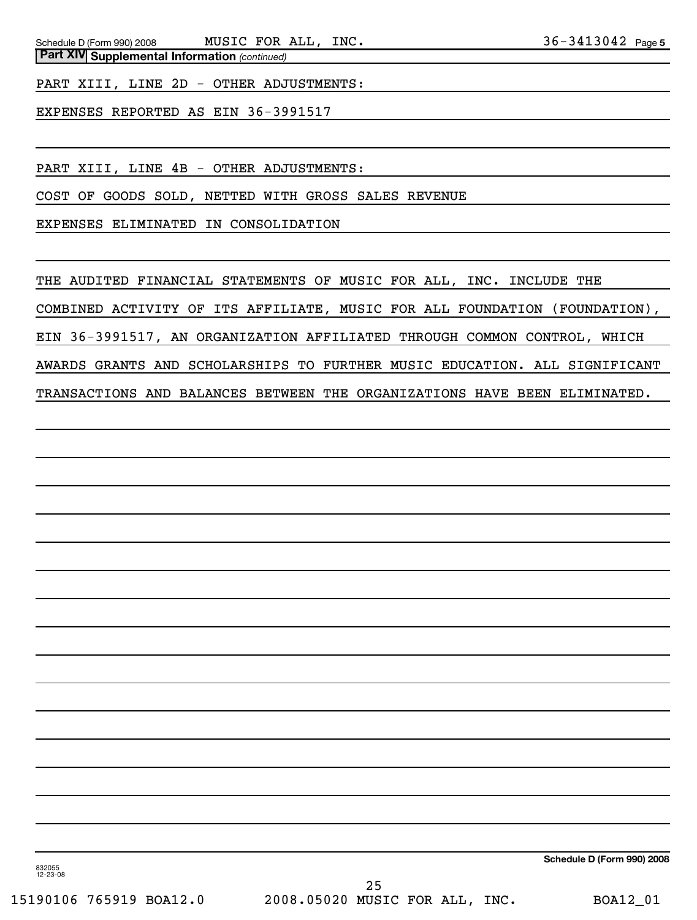**Part XIV Supplemental Information** *(continued)*

PART XIII, LINE 2D - OTHER ADJUSTMENTS:

EXPENSES REPORTED AS EIN 36-3991517

PART XIII, LINE 4B - OTHER ADJUSTMENTS:

COST OF GOODS SOLD, NETTED WITH GROSS SALES REVENUE

EXPENSES ELIMINATED IN CONSOLIDATION

THE AUDITED FINANCIAL STATEMENTS OF MUSIC FOR ALL, INC. INCLUDE THE COMBINED ACTIVITY OF ITS AFFILIATE, MUSIC FOR ALL FOUNDATION (FOUNDATION), EIN 36-3991517, AN ORGANIZATION AFFILIATED THROUGH COMMON CONTROL, WHICH AWARDS GRANTS AND SCHOLARSHIPS TO FURTHER MUSIC EDUCATION. ALL SIGNIFICANT TRANSACTIONS AND BALANCES BETWEEN THE ORGANIZATIONS HAVE BEEN ELIMINATED.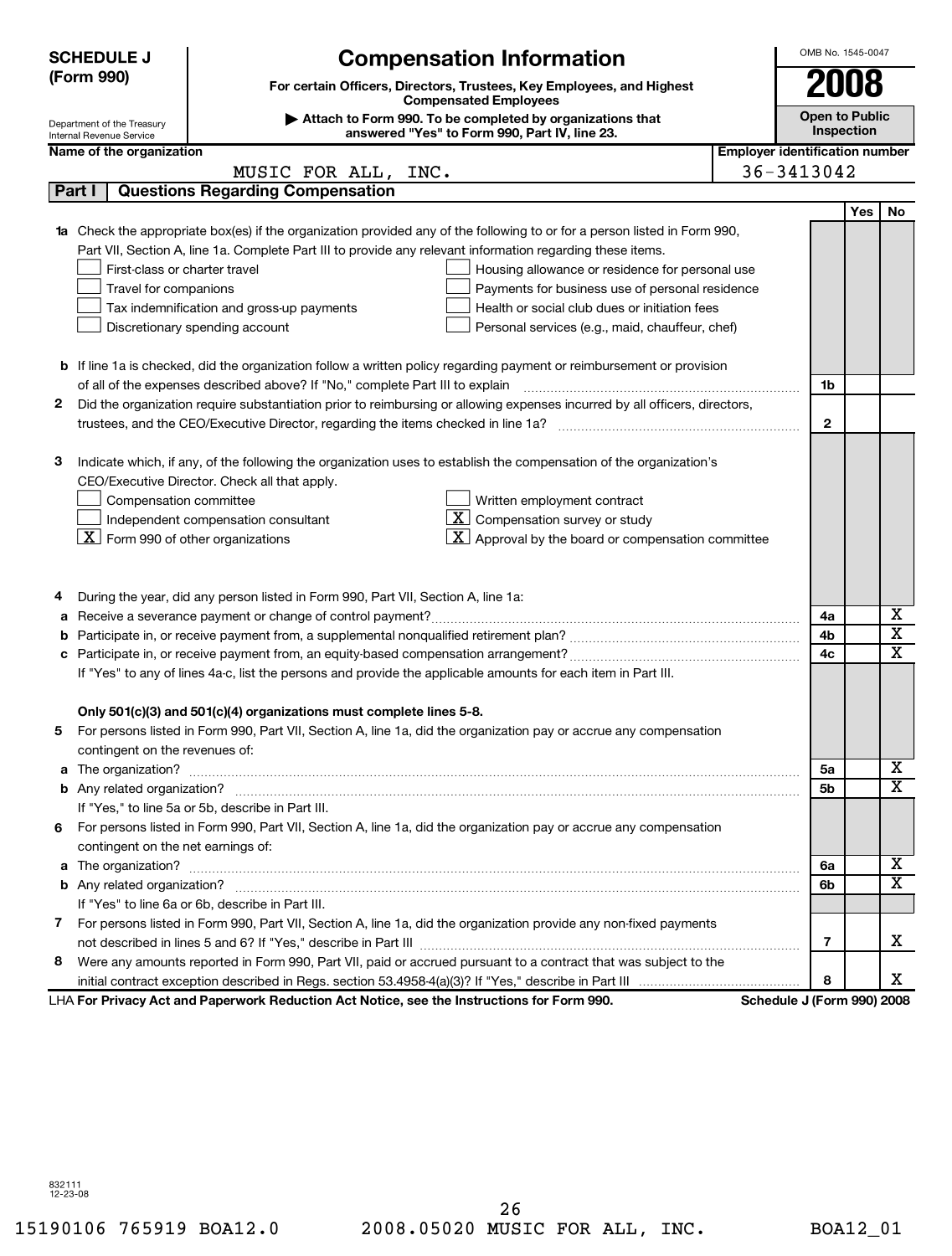**SCHEDULE J (Form 990)**

Department of the Treasury
Internal Revenue Service

# Compensation Information

**For certain Officers, Directors, Trustees, Key Employees, and Highest Compensated Employees**

▶ Attach to Form 990. To be completed by organizations that answered "Yes" to Form 990, Part IV, line 23.

OMB No. 1545-0047

**2008**

**Open to Public Inspection**

**Name of the organization:** MUSIC FOR ALL, INC.

**Employer identification number:** 36-3413042

## Part I | Questions Regarding Compensation

| | | | Yes | No |
|---|---|---|---|---|
| **1a** | Check the appropriate box(es) if the organization provided any of the following to or for a person listed in Form 990, Part VII, Section A, line 1a. Complete Part III to provide any relevant information regarding these items.<br>☐ First-class or charter travel ☐ Housing allowance or residence for personal use<br>☐ Travel for companions ☐ Payments for business use of personal residence<br>☐ Tax indemnification and gross-up payments ☐ Health or social club dues or initiation fees<br>☐ Discretionary spending account ☐ Personal services (e.g., maid, chauffeur, chef) | | | |
| **b** | If line 1a is checked, did the organization follow a written policy regarding payment or reimbursement or provision of all of the expenses described above? If "No," complete Part III to explain | 1b | | |
| **2** | Did the organization require substantiation prior to reimbursing or allowing expenses incurred by all officers, directors, trustees, and the CEO/Executive Director, regarding the items checked in line 1a? | 2 | | |
| **3** | Indicate which, if any, of the following the organization uses to establish the compensation of the organization's CEO/Executive Director. Check all that apply.<br>☐ Compensation committee ☐ Written employment contract<br>☐ Independent compensation consultant ☒ Compensation survey or study<br>☒ Form 990 of other organizations ☒ Approval by the board or compensation committee | | | |
| **4** | During the year, did any person listed in Form 990, Part VII, Section A, line 1a: | | | |
| **a** | Receive a severance payment or change of control payment? | 4a | | X |
| **b** | Participate in, or receive payment from, a supplemental nonqualified retirement plan? | 4b | | X |
| **c** | Participate in, or receive payment from, an equity-based compensation arrangement? | 4c | | X |
| | If "Yes" to any of lines 4a-c, list the persons and provide the applicable amounts for each item in Part III. | | | |
| | **Only 501(c)(3) and 501(c)(4) organizations must complete lines 5-8.** | | | |
| **5** | For persons listed in Form 990, Part VII, Section A, line 1a, did the organization pay or accrue any compensation contingent on the revenues of: | | | |
| **a** | The organization? | 5a | | X |
| **b** | Any related organization? | 5b | | X |
| | If "Yes," to line 5a or 5b, describe in Part III. | | | |
| **6** | For persons listed in Form 990, Part VII, Section A, line 1a, did the organization pay or accrue any compensation contingent on the net earnings of: | | | |
| **a** | The organization? | 6a | | X |
| **b** | Any related organization? | 6b | | X |
| | If "Yes" to line 6a or 6b, describe in Part III. | | | |
| **7** | For persons listed in Form 990, Part VII, Section A, line 1a, did the organization provide any non-fixed payments not described in lines 5 and 6? If "Yes," describe in Part III | 7 | | X |
| **8** | Were any amounts reported in Form 990, Part VII, paid or accrued pursuant to a contract that was subject to the initial contract exception described in Regs. section 53.4958-4(a)(3)? If "Yes," describe in Part III | 8 | | X |

LHA **For Privacy Act and Paperwork Reduction Act Notice, see the Instructions for Form 990.** **Schedule J (Form 990) 2008**

832111
12-23-08

15190106 765919 BOA12.0 2008.05020 MUSIC FOR ALL, INC. BOA12_01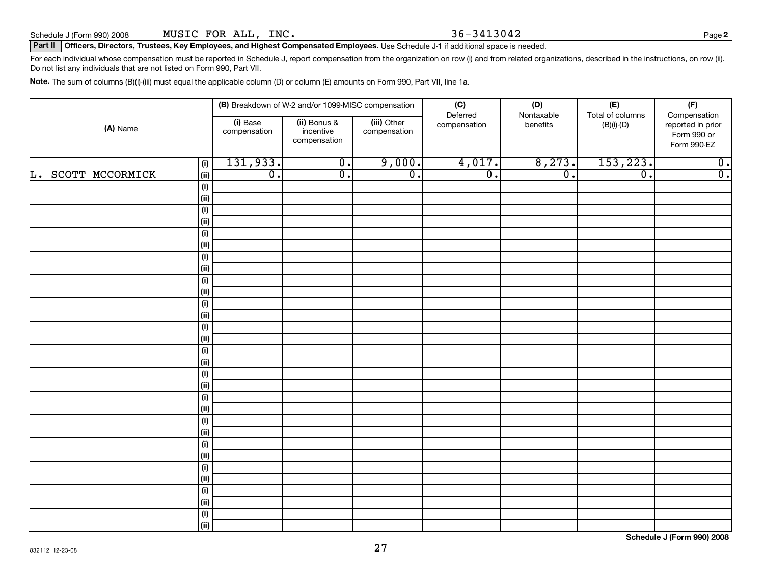Schedule J (Form 990) 2008 MUSIC FOR ALL, INC. 36-3413042

**Part II | Officers, Directors, Trustees, Key Employees, and Highest Compensated Employees.** Use Schedule J-1 if additional space is needed.

For each individual whose compensation must be reported in Schedule J, report compensation from the organization on row (i) and from related organizations, described in the instructions, on row (ii). Do not list any individuals that are not listed on Form 990, Part VII.

**Note.** The sum of columns (B)(i)-(iii) must equal the applicable column (D) or column (E) amounts on Form 990, Part VII, line 1a.

| (A) Name | | (B) Breakdown of W-2 and/or 1099-MISC compensation (i) Base compensation | (ii) Bonus & incentive compensation | (iii) Other compensation | (C) Deferred compensation | (D) Nontaxable benefits | (E) Total of columns (B)(i)-(D) | (F) Compensation reported in prior Form 990 or Form 990-EZ |
|---|---|---|---|---|---|---|---|---|
| L. SCOTT MCCORMICK | (i) | 131,933. | 0. | 9,000. | 4,017. | 8,273. | 153,223. | 0. |
| | (ii) | 0. | 0. | 0. | 0. | 0. | 0. | 0. |
| | (i) | | | | | | | |
| | (ii) | | | | | | | |
| | (i) | | | | | | | |
| | (ii) | | | | | | | |
| | (i) | | | | | | | |
| | (ii) | | | | | | | |
| | (i) | | | | | | | |
| | (ii) | | | | | | | |
| | (i) | | | | | | | |
| | (ii) | | | | | | | |
| | (i) | | | | | | | |
| | (ii) | | | | | | | |
| | (i) | | | | | | | |
| | (ii) | | | | | | | |
| | (i) | | | | | | | |
| | (ii) | | | | | | | |
| | (i) | | | | | | | |
| | (ii) | | | | | | | |
| | (i) | | | | | | | |
| | (ii) | | | | | | | |
| | (i) | | | | | | | |
| | (ii) | | | | | | | |
| | (i) | | | | | | | |
| | (ii) | | | | | | | |
| | (i) | | | | | | | |
| | (ii) | | | | | | | |
| | (i) | | | | | | | |
| | (ii) | | | | | | | |
| | (i) | | | | | | | |
| | (ii) | | | | | | | |

Schedule J (Form 990) 2008

832112 12-23-08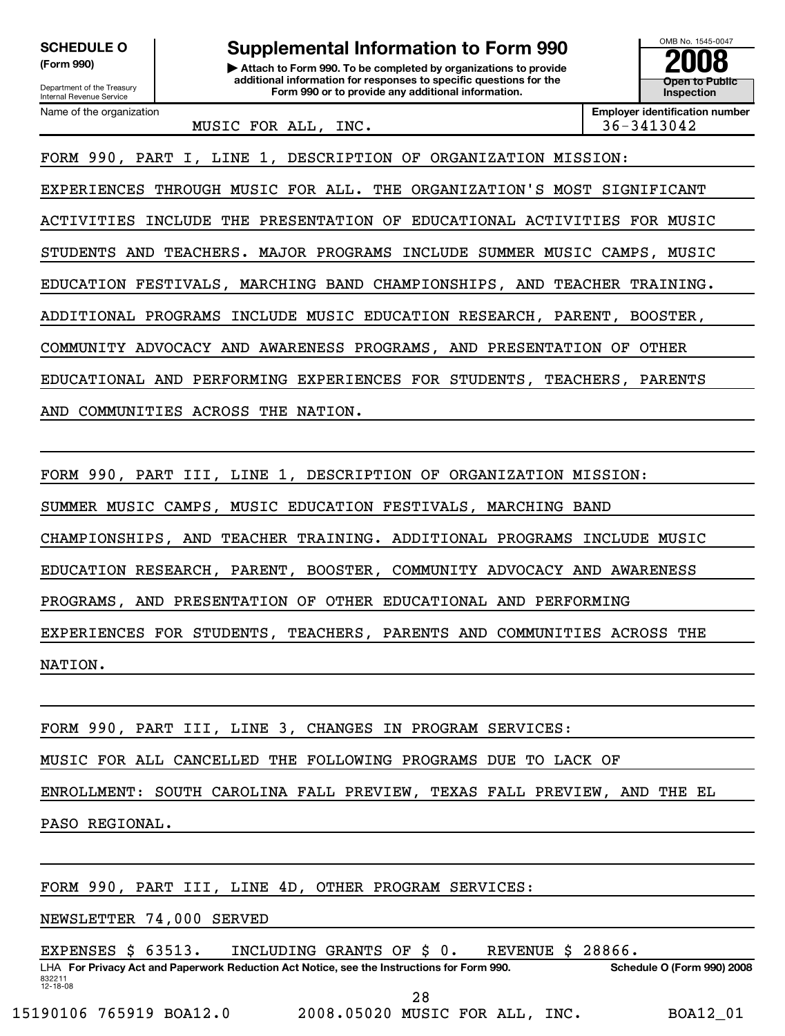**SCHEDULE O**
**(Form 990)**

Department of the Treasury
Internal Revenue Service

# Supplemental Information to Form 990

▶ **Attach to Form 990. To be completed by organizations to provide additional information for responses to specific questions for the Form 990 or to provide any additional information.**

OMB No. 1545-0047

**2008**

**Open to Public Inspection**

Name of the organization: MUSIC FOR ALL, INC.

**Employer identification number:** 36-3413042

FORM 990, PART I, LINE 1, DESCRIPTION OF ORGANIZATION MISSION:

EXPERIENCES THROUGH MUSIC FOR ALL. THE ORGANIZATION'S MOST SIGNIFICANT ACTIVITIES INCLUDE THE PRESENTATION OF EDUCATIONAL ACTIVITIES FOR MUSIC STUDENTS AND TEACHERS. MAJOR PROGRAMS INCLUDE SUMMER MUSIC CAMPS, MUSIC EDUCATION FESTIVALS, MARCHING BAND CHAMPIONSHIPS, AND TEACHER TRAINING. ADDITIONAL PROGRAMS INCLUDE MUSIC EDUCATION RESEARCH, PARENT, BOOSTER, COMMUNITY ADVOCACY AND AWARENESS PROGRAMS, AND PRESENTATION OF OTHER EDUCATIONAL AND PERFORMING EXPERIENCES FOR STUDENTS, TEACHERS, PARENTS AND COMMUNITIES ACROSS THE NATION.

FORM 990, PART III, LINE 1, DESCRIPTION OF ORGANIZATION MISSION:

SUMMER MUSIC CAMPS, MUSIC EDUCATION FESTIVALS, MARCHING BAND CHAMPIONSHIPS, AND TEACHER TRAINING. ADDITIONAL PROGRAMS INCLUDE MUSIC EDUCATION RESEARCH, PARENT, BOOSTER, COMMUNITY ADVOCACY AND AWARENESS PROGRAMS, AND PRESENTATION OF OTHER EDUCATIONAL AND PERFORMING EXPERIENCES FOR STUDENTS, TEACHERS, PARENTS AND COMMUNITIES ACROSS THE NATION.

FORM 990, PART III, LINE 3, CHANGES IN PROGRAM SERVICES:

MUSIC FOR ALL CANCELLED THE FOLLOWING PROGRAMS DUE TO LACK OF ENROLLMENT: SOUTH CAROLINA FALL PREVIEW, TEXAS FALL PREVIEW, AND THE EL PASO REGIONAL.

FORM 990, PART III, LINE 4D, OTHER PROGRAM SERVICES:

NEWSLETTER 74,000 SERVED

EXPENSES $ 63513. INCLUDING GRANTS OF $ 0. REVENUE $ 28866.

LHA **For Privacy Act and Paperwork Reduction Act Notice, see the Instructions for Form 990.** **Schedule O (Form 990) 2008**

832211
12-18-08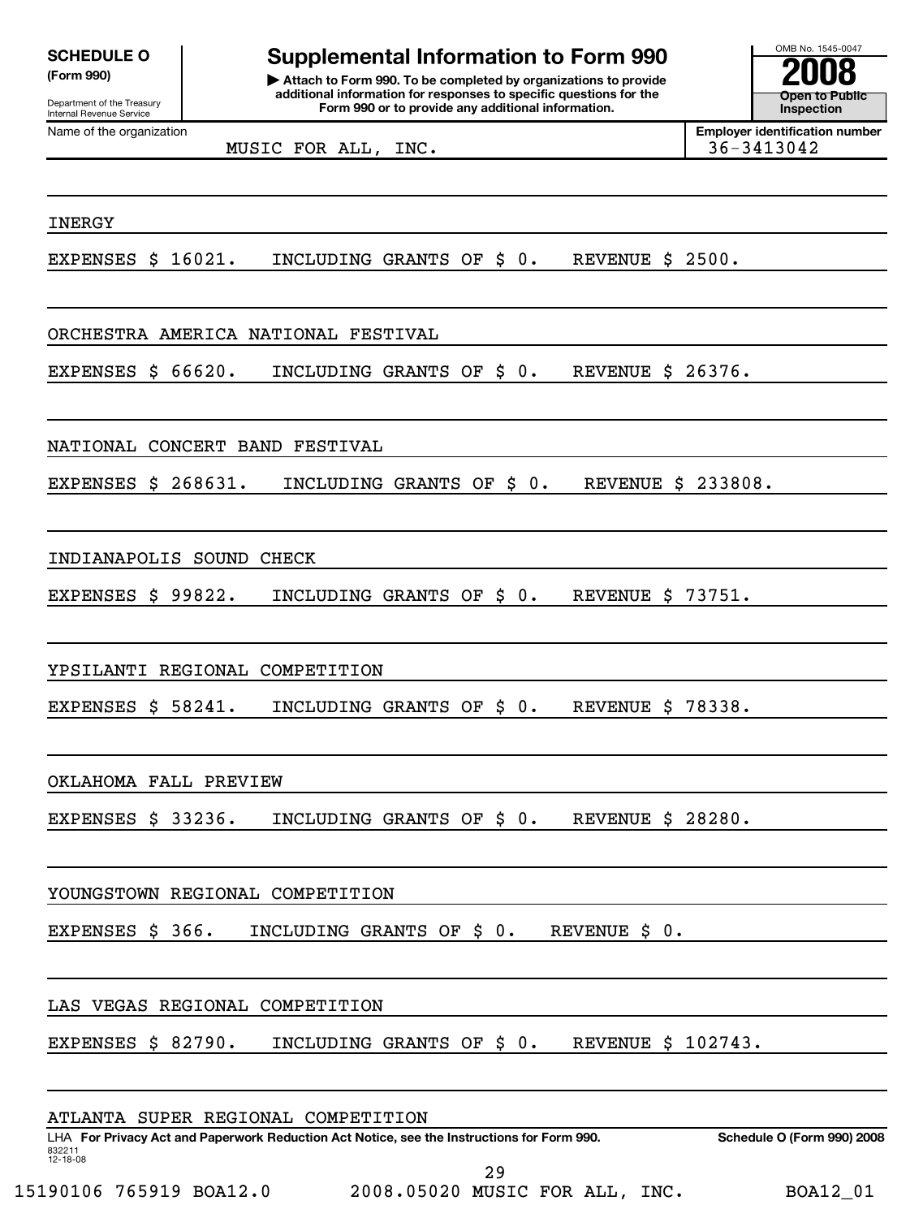**SCHEDULE O**
**(Form 990)**

Department of the Treasury
Internal Revenue Service

# Supplemental Information to Form 990

**▶ Attach to Form 990. To be completed by organizations to provide additional information for responses to specific questions for the Form 990 or to provide any additional information.**

OMB No. 1545-0047

**2008**

**Open to Public Inspection**

Name of the organization: MUSIC FOR ALL, INC.

**Employer identification number** 36-3413042

INERGY

EXPENSES $ 16021. INCLUDING GRANTS OF $ 0. REVENUE $ 2500.

ORCHESTRA AMERICA NATIONAL FESTIVAL

EXPENSES $ 66620. INCLUDING GRANTS OF $ 0. REVENUE $ 26376.

NATIONAL CONCERT BAND FESTIVAL

EXPENSES $ 268631. INCLUDING GRANTS OF $ 0. REVENUE $ 233808.

INDIANAPOLIS SOUND CHECK

EXPENSES $ 99822. INCLUDING GRANTS OF $ 0. REVENUE $ 73751.

YPSILANTI REGIONAL COMPETITION

EXPENSES $ 58241. INCLUDING GRANTS OF $ 0. REVENUE $ 78338.

OKLAHOMA FALL PREVIEW

EXPENSES $ 33236. INCLUDING GRANTS OF $ 0. REVENUE $ 28280.

YOUNGSTOWN REGIONAL COMPETITION

EXPENSES $ 366. INCLUDING GRANTS OF $ 0. REVENUE $ 0.

LAS VEGAS REGIONAL COMPETITION

EXPENSES $ 82790. INCLUDING GRANTS OF $ 0. REVENUE $ 102743.

ATLANTA SUPER REGIONAL COMPETITION

LHA **For Privacy Act and Paperwork Reduction Act Notice, see the Instructions for Form 990.** **Schedule O (Form 990) 2008**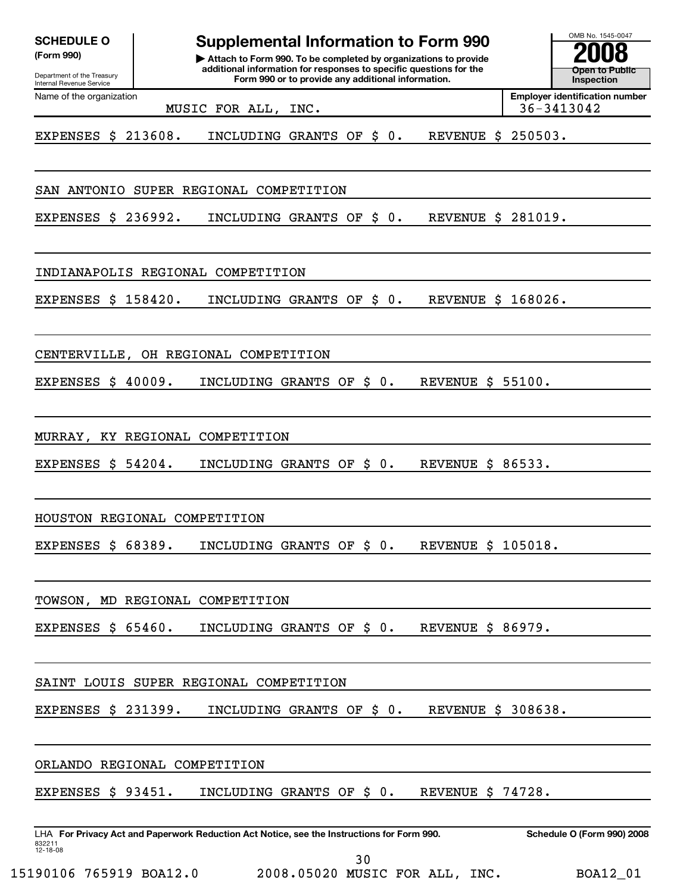**SCHEDULE O** **(Form 990)**

Department of the Treasury Internal Revenue Service

# Supplemental Information to Form 990

▶ Attach to Form 990. To be completed by organizations to provide additional information for responses to specific questions for the Form 990 or to provide any additional information.

OMB No. 1545-0047

**2008**

**Open to Public Inspection**

Name of the organization: MUSIC FOR ALL, INC.

Employer identification number: 36-3413042

EXPENSES $ 213608. INCLUDING GRANTS OF $ 0. REVENUE $ 250503.

SAN ANTONIO SUPER REGIONAL COMPETITION

EXPENSES $ 236992. INCLUDING GRANTS OF $ 0. REVENUE $ 281019.

INDIANAPOLIS REGIONAL COMPETITION

EXPENSES $ 158420. INCLUDING GRANTS OF $ 0. REVENUE $ 168026.

CENTERVILLE, OH REGIONAL COMPETITION

EXPENSES $ 40009. INCLUDING GRANTS OF $ 0. REVENUE $ 55100.

MURRAY, KY REGIONAL COMPETITION

EXPENSES $ 54204. INCLUDING GRANTS OF $ 0. REVENUE $ 86533.

HOUSTON REGIONAL COMPETITION

EXPENSES $ 68389. INCLUDING GRANTS OF $ 0. REVENUE $ 105018.

TOWSON, MD REGIONAL COMPETITION

EXPENSES $ 65460. INCLUDING GRANTS OF $ 0. REVENUE $ 86979.

SAINT LOUIS SUPER REGIONAL COMPETITION

EXPENSES $ 231399. INCLUDING GRANTS OF $ 0. REVENUE $ 308638.

ORLANDO REGIONAL COMPETITION

EXPENSES $ 93451. INCLUDING GRANTS OF $ 0. REVENUE $ 74728.

LHA **For Privacy Act and Paperwork Reduction Act Notice, see the Instructions for Form 990.** **Schedule O (Form 990) 2008**

832211 12-18-08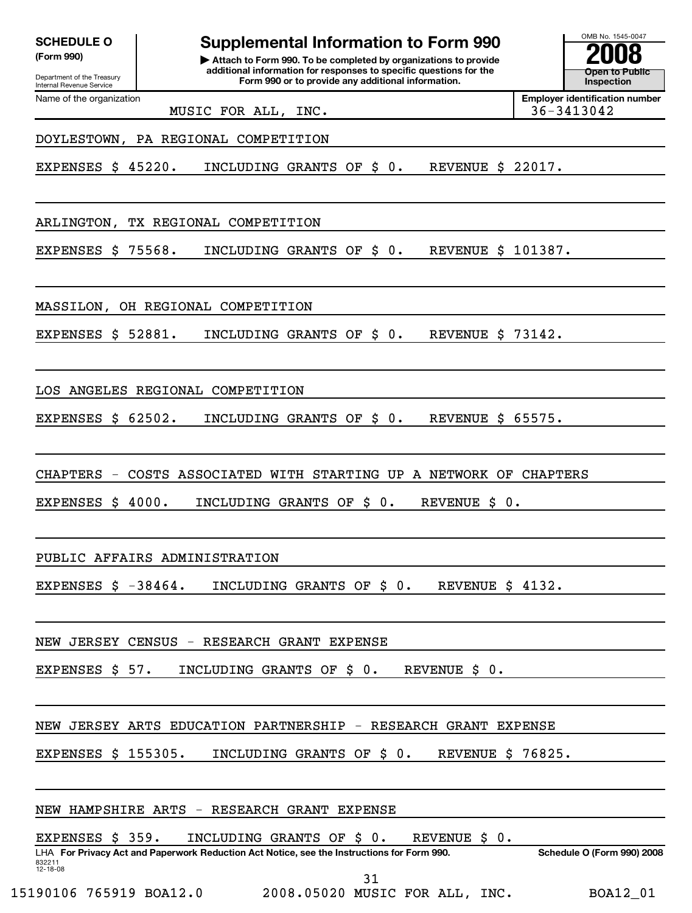**SCHEDULE O** (Form 990)

Department of the Treasury
Internal Revenue Service

# Supplemental Information to Form 990

▶ Attach to Form 990. To be completed by organizations to provide additional information for responses to specific questions for the Form 990 or to provide any additional information.

OMB No. 1545-0047

**2008**

**Open to Public Inspection**

Name of the organization: MUSIC FOR ALL, INC.

Employer identification number: 36-3413042

DOYLESTOWN, PA REGIONAL COMPETITION

EXPENSES $ 45220. INCLUDING GRANTS OF $ 0. REVENUE $ 22017.

ARLINGTON, TX REGIONAL COMPETITION

EXPENSES $ 75568. INCLUDING GRANTS OF $ 0. REVENUE $ 101387.

MASSILON, OH REGIONAL COMPETITION

EXPENSES $ 52881. INCLUDING GRANTS OF $ 0. REVENUE $ 73142.

LOS ANGELES REGIONAL COMPETITION

EXPENSES $ 62502. INCLUDING GRANTS OF $ 0. REVENUE $ 65575.

CHAPTERS - COSTS ASSOCIATED WITH STARTING UP A NETWORK OF CHAPTERS

EXPENSES $ 4000. INCLUDING GRANTS OF $ 0. REVENUE $ 0.

PUBLIC AFFAIRS ADMINISTRATION

EXPENSES $ -38464. INCLUDING GRANTS OF $ 0. REVENUE $ 4132.

NEW JERSEY CENSUS - RESEARCH GRANT EXPENSE

EXPENSES $ 57. INCLUDING GRANTS OF $ 0. REVENUE $ 0.

NEW JERSEY ARTS EDUCATION PARTNERSHIP - RESEARCH GRANT EXPENSE

EXPENSES $ 155305. INCLUDING GRANTS OF $ 0. REVENUE $ 76825.

NEW HAMPSHIRE ARTS - RESEARCH GRANT EXPENSE

EXPENSES $ 359. INCLUDING GRANTS OF $ 0. REVENUE $ 0.

LHA **For Privacy Act and Paperwork Reduction Act Notice, see the Instructions for Form 990.** **Schedule O (Form 990) 2008**

832211
12-18-08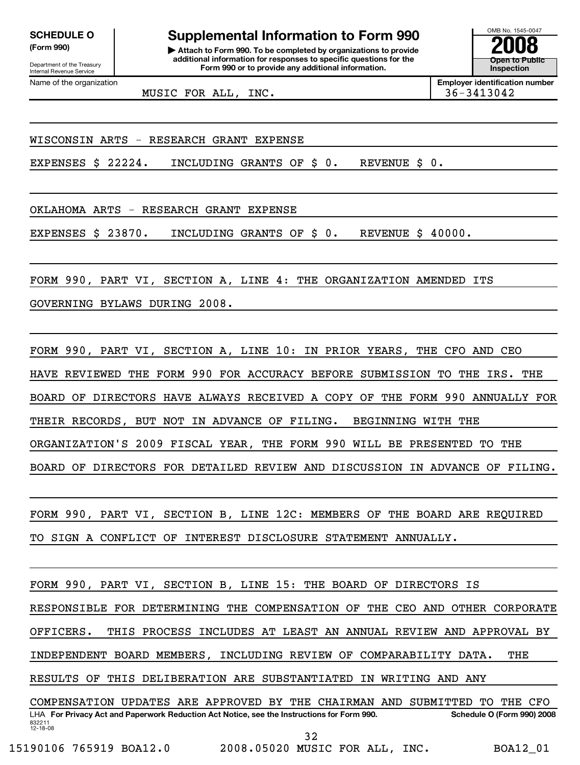**SCHEDULE O (Form 990)**

Department of the Treasury
Internal Revenue Service

# Supplemental Information to Form 990

**▶ Attach to Form 990. To be completed by organizations to provide additional information for responses to specific questions for the Form 990 or to provide any additional information.**

OMB No. 1545-0047

**2008**

**Open to Public Inspection**

Name of the organization: MUSIC FOR ALL, INC.

**Employer identification number** 36-3413042

WISCONSIN ARTS - RESEARCH GRANT EXPENSE

EXPENSES $ 22224. INCLUDING GRANTS OF $ 0. REVENUE $ 0.

OKLAHOMA ARTS - RESEARCH GRANT EXPENSE

EXPENSES $ 23870. INCLUDING GRANTS OF $ 0. REVENUE $ 40000.

FORM 990, PART VI, SECTION A, LINE 4: THE ORGANIZATION AMENDED ITS GOVERNING BYLAWS DURING 2008.

FORM 990, PART VI, SECTION A, LINE 10: IN PRIOR YEARS, THE CFO AND CEO HAVE REVIEWED THE FORM 990 FOR ACCURACY BEFORE SUBMISSION TO THE IRS. THE BOARD OF DIRECTORS HAVE ALWAYS RECEIVED A COPY OF THE FORM 990 ANNUALLY FOR THEIR RECORDS, BUT NOT IN ADVANCE OF FILING. BEGINNING WITH THE ORGANIZATION'S 2009 FISCAL YEAR, THE FORM 990 WILL BE PRESENTED TO THE BOARD OF DIRECTORS FOR DETAILED REVIEW AND DISCUSSION IN ADVANCE OF FILING.

FORM 990, PART VI, SECTION B, LINE 12C: MEMBERS OF THE BOARD ARE REQUIRED TO SIGN A CONFLICT OF INTEREST DISCLOSURE STATEMENT ANNUALLY.

FORM 990, PART VI, SECTION B, LINE 15: THE BOARD OF DIRECTORS IS RESPONSIBLE FOR DETERMINING THE COMPENSATION OF THE CEO AND OTHER CORPORATE OFFICERS. THIS PROCESS INCLUDES AT LEAST AN ANNUAL REVIEW AND APPROVAL BY INDEPENDENT BOARD MEMBERS, INCLUDING REVIEW OF COMPARABILITY DATA. THE RESULTS OF THIS DELIBERATION ARE SUBSTANTIATED IN WRITING AND ANY COMPENSATION UPDATES ARE APPROVED BY THE CHAIRMAN AND SUBMITTED TO THE CFO

LHA **For Privacy Act and Paperwork Reduction Act Notice, see the Instructions for Form 990.** **Schedule O (Form 990) 2008**

832211
12-18-08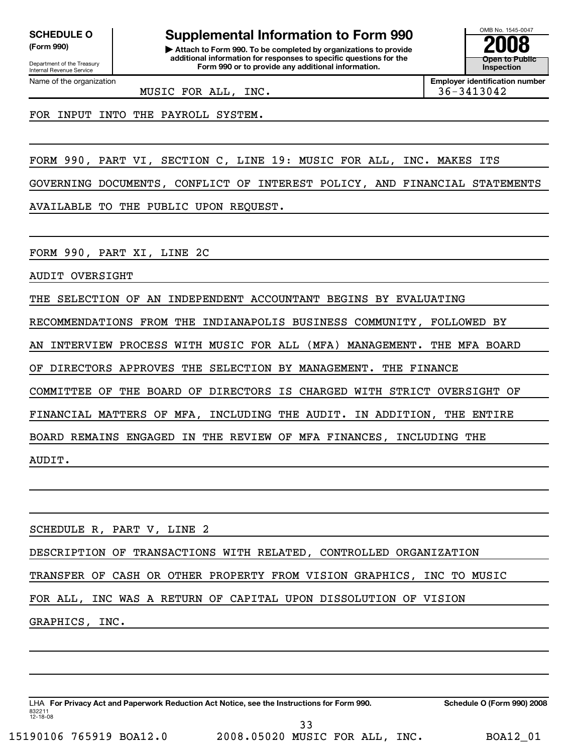**SCHEDULE O** (Form 990)

Department of the Treasury
Internal Revenue Service

# Supplemental Information to Form 990

▶ Attach to Form 990. To be completed by organizations to provide additional information for responses to specific questions for the Form 990 or to provide any additional information.

OMB No. 1545-0047

**2008**

**Open to Public Inspection**

Name of the organization: MUSIC FOR ALL, INC.

**Employer identification number:** 36-3413042

FOR INPUT INTO THE PAYROLL SYSTEM.

FORM 990, PART VI, SECTION C, LINE 19: MUSIC FOR ALL, INC. MAKES ITS GOVERNING DOCUMENTS, CONFLICT OF INTEREST POLICY, AND FINANCIAL STATEMENTS AVAILABLE TO THE PUBLIC UPON REQUEST.

FORM 990, PART XI, LINE 2C

AUDIT OVERSIGHT

THE SELECTION OF AN INDEPENDENT ACCOUNTANT BEGINS BY EVALUATING RECOMMENDATIONS FROM THE INDIANAPOLIS BUSINESS COMMUNITY, FOLLOWED BY AN INTERVIEW PROCESS WITH MUSIC FOR ALL (MFA) MANAGEMENT. THE MFA BOARD OF DIRECTORS APPROVES THE SELECTION BY MANAGEMENT. THE FINANCE COMMITTEE OF THE BOARD OF DIRECTORS IS CHARGED WITH STRICT OVERSIGHT OF FINANCIAL MATTERS OF MFA, INCLUDING THE AUDIT. IN ADDITION, THE ENTIRE BOARD REMAINS ENGAGED IN THE REVIEW OF MFA FINANCES, INCLUDING THE AUDIT.

SCHEDULE R, PART V, LINE 2

DESCRIPTION OF TRANSACTIONS WITH RELATED, CONTROLLED ORGANIZATION

TRANSFER OF CASH OR OTHER PROPERTY FROM VISION GRAPHICS, INC TO MUSIC FOR ALL, INC WAS A RETURN OF CAPITAL UPON DISSOLUTION OF VISION GRAPHICS, INC.

LHA **For Privacy Act and Paperwork Reduction Act Notice, see the Instructions for Form 990.** **Schedule O (Form 990) 2008**

832211
12-18-08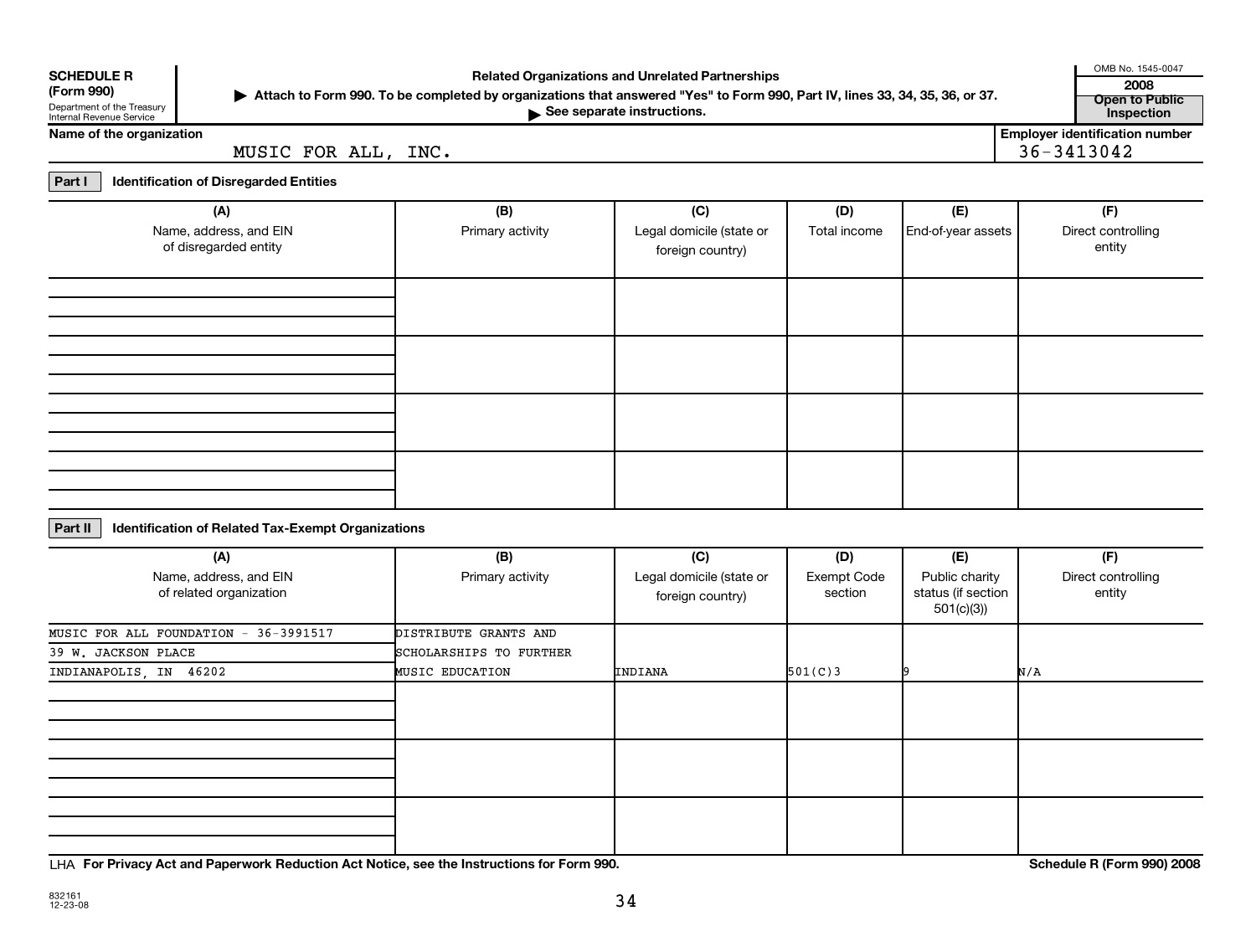**SCHEDULE R (Form 990)**
Department of the Treasury
Internal Revenue Service

# Related Organizations and Unrelated Partnerships

▶ Attach to Form 990. To be completed by organizations that answered "Yes" to Form 990, Part IV, lines 33, 34, 35, 36, or 37.
▶ See separate instructions.

OMB No. 1545-0047
2008
**Open to Public Inspection**

**Name of the organization**
MUSIC FOR ALL, INC.

**Employer identification number**
36-3413042

## Part I Identification of Disregarded Entities

| (A) Name, address, and EIN of disregarded entity | (B) Primary activity | (C) Legal domicile (state or foreign country) | (D) Total income | (E) End-of-year assets | (F) Direct controlling entity |
|---|---|---|---|---|---|
| | | | | | |
| | | | | | |
| | | | | | |
| | | | | | |

## Part II Identification of Related Tax-Exempt Organizations

| (A) Name, address, and EIN of related organization | (B) Primary activity | (C) Legal domicile (state or foreign country) | (D) Exempt Code section | (E) Public charity status (if section 501(c)(3)) | (F) Direct controlling entity |
|---|---|---|---|---|---|
| MUSIC FOR ALL FOUNDATION - 36-3991517<br>39 W. JACKSON PLACE<br>INDIANAPOLIS, IN 46202 | DISTRIBUTE GRANTS AND SCHOLARSHIPS TO FURTHER MUSIC EDUCATION | INDIANA | 501(C)3 | 9 | N/A |
| | | | | | |
| | | | | | |
| | | | | | |

LHA **For Privacy Act and Paperwork Reduction Act Notice, see the Instructions for Form 990.** **Schedule R (Form 990) 2008**

832161
12-23-08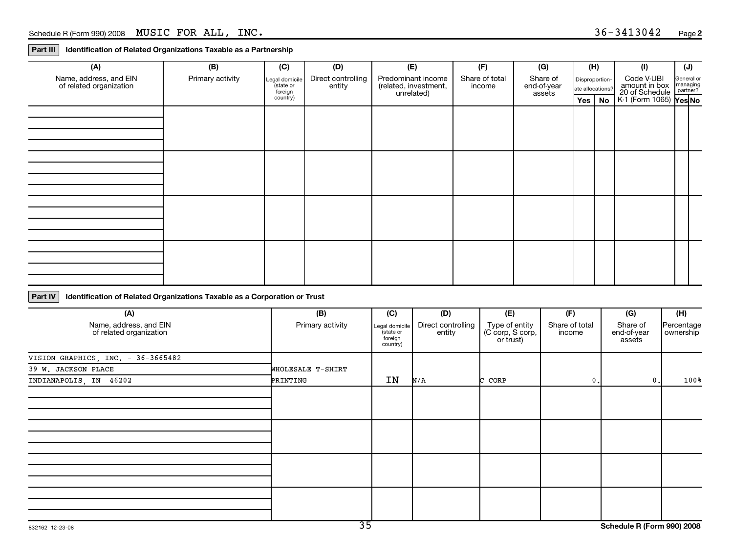Schedule R (Form 990) 2008 MUSIC FOR ALL, INC. 36-3413042 Page 2

**Part III** **Identification of Related Organizations Taxable as a Partnership**

| (A) Name, address, and EIN of related organization | (B) Primary activity | (C) Legal domicile (state or foreign country) | (D) Direct controlling entity | (E) Predominant income (related, investment, unrelated) | (F) Share of total income | (G) Share of end-of-year assets | (H) Disproportionate allocations? Yes | (H) No | (I) Code V-UBI amount in box 20 of Schedule K-1 (Form 1065) | (J) General or managing partner? Yes | (J) No |
|---|---|---|---|---|---|---|---|---|---|---|---|
| | | | | | | | | | | | |
| | | | | | | | | | | | |
| | | | | | | | | | | | |
| | | | | | | | | | | | |

**Part IV** **Identification of Related Organizations Taxable as a Corporation or Trust**

| (A) Name, address, and EIN of related organization | (B) Primary activity | (C) Legal domicile (state or foreign country) | (D) Direct controlling entity | (E) Type of entity (C corp, S corp, or trust) | (F) Share of total income | (G) Share of end-of-year assets | (H) Percentage ownership |
|---|---|---|---|---|---|---|---|
| VISION GRAPHICS, INC. - 36-3665482<br>39 W. JACKSON PLACE<br>INDIANAPOLIS, IN 46202 | WHOLESALE T-SHIRT PRINTING | IN | N/A | C CORP | 0. | 0. | 100% |
| | | | | | | | |
| | | | | | | | |
| | | | | | | | |
| | | | | | | | |

832162 12-23-08

Schedule R (Form 990) 2008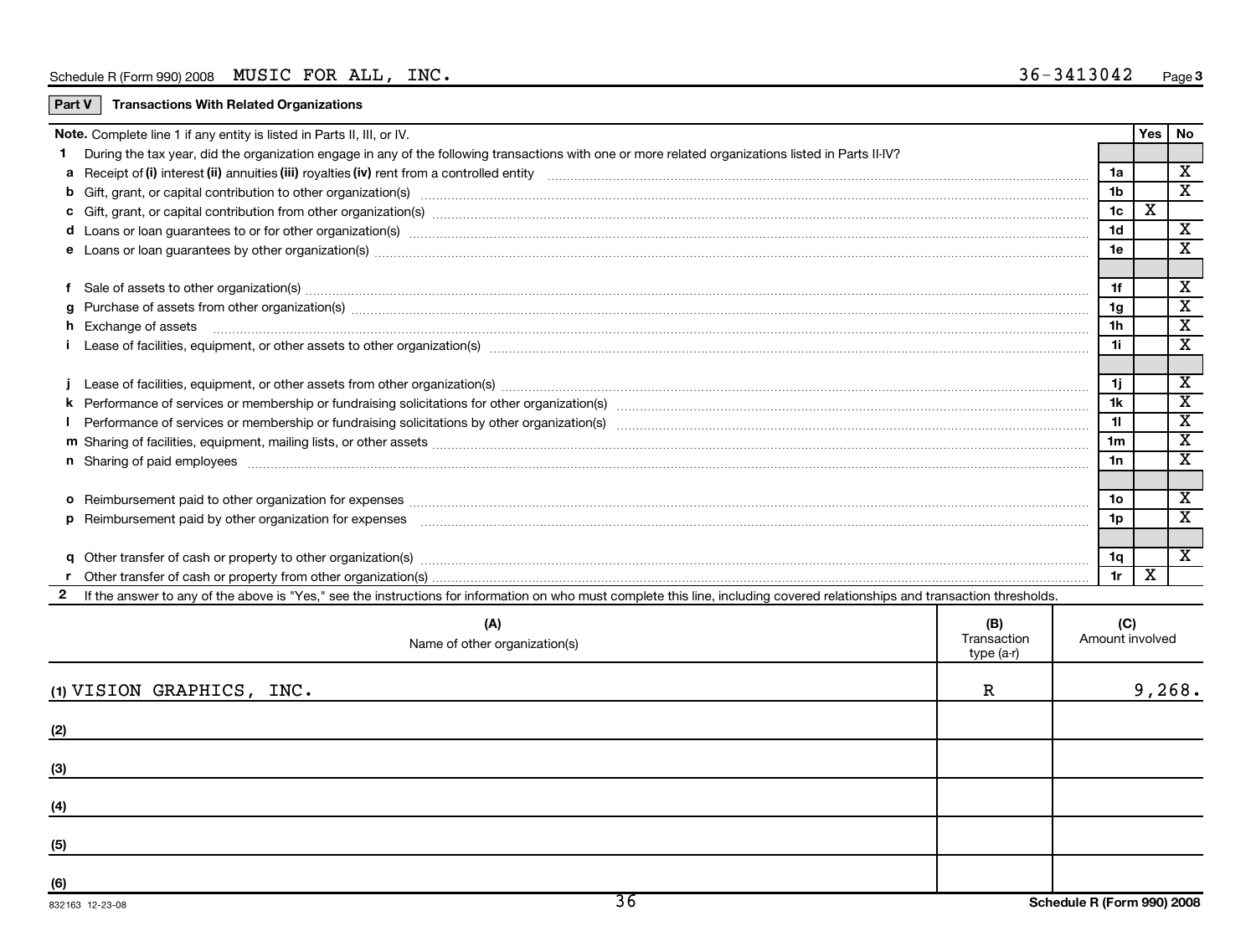Schedule R (Form 990) 2008 MUSIC FOR ALL, INC. 36-3413042

**Part V** **Transactions With Related Organizations**

**Note.** Complete line 1 if any entity is listed in Parts II, III, or IV.

| | | | Yes | No |
|---|---|---|---|---|
| **1** | During the tax year, did the organization engage in any of the following transactions with one or more related organizations listed in Parts II-IV? | | | |
| **a** | Receipt of **(i)** interest **(ii)** annuities **(iii)** royalties **(iv)** rent from a controlled entity | 1a | | X |
| **b** | Gift, grant, or capital contribution to other organization(s) | 1b | | X |
| **c** | Gift, grant, or capital contribution from other organization(s) | 1c | X | |
| **d** | Loans or loan guarantees to or for other organization(s) | 1d | | X |
| **e** | Loans or loan guarantees by other organization(s) | 1e | | X |
| **f** | Sale of assets to other organization(s) | 1f | | X |
| **g** | Purchase of assets from other organization(s) | 1g | | X |
| **h** | Exchange of assets | 1h | | X |
| **i** | Lease of facilities, equipment, or other assets to other organization(s) | 1i | | X |
| **j** | Lease of facilities, equipment, or other assets from other organization(s) | 1j | | X |
| **k** | Performance of services or membership or fundraising solicitations for other organization(s) | 1k | | X |
| **l** | Performance of services or membership or fundraising solicitations by other organization(s) | 1l | | X |
| **m** | Sharing of facilities, equipment, mailing lists, or other assets | 1m | | X |
| **n** | Sharing of paid employees | 1n | | X |
| **o** | Reimbursement paid to other organization for expenses | 1o | | X |
| **p** | Reimbursement paid by other organization for expenses | 1p | | X |
| **q** | Other transfer of cash or property to other organization(s) | 1q | | X |
| **r** | Other transfer of cash or property from other organization(s) | 1r | X | |

**2** If the answer to any of the above is "Yes," see the instructions for information on who must complete this line, including covered relationships and transaction thresholds.

| (A) Name of other organization(s) | (B) Transaction type (a-r) | (C) Amount involved |
|---|---|---|
| (1) VISION GRAPHICS, INC. | R | 9,268. |
| (2) | | |
| (3) | | |
| (4) | | |
| (5) | | |
| (6) | | |

832163 12-23-08 Schedule R (Form 990) 2008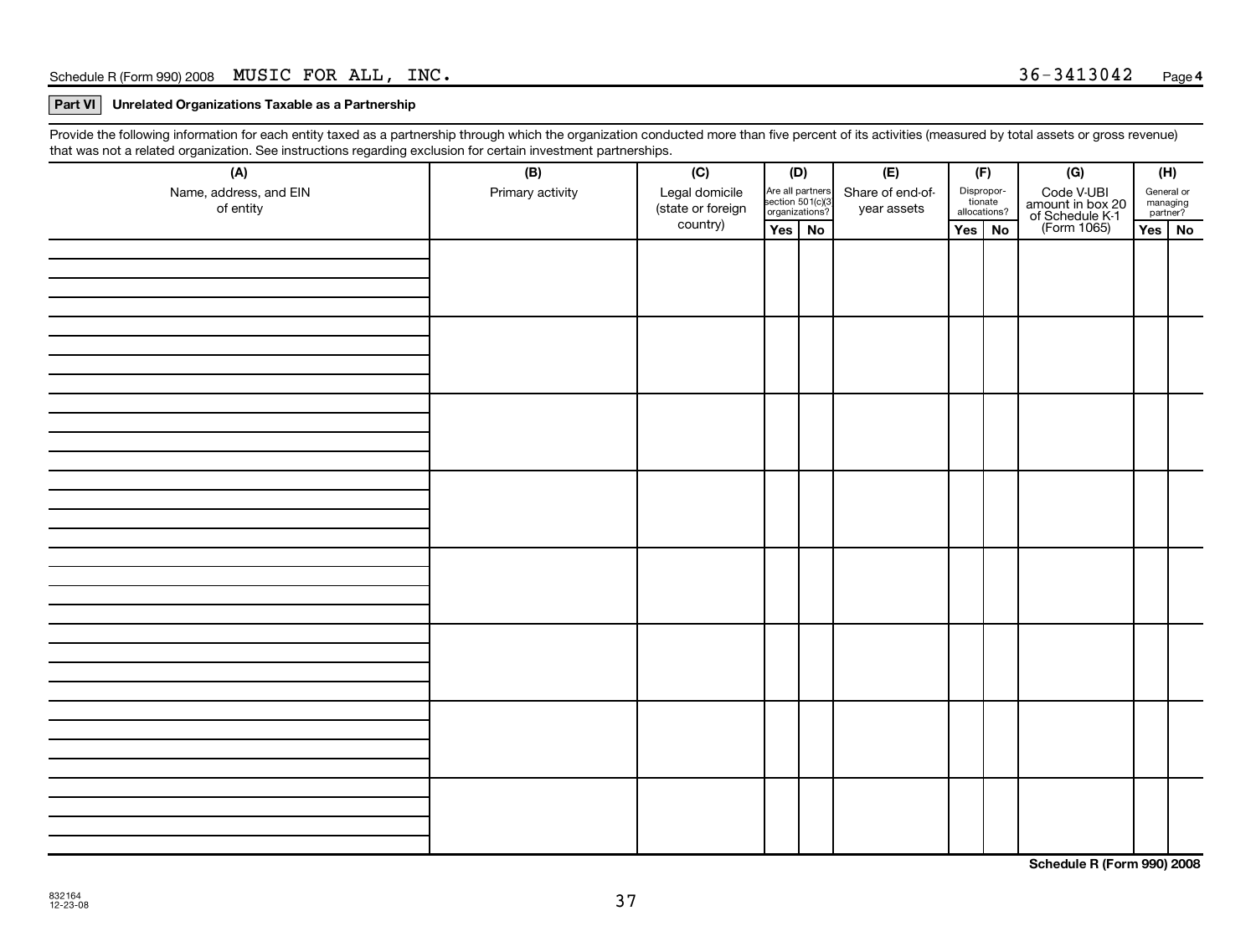Schedule R (Form 990) 2008 MUSIC FOR ALL, INC. 36-3413042 Page 4

**Part VI** **Unrelated Organizations Taxable as a Partnership**

Provide the following information for each entity taxed as a partnership through which the organization conducted more than five percent of its activities (measured by total assets or gross revenue) that was not a related organization. See instructions regarding exclusion for certain investment partnerships.

| (A) Name, address, and EIN of entity | (B) Primary activity | (C) Legal domicile (state or foreign country) | (D) Are all partners section 501(c)(3) organizations? | | (E) Share of end-of-year assets | (F) Disproportionate allocations? | | (G) Code V-UBI amount in box 20 of Schedule K-1 (Form 1065) | (H) General or managing partner? | |
|---|---|---|---|---|---|---|---|---|---|---|
| | | | Yes | No | | Yes | No | | Yes | No |
| | | | | | | | | | | |
| | | | | | | | | | | |
| | | | | | | | | | | |
| | | | | | | | | | | |
| | | | | | | | | | | |
| | | | | | | | | | | |
| | | | | | | | | | | |
| | | | | | | | | | | |

Schedule R (Form 990) 2008

832164
12-23-08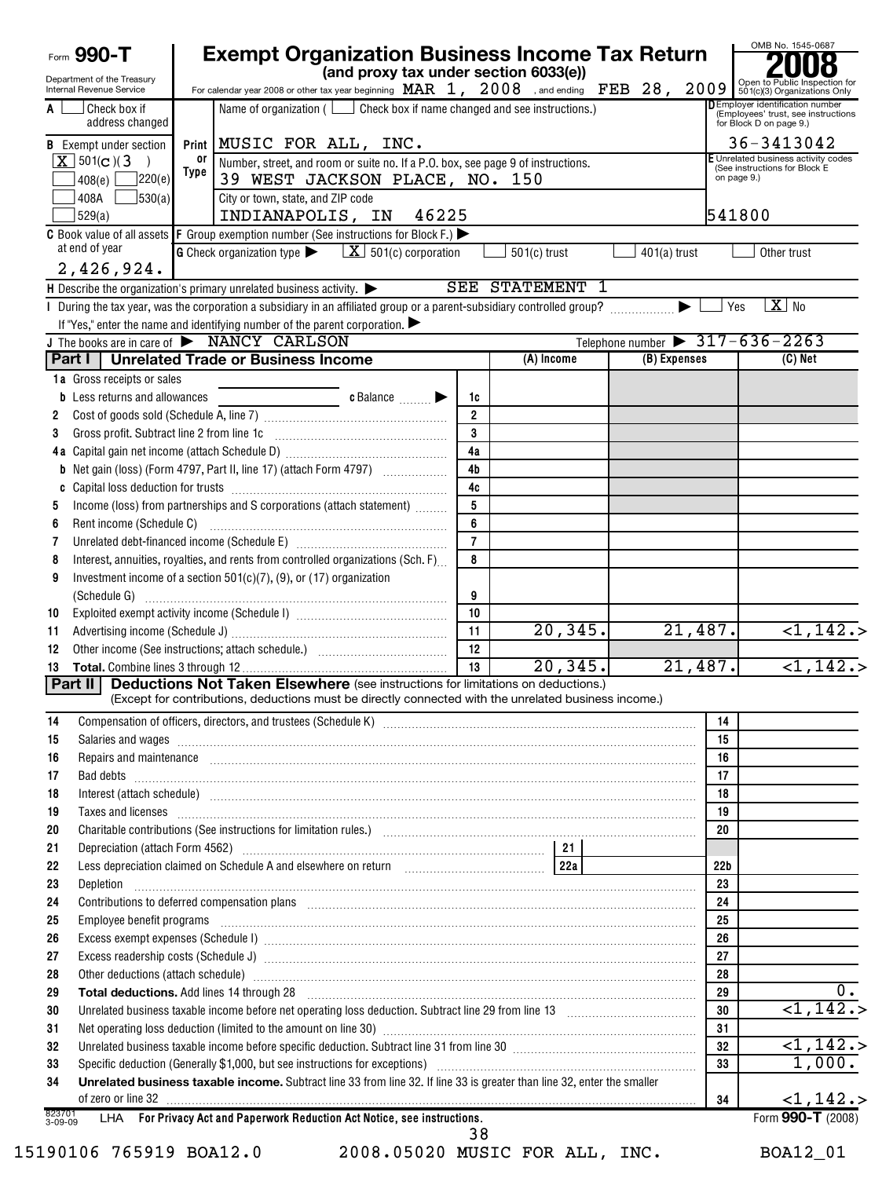Form **990-T**

Department of the Treasury
Internal Revenue Service

# Exempt Organization Business Income Tax Return

**(and proxy tax under section 6033(e))**

For calendar year 2008 or other tax year beginning MAR 1, 2008, and ending FEB 28, 2009

OMB No. 1545-0687

**2008**

Open to Public Inspection for 501(c)(3) Organizations Only

| | | |
|---|---|---|
| **A** ☐ Check box if address changed | Name of organization ( ☐ Check box if name changed and see instructions.) | **D** Employer identification number (Employees' trust, see instructions for Block D on page 9.) |
| **B** Exempt under section | MUSIC FOR ALL, INC. | 36-3413042 |
| [X] 501(C)(3) ☐ 408(e) ☐ 220(e) ☐ 408A ☐ 530(a) ☐ 529(a) | Number, street, and room or suite no. If a P.O. box, see page 9 of instructions. 39 WEST JACKSON PLACE, NO. 150 | **E** Unrelated business activity codes (See instructions for Block E on page 9.) |
| | City or town, state, and ZIP code INDIANAPOLIS, IN 46225 | 541800 |
| **C** Book value of all assets at end of year 2,426,924. | **F** Group exemption number (See instructions for Block F.) | |
| | **G** Check organization type [X] 501(c) corporation ☐ 501(c) trust ☐ 401(a) trust ☐ Other trust | |

**H** Describe the organization's primary unrelated business activity. SEE STATEMENT 1

**I** During the tax year, was the corporation a subsidiary in an affiliated group or a parent-subsidiary controlled group? ☐ Yes [X] No

If "Yes," enter the name and identifying number of the parent corporation.

**J** The books are in care of NANCY CARLSON    Telephone number 317-636-2263

## Part I — Unrelated Trade or Business Income

| | | Line | (A) Income | (B) Expenses | (C) Net |
|---|---|---|---|---|---|
| 1a | Gross receipts or sales | | | | |
| b | Less returns and allowances ____ c Balance | 1c | | | |
| 2 | Cost of goods sold (Schedule A, line 7) | 2 | | | |
| 3 | Gross profit. Subtract line 2 from line 1c | 3 | | | |
| 4a | Capital gain net income (attach Schedule D) | 4a | | | |
| b | Net gain (loss) (Form 4797, Part II, line 17) (attach Form 4797) | 4b | | | |
| c | Capital loss deduction for trusts | 4c | | | |
| 5 | Income (loss) from partnerships and S corporations (attach statement) | 5 | | | |
| 6 | Rent income (Schedule C) | 6 | | | |
| 7 | Unrelated debt-financed income (Schedule E) | 7 | | | |
| 8 | Interest, annuities, royalties, and rents from controlled organizations (Sch. F) | 8 | | | |
| 9 | Investment income of a section 501(c)(7), (9), or (17) organization (Schedule G) | 9 | | | |
| 10 | Exploited exempt activity income (Schedule I) | 10 | | | |
| 11 | Advertising income (Schedule J) | 11 | 20,345. | 21,487. | <1,142.> |
| 12 | Other income (See instructions; attach schedule.) | 12 | | | |
| 13 | **Total.** Combine lines 3 through 12 | 13 | 20,345. | 21,487. | <1,142.> |

## Part II — Deductions Not Taken Elsewhere (see instructions for limitations on deductions.)

(Except for contributions, deductions must be directly connected with the unrelated business income.)

| | | | Line | Amount |
|---|---|---|---|---|
| 14 | Compensation of officers, directors, and trustees (Schedule K) | | 14 | |
| 15 | Salaries and wages | | 15 | |
| 16 | Repairs and maintenance | | 16 | |
| 17 | Bad debts | | 17 | |
| 18 | Interest (attach schedule) | | 18 | |
| 19 | Taxes and licenses | | 19 | |
| 20 | Charitable contributions (See instructions for limitation rules.) | | 20 | |
| 21 | Depreciation (attach Form 4562) | 21 | | |
| 22 | Less depreciation claimed on Schedule A and elsewhere on return | 22a | 22b | |
| 23 | Depletion | | 23 | |
| 24 | Contributions to deferred compensation plans | | 24 | |
| 25 | Employee benefit programs | | 25 | |
| 26 | Excess exempt expenses (Schedule I) | | 26 | |
| 27 | Excess readership costs (Schedule J) | | 27 | |
| 28 | Other deductions (attach schedule) | | 28 | |
| 29 | **Total deductions.** Add lines 14 through 28 | | 29 | 0. |
| 30 | Unrelated business taxable income before net operating loss deduction. Subtract line 29 from line 13 | | 30 | <1,142.> |
| 31 | Net operating loss deduction (limited to the amount on line 30) | | 31 | |
| 32 | Unrelated business taxable income before specific deduction. Subtract line 31 from line 30 | | 32 | <1,142.> |
| 33 | Specific deduction (Generally $1,000, but see instructions for exceptions) | | 33 | 1,000. |
| 34 | **Unrelated business taxable income.** Subtract line 33 from line 32. If line 33 is greater than line 32, enter the smaller of zero or line 32 | | 34 | <1,142.> |

823701 3-09-09 LHA **For Privacy Act and Paperwork Reduction Act Notice, see instructions.** Form **990-T** (2008)

15190106 765919 BOA12.0 2008.05020 MUSIC FOR ALL, INC. BOA12_01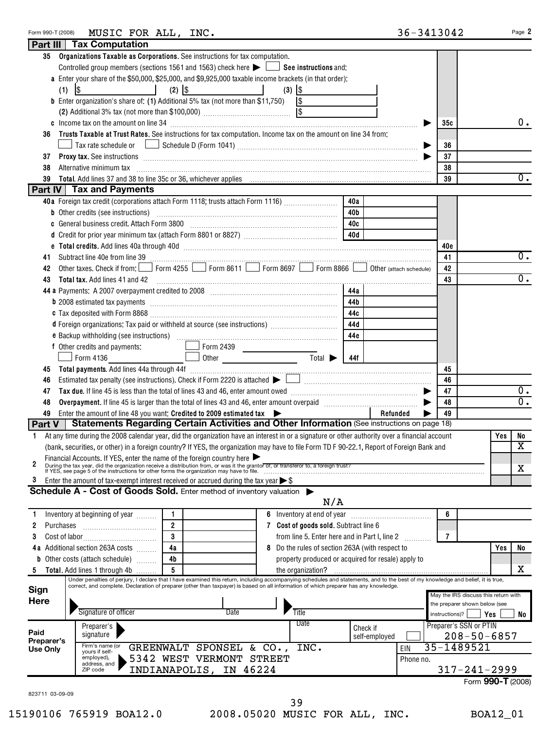Form 990-T (2008) MUSIC FOR ALL, INC. 36-3413042 Page 2

## Part III Tax Computation

**35 Organizations Taxable as Corporations.** See instructions for tax computation.

Controlled group members (sections 1561 and 1563) check here ☐ **See instructions** and:

a Enter your share of the $50,000, $25,000, and $9,925,000 taxable income brackets (in that order):

(1) $ (2) $ (3) $

b Enter organization's share of: (1) Additional 5% tax (not more than $11,750) $

(2) Additional 3% tax (not more than $100,000) $

| | | | |
|---|---|---|---|
| c | Income tax on the amount on line 34 | 35c | 0. |
| 36 | **Trusts Taxable at Trust Rates.** See instructions for tax computation. Income tax on the amount on line 34 from: ☐ Tax rate schedule or ☐ Schedule D (Form 1041) | 36 | |
| 37 | **Proxy tax.** See instructions | 37 | |
| 38 | Alternative minimum tax | 38 | |
| 39 | **Total.** Add lines 37 and 38 to line 35c or 36, whichever applies | 39 | 0. |

## Part IV Tax and Payments

| | | | | | |
|---|---|---|---|---|---|
| 40a | Foreign tax credit (corporations attach Form 1118; trusts attach Form 1116) | 40a | | | |
| b | Other credits (see instructions) | 40b | | | |
| c | General business credit. Attach Form 3800 | 40c | | | |
| d | Credit for prior year minimum tax (attach Form 8801 or 8827) | 40d | | | |
| e | **Total credits.** Add lines 40a through 40d | | | 40e | |
| 41 | Subtract line 40e from line 39 | | | 41 | 0. |
| 42 | Other taxes. Check if from: ☐ Form 4255 ☐ Form 8611 ☐ Form 8697 ☐ Form 8866 ☐ Other (attach schedule) | | | 42 | |
| 43 | **Total tax.** Add lines 41 and 42 | | | 43 | 0. |
| 44a | Payments: A 2007 overpayment credited to 2008 | 44a | | | |
| b | 2008 estimated tax payments | 44b | | | |
| c | Tax deposited with Form 8868 | 44c | | | |
| d | Foreign organizations: Tax paid or withheld at source (see instructions) | 44d | | | |
| e | Backup withholding (see instructions) | 44e | | | |
| f | Other credits and payments: ☐ Form 2439 ☐ Form 4136 ☐ Other Total ▶ | 44f | | | |
| 45 | **Total payments.** Add lines 44a through 44f | | | 45 | |
| 46 | Estimated tax penalty (see instructions). Check if Form 2220 is attached ☐ | | | 46 | |
| 47 | **Tax due.** If line 45 is less than the total of lines 43 and 46, enter amount owed | | | 47 | 0. |
| 48 | **Overpayment.** If line 45 is larger than the total of lines 43 and 46, enter amount overpaid | | | 48 | 0. |
| 49 | Enter the amount of line 48 you want: **Credited to 2009 estimated tax** ▶ | | Refunded ▶ | 49 | |

## Part V Statements Regarding Certain Activities and Other Information (See instructions on page 18)

| | | Yes | No |
|---|---|---|---|
| 1 | At any time during the 2008 calendar year, did the organization have an interest in or a signature or other authority over a financial account (bank, securities, or other) in a foreign country? If YES, the organization may have to file Form TD F 90-22.1, Report of Foreign Bank and Financial Accounts. If YES, enter the name of the foreign country here ▶ | | X |
| 2 | During the tax year, did the organization receive a distribution from, or was it the grantor of, or transferor to, a foreign trust? If YES, see page 5 of the instructions for other forms the organization may have to file. | | X |
| 3 | Enter the amount of tax-exempt interest received or accrued during the tax year ▶ $ | | |

## Schedule A - Cost of Goods Sold. Enter method of inventory valuation ▶ N/A

| | | | | | | | |
|---|---|---|---|---|---|---|---|
| 1 | Inventory at beginning of year | 1 | | 6 | Inventory at end of year | 6 | |
| 2 | Purchases | 2 | | 7 | **Cost of goods sold.** Subtract line 6 from line 5. Enter here and in Part I, line 2 | 7 | |
| 3 | Cost of labor | 3 | | | | | |
| 4a | Additional section 263A costs | 4a | | 8 | Do the rules of section 263A (with respect to property produced or acquired for resale) apply to the organization? | Yes | No |
| b | Other costs (attach schedule) | 4b | | | | | |
| 5 | **Total.** Add lines 1 through 4b | 5 | | | | | X |

**Sign Here**

Under penalties of perjury, I declare that I have examined this return, including accompanying schedules and statements, and to the best of my knowledge and belief, it is true, correct, and complete. Declaration of preparer (other than taxpayer) is based on all information of which preparer has any knowledge.

Signature of officer Date Title

May the IRS discuss this return with the preparer shown below (see instructions)? ☐ Yes ☐ No

**Paid Preparer's Use Only**

Preparer's signature | Date | Check if self-employed ☐ | Preparer's SSN or PTIN 208-50-6857

Firm's name (or yours if self-employed), address, and ZIP code: GREENWALT SPONSEL & CO., INC. 5342 WEST VERMONT STREET INDIANAPOLIS, IN 46224

EIN 35-1489521

Phone no. 317-241-2999

Form **990-T** (2008)

823711 03-09-09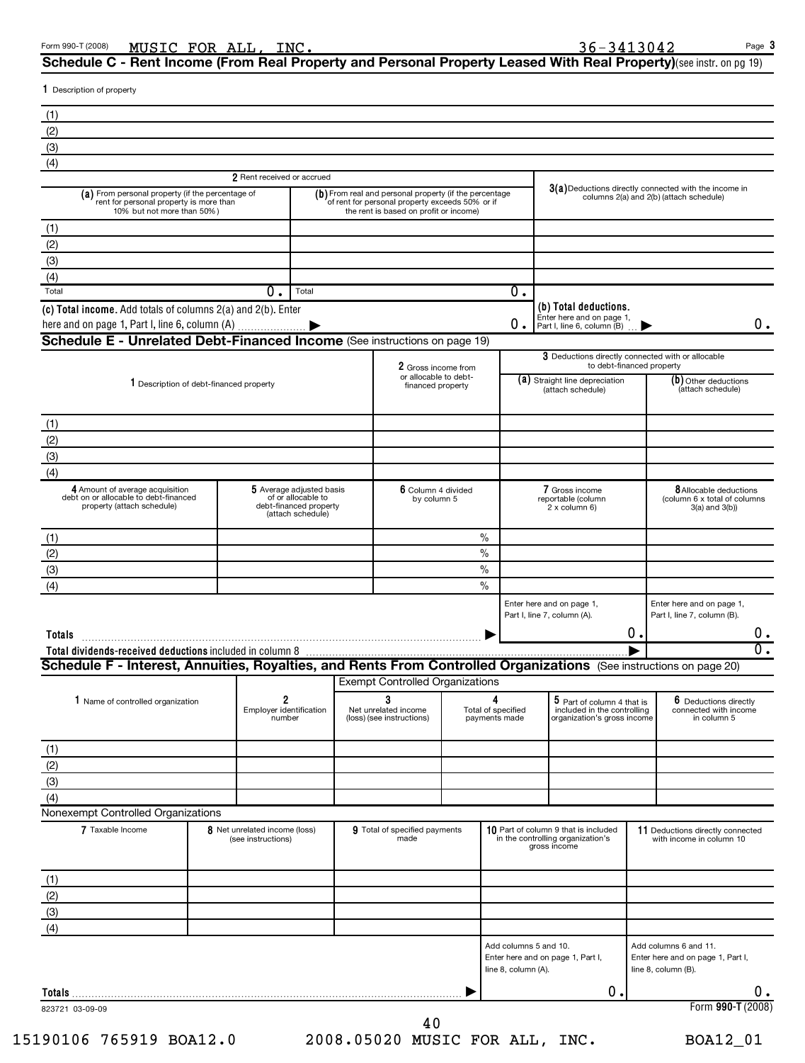Form 990-T (2008) MUSIC FOR ALL, INC. 36-3413042 Page 3

## Schedule C - Rent Income (From Real Property and Personal Property Leased With Real Property) (see instr. on pg 19)

**1** Description of property

| |
|---|
| (1) |
| (2) |
| (3) |
| (4) |

| | 2 Rent received or accrued | | 3(a) Deductions directly connected with the income in columns 2(a) and 2(b) (attach schedule) |
|---|---|---|---|
| | (a) From personal property (if the percentage of rent for personal property is more than 10% but not more than 50%) | (b) From real and personal property (if the percentage of rent for personal property exceeds 50% or if the rent is based on profit or income) | |
| (1) | | | |
| (2) | | | |
| (3) | | | |
| (4) | | | |
| Total | 0. | Total 0. | |

**(c) Total income.** Add totals of columns 2(a) and 2(b). Enter here and on page 1, Part I, line 6, column (A) ▶ 0.

**(b) Total deductions.** Enter here and on page 1, Part I, line 6, column (B) ▶ 0.

## Schedule E - Unrelated Debt-Financed Income (See instructions on page 19)

| | 1 Description of debt-financed property | 2 Gross income from or allocable to debt-financed property | 3 Deductions directly connected with or allocable to debt-financed property (a) Straight line depreciation (attach schedule) | (b) Other deductions (attach schedule) |
|---|---|---|---|---|
| (1) | | | | |
| (2) | | | | |
| (3) | | | | |
| (4) | | | | |

| | 4 Amount of average acquisition debt on or allocable to debt-financed property (attach schedule) | 5 Average adjusted basis of or allocable to debt-financed property (attach schedule) | 6 Column 4 divided by column 5 | 7 Gross income reportable (column 2 x column 6) | 8 Allocable deductions (column 6 x total of columns 3(a) and 3(b)) |
|---|---|---|---|---|---|
| (1) | | | % | | |
| (2) | | | % | | |
| (3) | | | % | | |
| (4) | | | % | | |
| | | | | Enter here and on page 1, Part I, line 7, column (A). | Enter here and on page 1, Part I, line 7, column (B). |
| **Totals** ▶ | | | | 0. | 0. |
| **Total dividends-received deductions** included in column 8 ▶ | | | | | 0. |

## Schedule F - Interest, Annuities, Royalties, and Rents From Controlled Organizations (See instructions on page 20)

**Exempt Controlled Organizations**

| | 1 Name of controlled organization | 2 Employer identification number | 3 Net unrelated income (loss) (see instructions) | 4 Total of specified payments made | 5 Part of column 4 that is included in the controlling organization's gross income | 6 Deductions directly connected with income in column 5 |
|---|---|---|---|---|---|---|
| (1) | | | | | | |
| (2) | | | | | | |
| (3) | | | | | | |
| (4) | | | | | | |

**Nonexempt Controlled Organizations**

| | 7 Taxable Income | 8 Net unrelated income (loss) (see instructions) | 9 Total of specified payments made | 10 Part of column 9 that is included in the controlling organization's gross income | 11 Deductions directly connected with income in column 10 |
|---|---|---|---|---|---|
| (1) | | | | | |
| (2) | | | | | |
| (3) | | | | | |
| (4) | | | | | |
| | | | | Add columns 5 and 10. Enter here and on page 1, Part I, line 8, column (A). | Add columns 6 and 11. Enter here and on page 1, Part I, line 8, column (B). |
| **Totals** ▶ | | | | 0. | 0. |

823721 03-09-09 Form **990-T** (2008)

15190106 765919 BOA12.0 2008.05020 MUSIC FOR ALL, INC. BOA12_01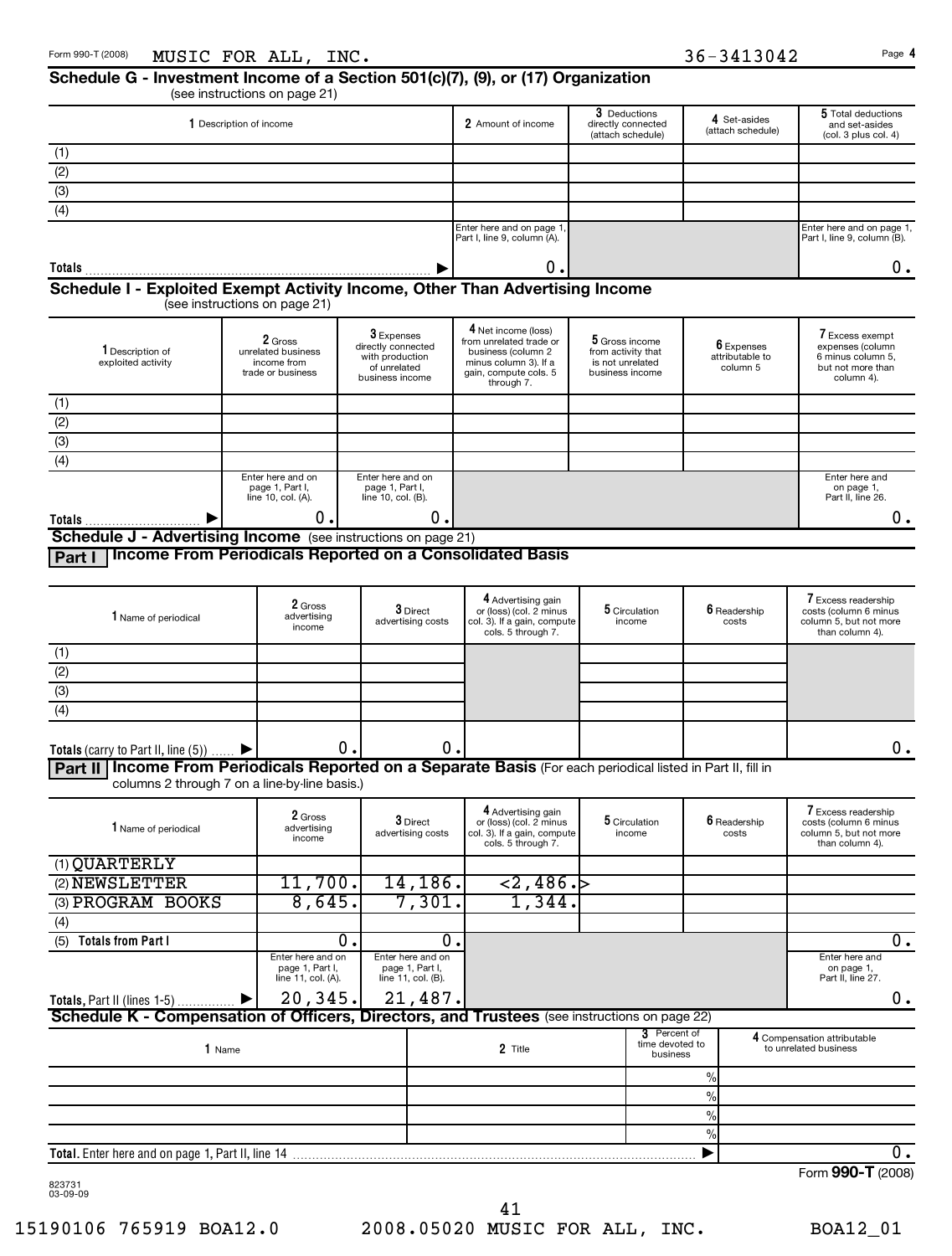Form 990-T (2008) MUSIC FOR ALL, INC. 36-3413042 Page 4

## Schedule G - Investment Income of a Section 501(c)(7), (9), or (17) Organization

(see instructions on page 21)

| 1 Description of income | 2 Amount of income | 3 Deductions directly connected (attach schedule) | 4 Set-asides (attach schedule) | 5 Total deductions and set-asides (col. 3 plus col. 4) |
|---|---|---|---|---|
| (1) | | | | |
| (2) | | | | |
| (3) | | | | |
| (4) | | | | |
| | Enter here and on page 1, Part I, line 9, column (A). | | | Enter here and on page 1, Part I, line 9, column (B). |
| Totals ▶ | 0. | | | 0. |

## Schedule I - Exploited Exempt Activity Income, Other Than Advertising Income

(see instructions on page 21)

| 1 Description of exploited activity | 2 Gross unrelated business income from trade or business | 3 Expenses directly connected with production of unrelated business income | 4 Net income (loss) from unrelated trade or business (column 2 minus column 3). If a gain, compute cols. 5 through 7. | 5 Gross income from activity that is not unrelated business income | 6 Expenses attributable to column 5 | 7 Excess exempt expenses (column 6 minus column 5, but not more than column 4). |
|---|---|---|---|---|---|---|
| (1) | | | | | | |
| (2) | | | | | | |
| (3) | | | | | | |
| (4) | | | | | | |
| | Enter here and on page 1, Part I, line 10, col. (A). | Enter here and on page 1, Part I, line 10, col. (B). | | | | Enter here and on page 1, Part II, line 26. |
| Totals ▶ | 0. | 0. | | | | 0. |

## Schedule J - Advertising Income (see instructions on page 21)

### Part I Income From Periodicals Reported on a Consolidated Basis

| 1 Name of periodical | 2 Gross advertising income | 3 Direct advertising costs | 4 Advertising gain or (loss) (col. 2 minus col. 3). If a gain, compute cols. 5 through 7. | 5 Circulation income | 6 Readership costs | 7 Excess readership costs (column 6 minus column 5, but not more than column 4). |
|---|---|---|---|---|---|---|
| (1) | | | | | | |
| (2) | | | | | | |
| (3) | | | | | | |
| (4) | | | | | | |
| Totals (carry to Part II, line (5)) ▶ | 0. | 0. | | | | 0. |

### Part II Income From Periodicals Reported on a Separate Basis (For each periodical listed in Part II, fill in columns 2 through 7 on a line-by-line basis.)

| 1 Name of periodical | 2 Gross advertising income | 3 Direct advertising costs | 4 Advertising gain or (loss) (col. 2 minus col. 3). If a gain, compute cols. 5 through 7. | 5 Circulation income | 6 Readership costs | 7 Excess readership costs (column 6 minus column 5, but not more than column 4). |
|---|---|---|---|---|---|---|
| (1) QUARTERLY | | | | | | |
| (2) NEWSLETTER | 11,700. | 14,186. | <2,486.> | | | |
| (3) PROGRAM BOOKS | 8,645. | 7,301. | 1,344. | | | |
| (4) | | | | | | |
| (5) Totals from Part I | 0. | 0. | | | | 0. |
| | Enter here and on page 1, Part I, line 11, col. (A). | Enter here and on page 1, Part I, line 11, col. (B). | | | | Enter here and on page 1, Part II, line 27. |
| Totals, Part II (lines 1-5) ▶ | 20,345. | 21,487. | | | | 0. |

## Schedule K - Compensation of Officers, Directors, and Trustees (see instructions on page 22)

| 1 Name | 2 Title | 3 Percent of time devoted to business | 4 Compensation attributable to unrelated business |
|---|---|---|---|
| | | % | |
| | | % | |
| | | % | |
| | | % | |
| Total. Enter here and on page 1, Part II, line 14 ▶ | | | 0. |

Form 990-T (2008)

823731 03-09-09

15190106 765919 BOA12.0 2008.05020 MUSIC FOR ALL, INC. BOA12_01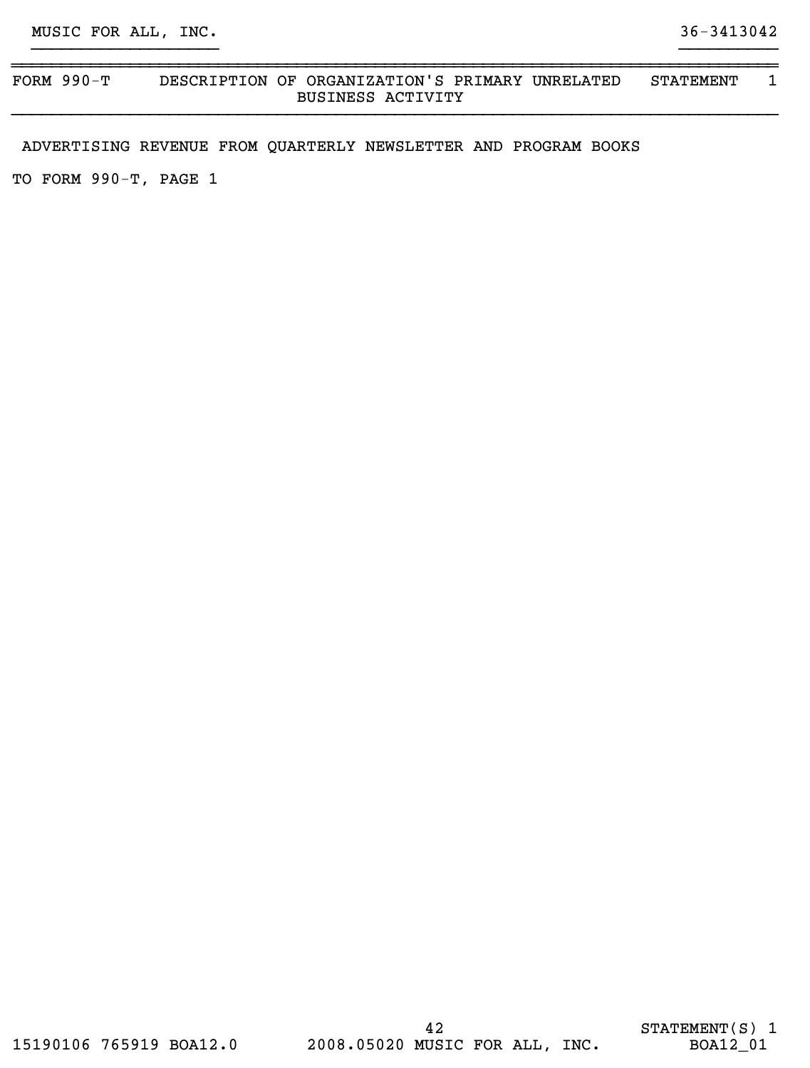MUSIC FOR ALL, INC. 36-3413042

| FORM 990-T | DESCRIPTION OF ORGANIZATION'S PRIMARY UNRELATED BUSINESS ACTIVITY | STATEMENT 1 |
|---|---|---|

ADVERTISING REVENUE FROM QUARTERLY NEWSLETTER AND PROGRAM BOOKS

TO FORM 990-T, PAGE 1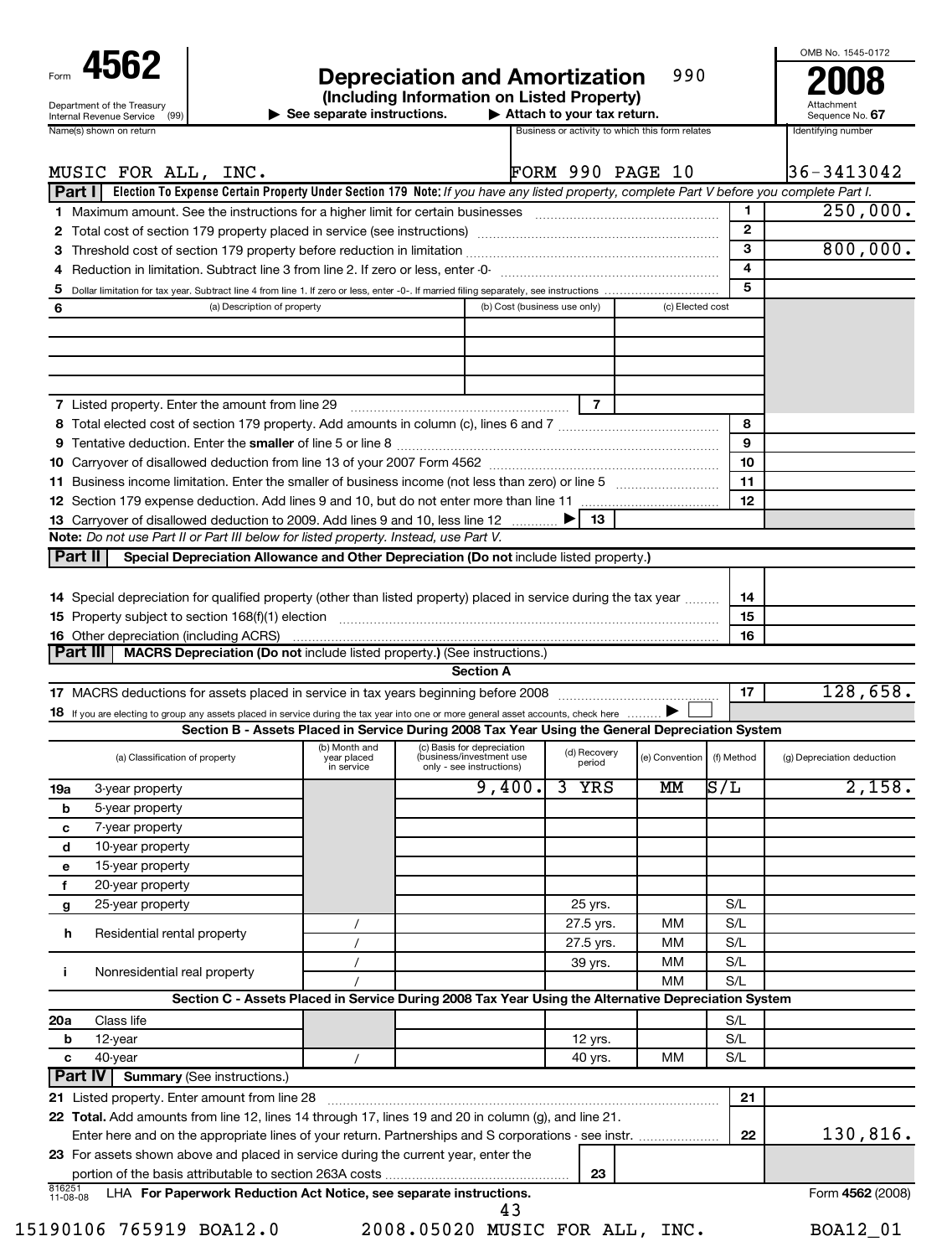# Form 4562 — Depreciation and Amortization 990

**(Including Information on Listed Property)**

Department of the Treasury, Internal Revenue Service (99)

▶ See separate instructions. ▶ Attach to your tax return.

OMB No. 1545-0172 | **2008** | Attachment Sequence No. **67**

| Name(s) shown on return | Business or activity to which this form relates | Identifying number |
|---|---|---|
| MUSIC FOR ALL, INC. | FORM 990 PAGE 10 | 36-3413042 |

## Part I — Election To Expense Certain Property Under Section 179

**Note:** *If you have any listed property, complete Part V before you complete Part I.*

| | Description | Line | Amount |
|---|---|---|---|
| 1 | Maximum amount. See the instructions for a higher limit for certain businesses | 1 | 250,000. |
| 2 | Total cost of section 179 property placed in service (see instructions) | 2 | |
| 3 | Threshold cost of section 179 property before reduction in limitation | 3 | 800,000. |
| 4 | Reduction in limitation. Subtract line 3 from line 2. If zero or less, enter -0- | 4 | |
| 5 | Dollar limitation for tax year. Subtract line 4 from line 1. If zero or less, enter -0-. If married filing separately, see instructions | 5 | |

| 6 (a) Description of property | (b) Cost (business use only) | (c) Elected cost |
|---|---|---|
| | | |
| | | |
| | | |

| | Description | Line | Amount |
|---|---|---|---|
| 7 | Listed property. Enter the amount from line 29 | 7 | |
| 8 | Total elected cost of section 179 property. Add amounts in column (c), lines 6 and 7 | 8 | |
| 9 | Tentative deduction. Enter the **smaller** of line 5 or line 8 | 9 | |
| 10 | Carryover of disallowed deduction from line 13 of your 2007 Form 4562 | 10 | |
| 11 | Business income limitation. Enter the smaller of business income (not less than zero) or line 5 | 11 | |
| 12 | Section 179 expense deduction. Add lines 9 and 10, but do not enter more than line 11 | 12 | |
| 13 | Carryover of disallowed deduction to 2009. Add lines 9 and 10, less line 12 ▶ | 13 | |

**Note:** *Do not use Part II or Part III below for listed property. Instead, use Part V.*

## Part II — Special Depreciation Allowance and Other Depreciation (Do not include listed property.)

| | Description | Line | Amount |
|---|---|---|---|
| 14 | Special depreciation for qualified property (other than listed property) placed in service during the tax year | 14 | |
| 15 | Property subject to section 168(f)(1) election | 15 | |
| 16 | Other depreciation (including ACRS) | 16 | |

## Part III — MACRS Depreciation (Do not include listed property.) (See instructions.)

### Section A

| | Description | Line | Amount |
|---|---|---|---|
| 17 | MACRS deductions for assets placed in service in tax years beginning before 2008 | 17 | 128,658. |
| 18 | If you are electing to group any assets placed in service during the tax year into one or more general asset accounts, check here ▶ ☐ | | |

### Section B - Assets Placed in Service During 2008 Tax Year Using the General Depreciation System

| | (a) Classification of property | (b) Month and year placed in service | (c) Basis for depreciation (business/investment use only - see instructions) | (d) Recovery period | (e) Convention | (f) Method | (g) Depreciation deduction |
|---|---|---|---|---|---|---|---|
| 19a | 3-year property | | 9,400. | 3 YRS | MM | S/L | 2,158. |
| b | 5-year property | | | | | | |
| c | 7-year property | | | | | | |
| d | 10-year property | | | | | | |
| e | 15-year property | | | | | | |
| f | 20-year property | | | | | | |
| g | 25-year property | | | 25 yrs. | | S/L | |
| h | Residential rental property | / | | 27.5 yrs. | MM | S/L | |
| | | / | | 27.5 yrs. | MM | S/L | |
| i | Nonresidential real property | / | | 39 yrs. | MM | S/L | |
| | | / | | | MM | S/L | |

### Section C - Assets Placed in Service During 2008 Tax Year Using the Alternative Depreciation System

| | (a) Classification of property | (b) Month and year placed in service | (c) Basis for depreciation | (d) Recovery period | (e) Convention | (f) Method | (g) Depreciation deduction |
|---|---|---|---|---|---|---|---|
| 20a | Class life | | | | | S/L | |
| b | 12-year | | | 12 yrs. | | S/L | |
| c | 40-year | / | | 40 yrs. | MM | S/L | |

## Part IV — Summary (See instructions.)

| | Description | Line | Amount |
|---|---|---|---|
| 21 | Listed property. Enter amount from line 28 | 21 | |
| 22 | **Total.** Add amounts from line 12, lines 14 through 17, lines 19 and 20 in column (g), and line 21. Enter here and on the appropriate lines of your return. Partnerships and S corporations - see instr. | 22 | 130,816. |
| 23 | For assets shown above and placed in service during the current year, enter the portion of the basis attributable to section 263A costs | 23 | |

816251 11-08-08 LHA **For Paperwork Reduction Act Notice, see separate instructions.** Form **4562** (2008)

15190106 765919 BOA12.0 2008.05020 MUSIC FOR ALL, INC. BOA12_01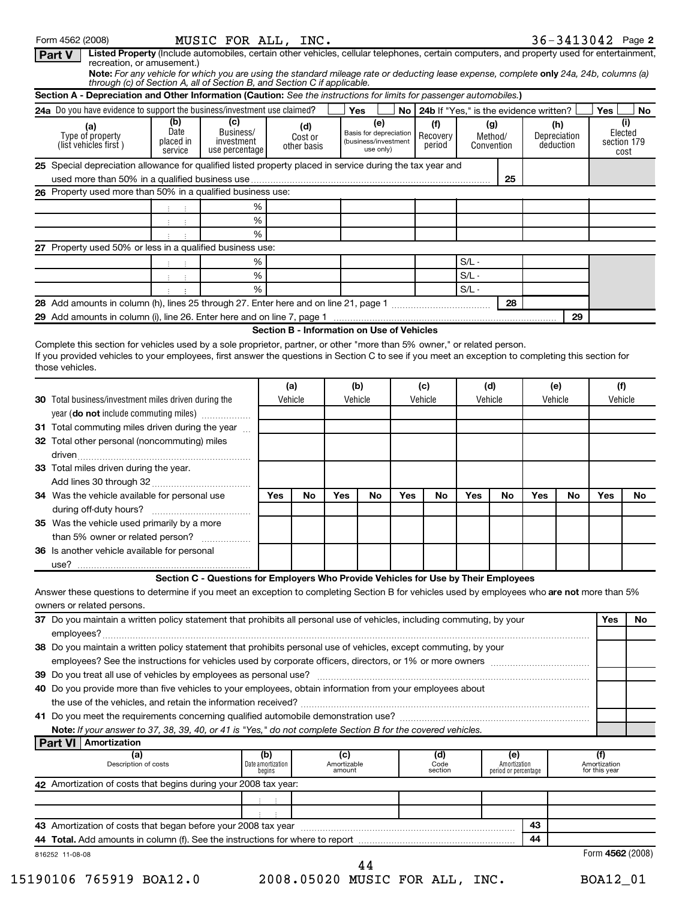Form 4562 (2008) MUSIC FOR ALL, INC. 36-3413042 Page **2**

**Part V** **Listed Property** (Include automobiles, certain other vehicles, cellular telephones, certain computers, and property used for entertainment, recreation, or amusement.)

**Note:** *For any vehicle for which you are using the standard mileage rate or deducting lease expense, complete* **only** *24a, 24b, columns (a) through (c) of Section A, all of Section B, and Section C if applicable.*

**Section A - Depreciation and Other Information (Caution:** *See the instructions for limits for passenger automobiles.***)**

**24a** Do you have evidence to support the business/investment use claimed? ☐ **Yes** ☐ **No** **24b** If "Yes," is the evidence written? ☐ **Yes** ☐ **No**

| (a) Type of property (list vehicles first) | (b) Date placed in service | (c) Business/investment use percentage | (d) Cost or other basis | (e) Basis for depreciation (business/investment use only) | (f) Recovery period | (g) Method/Convention | (h) Depreciation deduction | (i) Elected section 179 cost |
|---|---|---|---|---|---|---|---|---|
| **25** Special depreciation allowance for qualified listed property placed in service during the tax year and used more than 50% in a qualified business use | | | | | | 25 | | |
| **26** Property used more than 50% in a qualified business use: | | | | | | | | |
| | | % | | | | | | |
| | | % | | | | | | |
| | | % | | | | | | |
| **27** Property used 50% or less in a qualified business use: | | | | | | | | |
| | | % | | | | S/L - | | |
| | | % | | | | S/L - | | |
| | | % | | | | S/L - | | |
| **28** Add amounts in column (h), lines 25 through 27. Enter here and on line 21, page 1 | | | | | | 28 | | |
| **29** Add amounts in column (i), line 26. Enter here and on line 7, page 1 | | | | | | | 29 | |

**Section B - Information on Use of Vehicles**

Complete this section for vehicles used by a sole proprietor, partner, or other "more than 5% owner," or related person.
If you provided vehicles to your employees, first answer the questions in Section C to see if you meet an exception to completing this section for those vehicles.

| | (a) Vehicle | | (b) Vehicle | | (c) Vehicle | | (d) Vehicle | | (e) Vehicle | | (f) Vehicle | |
|---|---|---|---|---|---|---|---|---|---|---|---|---|
| **30** Total business/investment miles driven during the year (**do not** include commuting miles) | | | | | | | | | | | | |
| **31** Total commuting miles driven during the year | | | | | | | | | | | | |
| **32** Total other personal (noncommuting) miles driven | | | | | | | | | | | | |
| **33** Total miles driven during the year. Add lines 30 through 32 | | | | | | | | | | | | |
| | **Yes** | **No** | **Yes** | **No** | **Yes** | **No** | **Yes** | **No** | **Yes** | **No** | **Yes** | **No** |
| **34** Was the vehicle available for personal use during off-duty hours? | | | | | | | | | | | | |
| **35** Was the vehicle used primarily by a more than 5% owner or related person? | | | | | | | | | | | | |
| **36** Is another vehicle available for personal use? | | | | | | | | | | | | |

**Section C - Questions for Employers Who Provide Vehicles for Use by Their Employees**

Answer these questions to determine if you meet an exception to completing Section B for vehicles used by employees who **are not** more than 5% owners or related persons.

| | Yes | No |
|---|---|---|
| **37** Do you maintain a written policy statement that prohibits all personal use of vehicles, including commuting, by your employees? | | |
| **38** Do you maintain a written policy statement that prohibits personal use of vehicles, except commuting, by your employees? See the instructions for vehicles used by corporate officers, directors, or 1% or more owners | | |
| **39** Do you treat all use of vehicles by employees as personal use? | | |
| **40** Do you provide more than five vehicles to your employees, obtain information from your employees about the use of the vehicles, and retain the information received? | | |
| **41** Do you meet the requirements concerning qualified automobile demonstration use? | | |

**Note:** *If your answer to 37, 38, 39, 40, or 41 is "Yes," do not complete Section B for the covered vehicles.*

**Part VI** **Amortization**

| (a) Description of costs | (b) Date amortization begins | (c) Amortizable amount | (d) Code section | (e) Amortization period or percentage | (f) Amortization for this year |
|---|---|---|---|---|---|
| **42** Amortization of costs that begins during your 2008 tax year: | | | | | |
| | | | | | |
| | | | | | |
| **43** Amortization of costs that began before your 2008 tax year | | | | 43 | |
| **44 Total.** Add amounts in column (f). See the instructions for where to report | | | | 44 | |

816252 11-08-08 Form **4562** (2008)

15190106 765919 BOA12.0 2008.05020 MUSIC FOR ALL, INC. BOA12_01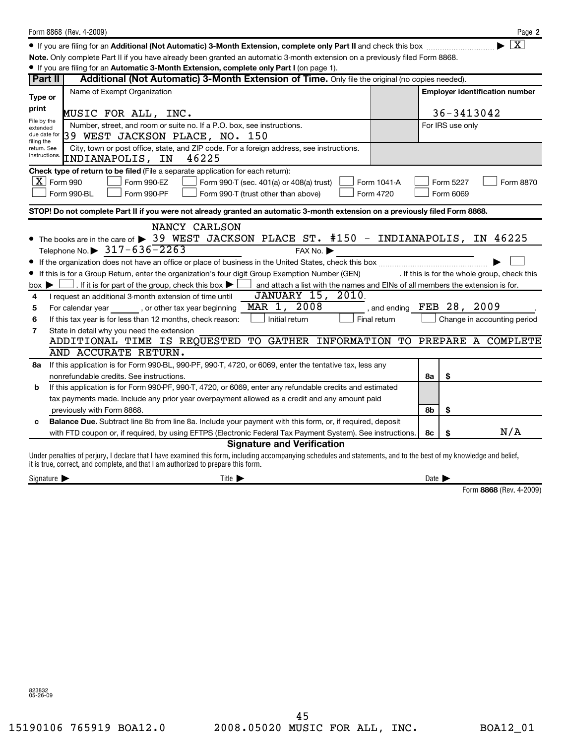Form 8868 (Rev. 4-2009)

- If you are filing for an **Additional (Not Automatic) 3-Month Extension, complete only Part II** and check this box ▶ [X]

**Note.** Only complete Part II if you have already been granted an automatic 3-month extension on a previously filed Form 8868.

- If you are filing for an **Automatic 3-Month Extension, complete only Part I** (on page 1).

## Part II — Additional (Not Automatic) 3-Month Extension of Time. Only file the original (no copies needed).

| | | |
|---|---|---|
| **Type or print** | Name of Exempt Organization<br>MUSIC FOR ALL, INC. | **Employer identification number**<br>36-3413042 |
| File by the extended due date for filing the return. See instructions. | Number, street, and room or suite no. If a P.O. box, see instructions.<br>39 WEST JACKSON PLACE, NO. 150 | For IRS use only |
| | City, town or post office, state, and ZIP code. For a foreign address, see instructions.<br>INDIANAPOLIS, IN 46225 | |

**Check type of return to be filed** (File a separate application for each return):

[X] Form 990 [ ] Form 990-EZ [ ] Form 990-T (sec. 401(a) or 408(a) trust) [ ] Form 1041-A [ ] Form 5227 [ ] Form 8870
[ ] Form 990-BL [ ] Form 990-PF [ ] Form 990-T (trust other than above) [ ] Form 4720 [ ] Form 6069

**STOP! Do not complete Part II if you were not already granted an automatic 3-month extension on a previously filed Form 8868.**

- The books are in the care of ▶ NANCY CARLSON 39 WEST JACKSON PLACE ST. #150 - INDIANAPOLIS, IN 46225
  Telephone No. ▶ 317-636-2263 FAX No. ▶
- If the organization does not have an office or place of business in the United States, check this box ▶ [ ]
- If this is for a Group Return, enter the organization's four digit Group Exemption Number (GEN) ________ . If this is for the whole group, check this box ▶ [ ] . If it is for part of the group, check this box ▶ [ ] and attach a list with the names and EINs of all members the extension is for.

4 I request an additional 3-month extension of time until JANUARY 15, 2010.

5 For calendar year ______ , or other tax year beginning MAR 1, 2008 , and ending FEB 28, 2009 .

6 If this tax year is for less than 12 months, check reason: [ ] Initial return [ ] Final return [ ] Change in accounting period

7 State in detail why you need the extension
ADDITIONAL TIME IS REQUESTED TO GATHER INFORMATION TO PREPARE A COMPLETE AND ACCURATE RETURN.

| | | | |
|---|---|---|---|
| **8a** | If this application is for Form 990-BL, 990-PF, 990-T, 4720, or 6069, enter the tentative tax, less any nonrefundable credits. See instructions. | 8a | $ |
| **b** | If this application is for Form 990-PF, 990-T, 4720, or 6069, enter any refundable credits and estimated tax payments made. Include any prior year overpayment allowed as a credit and any amount paid previously with Form 8868. | 8b | $ |
| **c** | **Balance Due.** Subtract line 8b from line 8a. Include your payment with this form, or, if required, deposit with FTD coupon or, if required, by using EFTPS (Electronic Federal Tax Payment System). See instructions. | 8c | $ N/A |

### Signature and Verification

Under penalties of perjury, I declare that I have examined this form, including accompanying schedules and statements, and to the best of my knowledge and belief, it is true, correct, and complete, and that I am authorized to prepare this form.

Signature ▶ Title ▶ Date ▶

Form **8868** (Rev. 4-2009)

823832
05-26-09

15190106 765919 BOA12.0 2008.05020 MUSIC FOR ALL, INC. BOA12_01